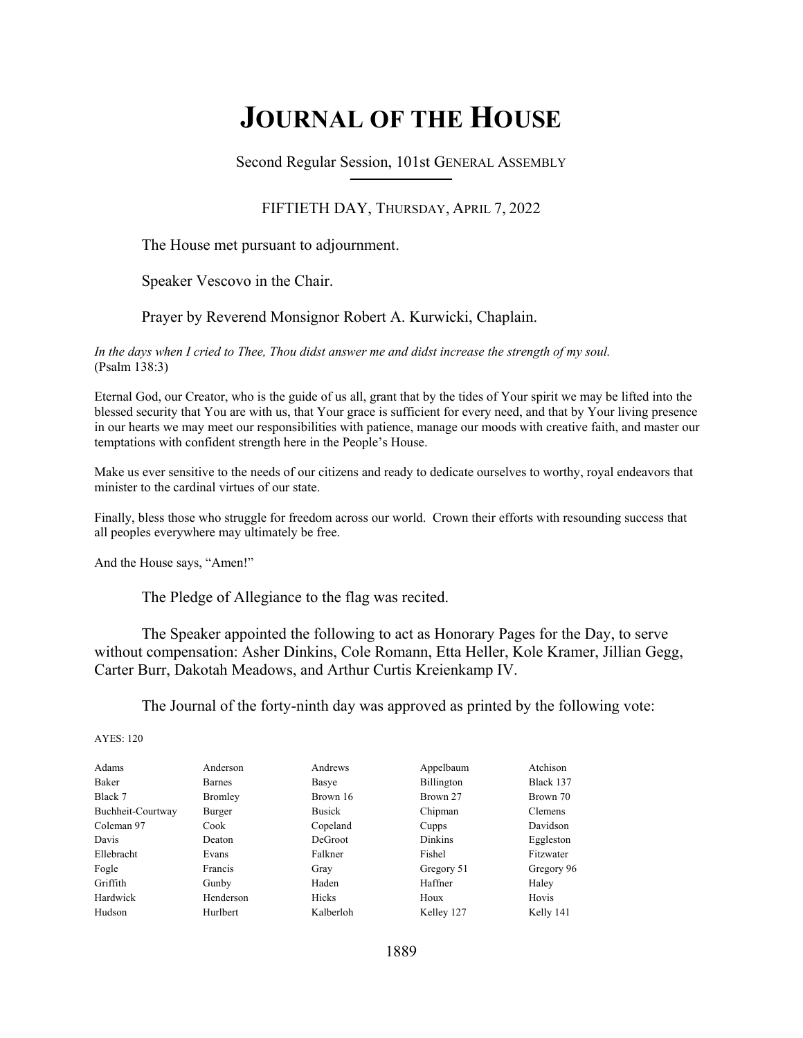# JOURNAL OF THE HOUSE

Second Regular Session, 101st GENERAL ASSEMBLY

FIFTIETH DAY, THURSDAY, APRIL 7, 2022

The House met pursuant to adjournment.

Speaker Vescovo in the Chair.

Prayer by Reverend Monsignor Robert A. Kurwicki, Chaplain.

*In the days when I cried to Thee, Thou didst answer me and didst increase the strength of my soul.* (Psalm 138:3)

Eternal God, our Creator, who is the guide of us all, grant that by the tides of Your spirit we may be lifted into the blessed security that You are with us, that Your grace is sufficient for every need, and that by Your living presence in our hearts we may meet our responsibilities with patience, manage our moods with creative faith, and master our temptations with confident strength here in the People's House.

Make us ever sensitive to the needs of our citizens and ready to dedicate ourselves to worthy, royal endeavors that minister to the cardinal virtues of our state.

Finally, bless those who struggle for freedom across our world. Crown their efforts with resounding success that all peoples everywhere may ultimately be free.

And the House says, "Amen!"

The Pledge of Allegiance to the flag was recited.

The Speaker appointed the following to act as Honorary Pages for the Day, to serve without compensation: Asher Dinkins, Cole Romann, Etta Heller, Kole Kramer, Jillian Gegg, Carter Burr, Dakotah Meadows, and Arthur Curtis Kreienkamp IV.

The Journal of the forty-ninth day was approved as printed by the following vote:

AYES: 120

| | | | | |
|---|---|---|---|---|
| Adams | Anderson | Andrews | Appelbaum | Atchison |
| Baker | Barnes | Basye | Billington | Black 137 |
| Black 7 | Bromley | Brown 16 | Brown 27 | Brown 70 |
| Buchheit-Courtway | Burger | Busick | Chipman | Clemens |
| Coleman 97 | Cook | Copeland | Cupps | Davidson |
| Davis | Deaton | DeGroot | Dinkins | Eggleston |
| Ellebracht | Evans | Falkner | Fishel | Fitzwater |
| Fogle | Francis | Gray | Gregory 51 | Gregory 96 |
| Griffith | Gunby | Haden | Haffner | Haley |
| Hardwick | Henderson | Hicks | Houx | Hovis |
| Hudson | Hurlbert | Kalberloh | Kelley 127 | Kelly 141 |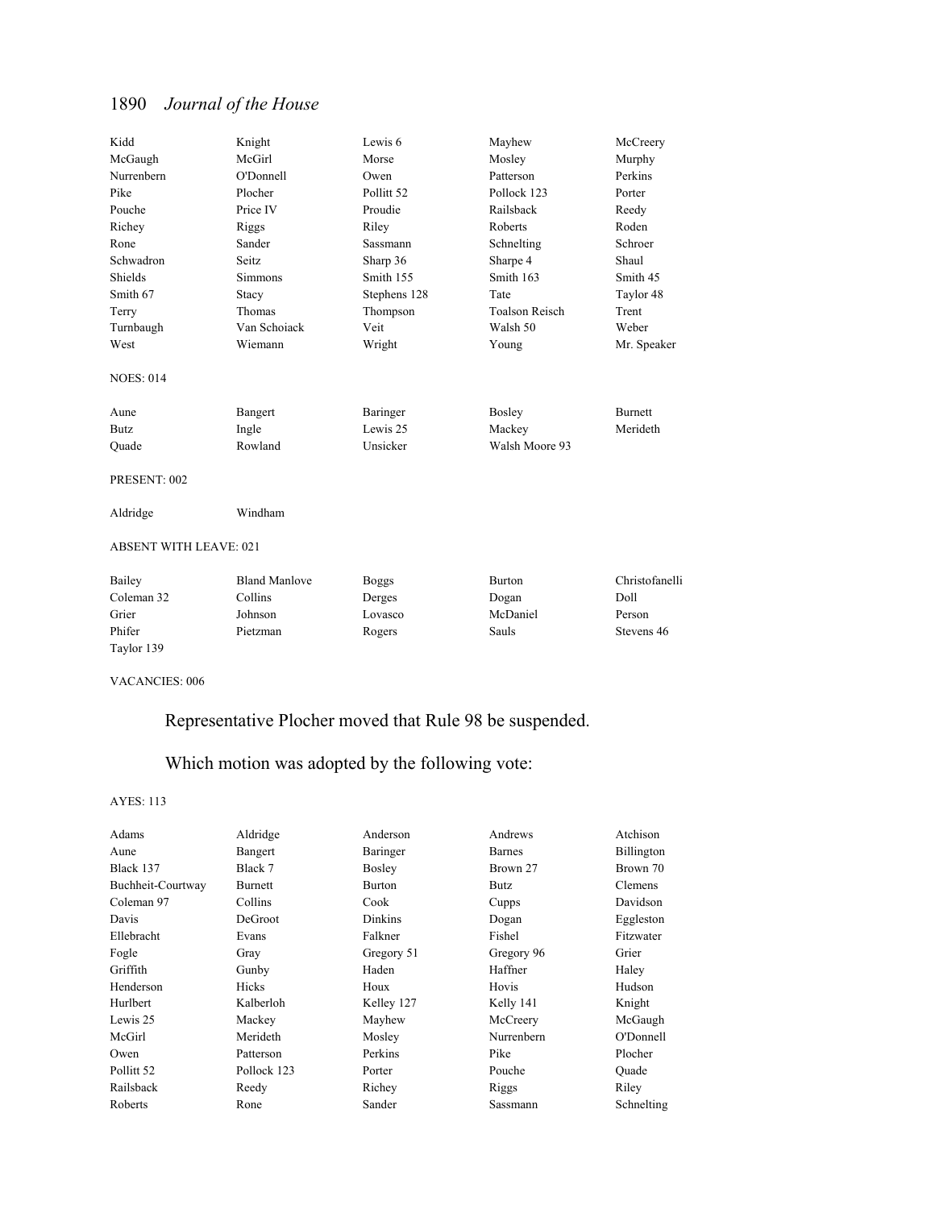| | | | | |
|---|---|---|---|---|
| Kidd | Knight | Lewis 6 | Mayhew | McCreery |
| McGaugh | McGirl | Morse | Mosley | Murphy |
| Nurrenbern | O'Donnell | Owen | Patterson | Perkins |
| Pike | Plocher | Pollitt 52 | Pollock 123 | Porter |
| Pouche | Price IV | Proudie | Railsback | Reedy |
| Richey | Riggs | Riley | Roberts | Roden |
| Rone | Sander | Sassmann | Schnelting | Schroer |
| Schwadron | Seitz | Sharp 36 | Sharpe 4 | Shaul |
| Shields | Simmons | Smith 155 | Smith 163 | Smith 45 |
| Smith 67 | Stacy | Stephens 128 | Tate | Taylor 48 |
| Terry | Thomas | Thompson | Toalson Reisch | Trent |
| Turnbaugh | Van Schoiack | Veit | Walsh 50 | Weber |
| West | Wiemann | Wright | Young | Mr. Speaker |

NOES: 014

| | | | | |
|---|---|---|---|---|
| Aune | Bangert | Baringer | Bosley | Burnett |
| Butz | Ingle | Lewis 25 | Mackey | Merideth |
| Quade | Rowland | Unsicker | Walsh Moore 93 | |

PRESENT: 002

| | |
|---|---|
| Aldridge | Windham |

ABSENT WITH LEAVE: 021

| | | | | |
|---|---|---|---|---|
| Bailey | Bland Manlove | Boggs | Burton | Christofanelli |
| Coleman 32 | Collins | Derges | Dogan | Doll |
| Grier | Johnson | Lovasco | McDaniel | Person |
| Phifer | Pietzman | Rogers | Sauls | Stevens 46 |
| Taylor 139 | | | | |

VACANCIES: 006

Representative Plocher moved that Rule 98 be suspended.

Which motion was adopted by the following vote:

AYES: 113

| | | | | |
|---|---|---|---|---|
| Adams | Aldridge | Anderson | Andrews | Atchison |
| Aune | Bangert | Baringer | Barnes | Billington |
| Black 137 | Black 7 | Bosley | Brown 27 | Brown 70 |
| Buchheit-Courtway | Burnett | Burton | Butz | Clemens |
| Coleman 97 | Collins | Cook | Cupps | Davidson |
| Davis | DeGroot | Dinkins | Dogan | Eggleston |
| Ellebracht | Evans | Falkner | Fishel | Fitzwater |
| Fogle | Gray | Gregory 51 | Gregory 96 | Grier |
| Griffith | Gunby | Haden | Haffner | Haley |
| Henderson | Hicks | Houx | Hovis | Hudson |
| Hurlbert | Kalberloh | Kelley 127 | Kelly 141 | Knight |
| Lewis 25 | Mackey | Mayhew | McCreery | McGaugh |
| McGirl | Merideth | Mosley | Nurrenbern | O'Donnell |
| Owen | Patterson | Perkins | Pike | Plocher |
| Pollitt 52 | Pollock 123 | Porter | Pouche | Quade |
| Railsback | Reedy | Richey | Riggs | Riley |
| Roberts | Rone | Sander | Sassmann | Schnelting |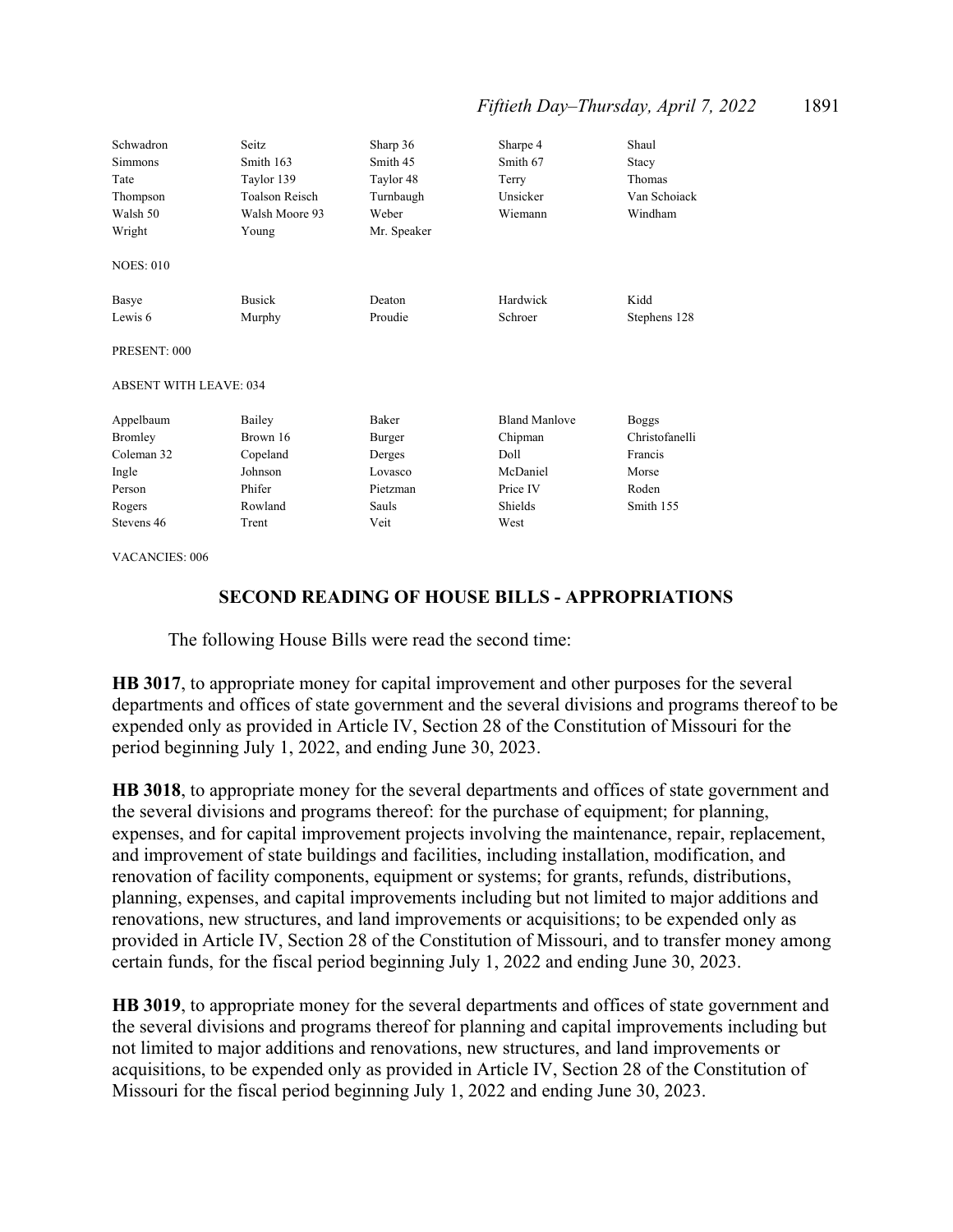| Schwadron | Seitz | Sharp 36 | Sharpe 4 | Shaul |
|---|---|---|---|---|
| Simmons | Smith 163 | Smith 45 | Smith 67 | Stacy |
| Tate | Taylor 139 | Taylor 48 | Terry | Thomas |
| Thompson | Toalson Reisch | Turnbaugh | Unsicker | Van Schoiack |
| Walsh 50 | Walsh Moore 93 | Weber | Wiemann | Windham |
| Wright | Young | Mr. Speaker | | |

NOES: 010

| Basye | Busick | Deaton | Hardwick | Kidd |
|---|---|---|---|---|
| Lewis 6 | Murphy | Proudie | Schroer | Stephens 128 |

PRESENT: 000

ABSENT WITH LEAVE: 034

| Appelbaum | Bailey | Baker | Bland Manlove | Boggs |
|---|---|---|---|---|
| Bromley | Brown 16 | Burger | Chipman | Christofanelli |
| Coleman 32 | Copeland | Derges | Doll | Francis |
| Ingle | Johnson | Lovasco | McDaniel | Morse |
| Person | Phifer | Pietzman | Price IV | Roden |
| Rogers | Rowland | Sauls | Shields | Smith 155 |
| Stevens 46 | Trent | Veit | West | |

VACANCIES: 006

## SECOND READING OF HOUSE BILLS - APPROPRIATIONS

The following House Bills were read the second time:

**HB 3017**, to appropriate money for capital improvement and other purposes for the several departments and offices of state government and the several divisions and programs thereof to be expended only as provided in Article IV, Section 28 of the Constitution of Missouri for the period beginning July 1, 2022, and ending June 30, 2023.

**HB 3018**, to appropriate money for the several departments and offices of state government and the several divisions and programs thereof: for the purchase of equipment; for planning, expenses, and for capital improvement projects involving the maintenance, repair, replacement, and improvement of state buildings and facilities, including installation, modification, and renovation of facility components, equipment or systems; for grants, refunds, distributions, planning, expenses, and capital improvements including but not limited to major additions and renovations, new structures, and land improvements or acquisitions; to be expended only as provided in Article IV, Section 28 of the Constitution of Missouri, and to transfer money among certain funds, for the fiscal period beginning July 1, 2022 and ending June 30, 2023.

**HB 3019**, to appropriate money for the several departments and offices of state government and the several divisions and programs thereof for planning and capital improvements including but not limited to major additions and renovations, new structures, and land improvements or acquisitions, to be expended only as provided in Article IV, Section 28 of the Constitution of Missouri for the fiscal period beginning July 1, 2022 and ending June 30, 2023.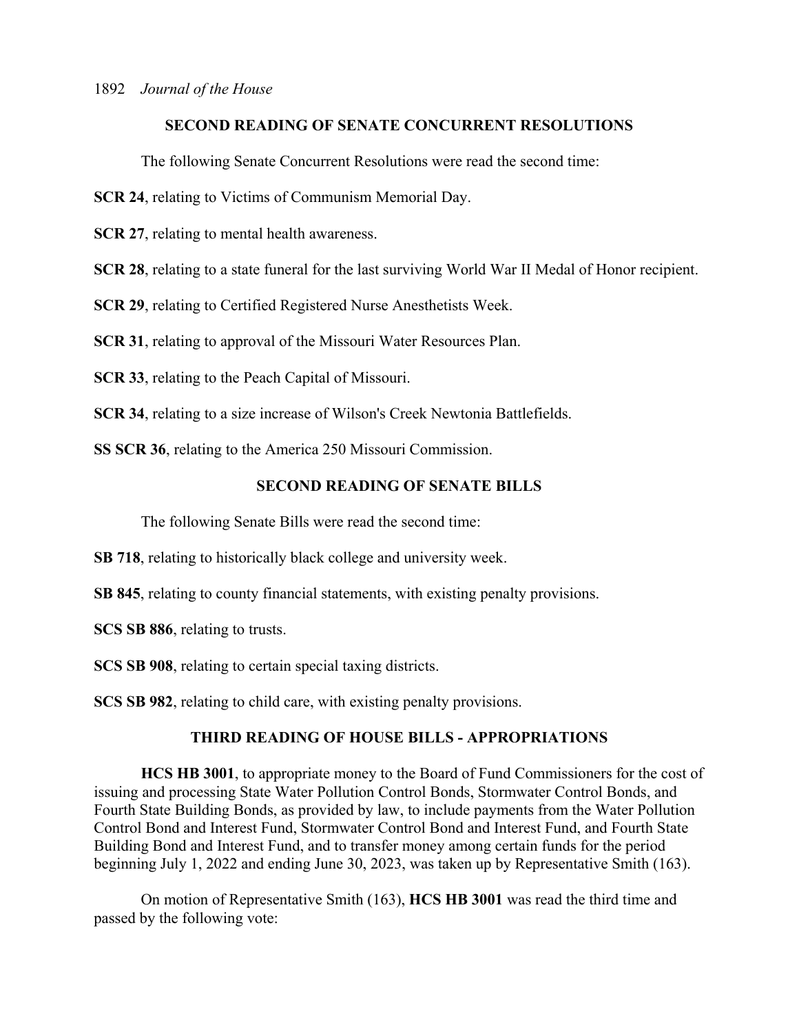## SECOND READING OF SENATE CONCURRENT RESOLUTIONS

The following Senate Concurrent Resolutions were read the second time:

**SCR 24**, relating to Victims of Communism Memorial Day.

**SCR 27**, relating to mental health awareness.

**SCR 28**, relating to a state funeral for the last surviving World War II Medal of Honor recipient.

**SCR 29**, relating to Certified Registered Nurse Anesthetists Week.

**SCR 31**, relating to approval of the Missouri Water Resources Plan.

**SCR 33**, relating to the Peach Capital of Missouri.

**SCR 34**, relating to a size increase of Wilson's Creek Newtonia Battlefields.

**SS SCR 36**, relating to the America 250 Missouri Commission.

## SECOND READING OF SENATE BILLS

The following Senate Bills were read the second time:

**SB 718**, relating to historically black college and university week.

**SB 845**, relating to county financial statements, with existing penalty provisions.

**SCS SB 886**, relating to trusts.

**SCS SB 908**, relating to certain special taxing districts.

**SCS SB 982**, relating to child care, with existing penalty provisions.

## THIRD READING OF HOUSE BILLS - APPROPRIATIONS

**HCS HB 3001**, to appropriate money to the Board of Fund Commissioners for the cost of issuing and processing State Water Pollution Control Bonds, Stormwater Control Bonds, and Fourth State Building Bonds, as provided by law, to include payments from the Water Pollution Control Bond and Interest Fund, Stormwater Control Bond and Interest Fund, and Fourth State Building Bond and Interest Fund, and to transfer money among certain funds for the period beginning July 1, 2022 and ending June 30, 2023, was taken up by Representative Smith (163).

On motion of Representative Smith (163), **HCS HB 3001** was read the third time and passed by the following vote: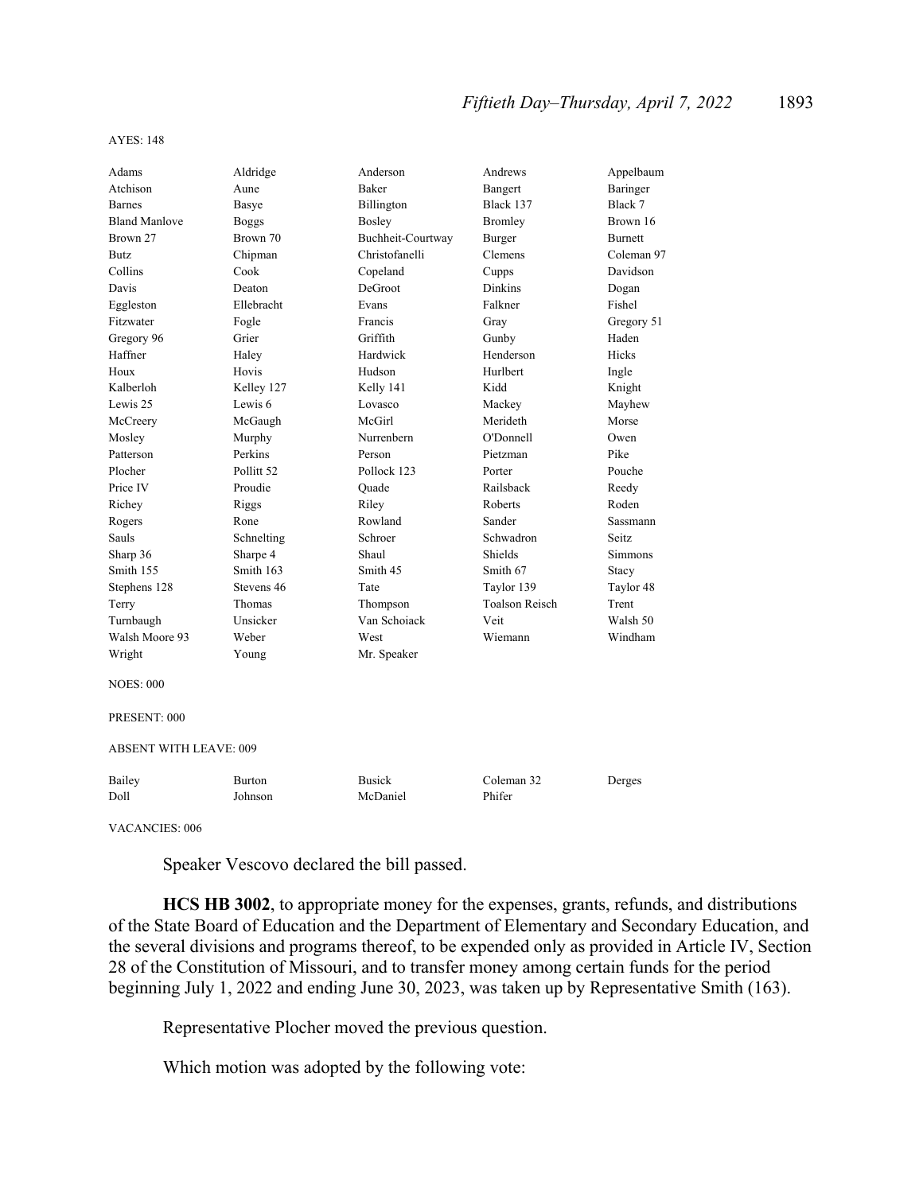AYES: 148

| | | | | |
|---|---|---|---|---|
| Adams | Aldridge | Anderson | Andrews | Appelbaum |
| Atchison | Aune | Baker | Bangert | Baringer |
| Barnes | Basye | Billington | Black 137 | Black 7 |
| Bland Manlove | Boggs | Bosley | Bromley | Brown 16 |
| Brown 27 | Brown 70 | Buchheit-Courtway | Burger | Burnett |
| Butz | Chipman | Christofanelli | Clemens | Coleman 97 |
| Collins | Cook | Copeland | Cupps | Davidson |
| Davis | Deaton | DeGroot | Dinkins | Dogan |
| Eggleston | Ellebracht | Evans | Falkner | Fishel |
| Fitzwater | Fogle | Francis | Gray | Gregory 51 |
| Gregory 96 | Grier | Griffith | Gunby | Haden |
| Haffner | Haley | Hardwick | Henderson | Hicks |
| Houx | Hovis | Hudson | Hurlbert | Ingle |
| Kalberloh | Kelley 127 | Kelly 141 | Kidd | Knight |
| Lewis 25 | Lewis 6 | Lovasco | Mackey | Mayhew |
| McCreery | McGaugh | McGirl | Merideth | Morse |
| Mosley | Murphy | Nurrenbern | O'Donnell | Owen |
| Patterson | Perkins | Person | Pietzman | Pike |
| Plocher | Pollitt 52 | Pollock 123 | Porter | Pouche |
| Price IV | Proudie | Quade | Railsback | Reedy |
| Richey | Riggs | Riley | Roberts | Roden |
| Rogers | Rone | Rowland | Sander | Sassmann |
| Sauls | Schnelting | Schroer | Schwadron | Seitz |
| Sharp 36 | Sharpe 4 | Shaul | Shields | Simmons |
| Smith 155 | Smith 163 | Smith 45 | Smith 67 | Stacy |
| Stephens 128 | Stevens 46 | Tate | Taylor 139 | Taylor 48 |
| Terry | Thomas | Thompson | Toalson Reisch | Trent |
| Turnbaugh | Unsicker | Van Schoiack | Veit | Walsh 50 |
| Walsh Moore 93 | Weber | West | Wiemann | Windham |
| Wright | Young | Mr. Speaker | | |

NOES: 000

PRESENT: 000

ABSENT WITH LEAVE: 009

| | | | | |
|---|---|---|---|---|
| Bailey | Burton | Busick | Coleman 32 | Derges |
| Doll | Johnson | McDaniel | Phifer | |

VACANCIES: 006

Speaker Vescovo declared the bill passed.

**HCS HB 3002**, to appropriate money for the expenses, grants, refunds, and distributions of the State Board of Education and the Department of Elementary and Secondary Education, and the several divisions and programs thereof, to be expended only as provided in Article IV, Section 28 of the Constitution of Missouri, and to transfer money among certain funds for the period beginning July 1, 2022 and ending June 30, 2023, was taken up by Representative Smith (163).

Representative Plocher moved the previous question.

Which motion was adopted by the following vote: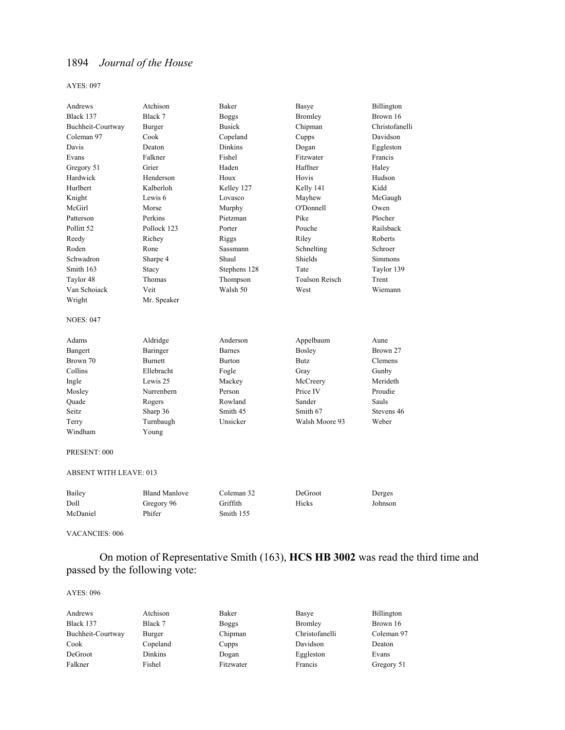AYES: 097

| | | | | |
|---|---|---|---|---|
| Andrews | Atchison | Baker | Basye | Billington |
| Black 137 | Black 7 | Boggs | Bromley | Brown 16 |
| Buchheit-Courtway | Burger | Busick | Chipman | Christofanelli |
| Coleman 97 | Cook | Copeland | Cupps | Davidson |
| Davis | Deaton | Dinkins | Dogan | Eggleston |
| Evans | Falkner | Fishel | Fitzwater | Francis |
| Gregory 51 | Grier | Haden | Haffner | Haley |
| Hardwick | Henderson | Houx | Hovis | Hudson |
| Hurlbert | Kalberloh | Kelley 127 | Kelly 141 | Kidd |
| Knight | Lewis 6 | Lovasco | Mayhew | McGaugh |
| McGirl | Morse | Murphy | O'Donnell | Owen |
| Patterson | Perkins | Pietzman | Pike | Plocher |
| Pollitt 52 | Pollock 123 | Porter | Pouche | Railsback |
| Reedy | Richey | Riggs | Riley | Roberts |
| Roden | Rone | Sassmann | Schnelting | Schroer |
| Schwadron | Sharpe 4 | Shaul | Shields | Simmons |
| Smith 163 | Stacy | Stephens 128 | Tate | Taylor 139 |
| Taylor 48 | Thomas | Thompson | Toalson Reisch | Trent |
| Van Schoiack | Veit | Walsh 50 | West | Wiemann |
| Wright | Mr. Speaker | | | |

NOES: 047

| | | | | |
|---|---|---|---|---|
| Adams | Aldridge | Anderson | Appelbaum | Aune |
| Bangert | Baringer | Barnes | Bosley | Brown 27 |
| Brown 70 | Burnett | Burton | Butz | Clemens |
| Collins | Ellebracht | Fogle | Gray | Gunby |
| Ingle | Lewis 25 | Mackey | McCreery | Merideth |
| Mosley | Nurrenbern | Person | Price IV | Proudie |
| Quade | Rogers | Rowland | Sander | Sauls |
| Seitz | Sharp 36 | Smith 45 | Smith 67 | Stevens 46 |
| Terry | Turnbaugh | Unsicker | Walsh Moore 93 | Weber |
| Windham | Young | | | |

PRESENT: 000

ABSENT WITH LEAVE: 013

| | | | | |
|---|---|---|---|---|
| Bailey | Bland Manlove | Coleman 32 | DeGroot | Derges |
| Doll | Gregory 96 | Griffith | Hicks | Johnson |
| McDaniel | Phifer | Smith 155 | | |

VACANCIES: 006

On motion of Representative Smith (163), **HCS HB 3002** was read the third time and passed by the following vote:

AYES: 096

| | | | | |
|---|---|---|---|---|
| Andrews | Atchison | Baker | Basye | Billington |
| Black 137 | Black 7 | Boggs | Bromley | Brown 16 |
| Buchheit-Courtway | Burger | Chipman | Christofanelli | Coleman 97 |
| Cook | Copeland | Cupps | Davidson | Deaton |
| DeGroot | Dinkins | Dogan | Eggleston | Evans |
| Falkner | Fishel | Fitzwater | Francis | Gregory 51 |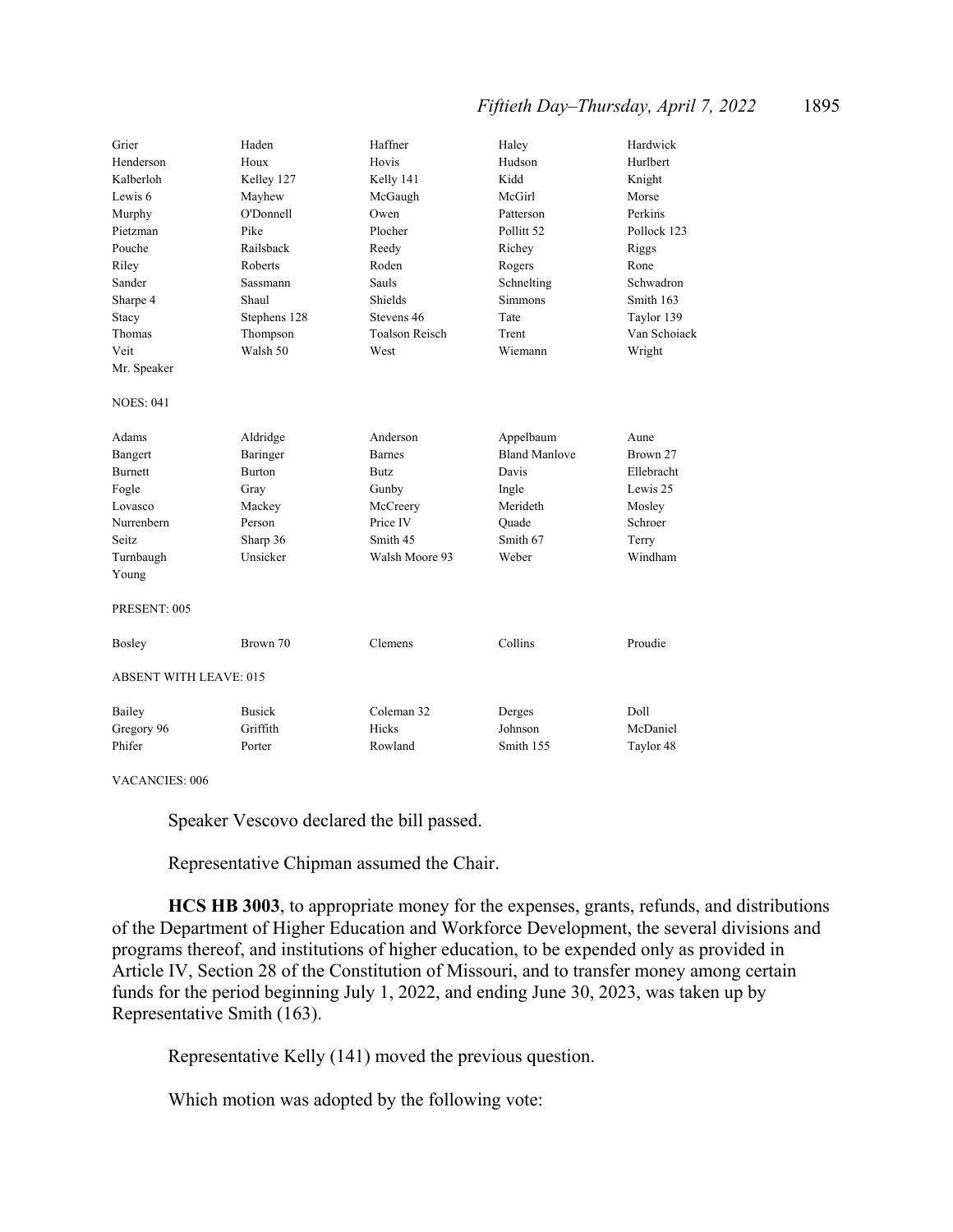| | | | | |
|---|---|---|---|---|
| Grier | Haden | Haffner | Haley | Hardwick |
| Henderson | Houx | Hovis | Hudson | Hurlbert |
| Kalberloh | Kelley 127 | Kelly 141 | Kidd | Knight |
| Lewis 6 | Mayhew | McGaugh | McGirl | Morse |
| Murphy | O'Donnell | Owen | Patterson | Perkins |
| Pietzman | Pike | Plocher | Pollitt 52 | Pollock 123 |
| Pouche | Railsback | Reedy | Richey | Riggs |
| Riley | Roberts | Roden | Rogers | Rone |
| Sander | Sassmann | Sauls | Schnelting | Schwadron |
| Sharpe 4 | Shaul | Shields | Simmons | Smith 163 |
| Stacy | Stephens 128 | Stevens 46 | Tate | Taylor 139 |
| Thomas | Thompson | Toalson Reisch | Trent | Van Schoiack |
| Veit | Walsh 50 | West | Wiemann | Wright |
| Mr. Speaker | | | | |

NOES: 041

| | | | | |
|---|---|---|---|---|
| Adams | Aldridge | Anderson | Appelbaum | Aune |
| Bangert | Baringer | Barnes | Bland Manlove | Brown 27 |
| Burnett | Burton | Butz | Davis | Ellebracht |
| Fogle | Gray | Gunby | Ingle | Lewis 25 |
| Lovasco | Mackey | McCreery | Merideth | Mosley |
| Nurrenbern | Person | Price IV | Quade | Schroer |
| Seitz | Sharp 36 | Smith 45 | Smith 67 | Terry |
| Turnbaugh | Unsicker | Walsh Moore 93 | Weber | Windham |
| Young | | | | |

PRESENT: 005

| | | | | |
|---|---|---|---|---|
| Bosley | Brown 70 | Clemens | Collins | Proudie |

ABSENT WITH LEAVE: 015

| | | | | |
|---|---|---|---|---|
| Bailey | Busick | Coleman 32 | Derges | Doll |
| Gregory 96 | Griffith | Hicks | Johnson | McDaniel |
| Phifer | Porter | Rowland | Smith 155 | Taylor 48 |

VACANCIES: 006

Speaker Vescovo declared the bill passed.

Representative Chipman assumed the Chair.

**HCS HB 3003**, to appropriate money for the expenses, grants, refunds, and distributions of the Department of Higher Education and Workforce Development, the several divisions and programs thereof, and institutions of higher education, to be expended only as provided in Article IV, Section 28 of the Constitution of Missouri, and to transfer money among certain funds for the period beginning July 1, 2022, and ending June 30, 2023, was taken up by Representative Smith (163).

Representative Kelly (141) moved the previous question.

Which motion was adopted by the following vote: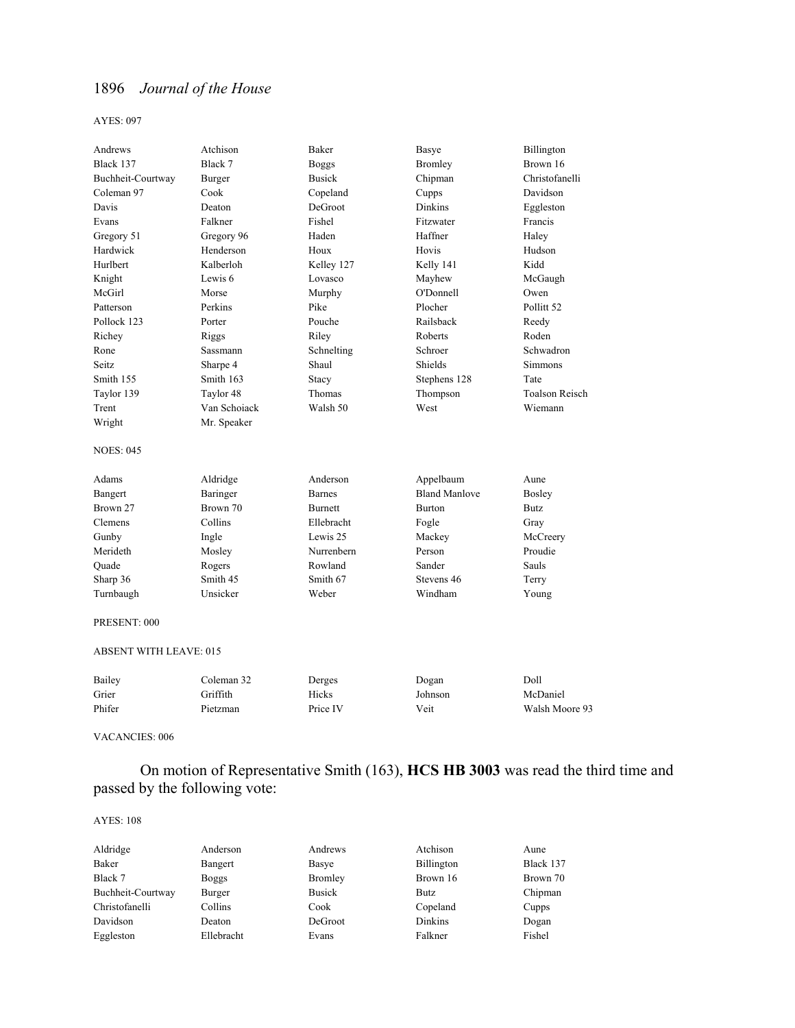AYES: 097

| | | | | |
|---|---|---|---|---|
| Andrews | Atchison | Baker | Basye | Billington |
| Black 137 | Black 7 | Boggs | Bromley | Brown 16 |
| Buchheit-Courtway | Burger | Busick | Chipman | Christofanelli |
| Coleman 97 | Cook | Copeland | Cupps | Davidson |
| Davis | Deaton | DeGroot | Dinkins | Eggleston |
| Evans | Falkner | Fishel | Fitzwater | Francis |
| Gregory 51 | Gregory 96 | Haden | Haffner | Haley |
| Hardwick | Henderson | Houx | Hovis | Hudson |
| Hurlbert | Kalberloh | Kelley 127 | Kelly 141 | Kidd |
| Knight | Lewis 6 | Lovasco | Mayhew | McGaugh |
| McGirl | Morse | Murphy | O'Donnell | Owen |
| Patterson | Perkins | Pike | Plocher | Pollitt 52 |
| Pollock 123 | Porter | Pouche | Railsback | Reedy |
| Richey | Riggs | Riley | Roberts | Roden |
| Rone | Sassmann | Schnelting | Schroer | Schwadron |
| Seitz | Sharpe 4 | Shaul | Shields | Simmons |
| Smith 155 | Smith 163 | Stacy | Stephens 128 | Tate |
| Taylor 139 | Taylor 48 | Thomas | Thompson | Toalson Reisch |
| Trent | Van Schoiack | Walsh 50 | West | Wiemann |
| Wright | Mr. Speaker | | | |

NOES: 045

| | | | | |
|---|---|---|---|---|
| Adams | Aldridge | Anderson | Appelbaum | Aune |
| Bangert | Baringer | Barnes | Bland Manlove | Bosley |
| Brown 27 | Brown 70 | Burnett | Burton | Butz |
| Clemens | Collins | Ellebracht | Fogle | Gray |
| Gunby | Ingle | Lewis 25 | Mackey | McCreery |
| Merideth | Mosley | Nurrenbern | Person | Proudie |
| Quade | Rogers | Rowland | Sander | Sauls |
| Sharp 36 | Smith 45 | Smith 67 | Stevens 46 | Terry |
| Turnbaugh | Unsicker | Weber | Windham | Young |

PRESENT: 000

ABSENT WITH LEAVE: 015

| | | | | |
|---|---|---|---|---|
| Bailey | Coleman 32 | Derges | Dogan | Doll |
| Grier | Griffith | Hicks | Johnson | McDaniel |
| Phifer | Pietzman | Price IV | Veit | Walsh Moore 93 |

VACANCIES: 006

On motion of Representative Smith (163), **HCS HB 3003** was read the third time and passed by the following vote:

AYES: 108

| | | | | |
|---|---|---|---|---|
| Aldridge | Anderson | Andrews | Atchison | Aune |
| Baker | Bangert | Basye | Billington | Black 137 |
| Black 7 | Boggs | Bromley | Brown 16 | Brown 70 |
| Buchheit-Courtway | Burger | Busick | Butz | Chipman |
| Christofanelli | Collins | Cook | Copeland | Cupps |
| Davidson | Deaton | DeGroot | Dinkins | Dogan |
| Eggleston | Ellebracht | Evans | Falkner | Fishel |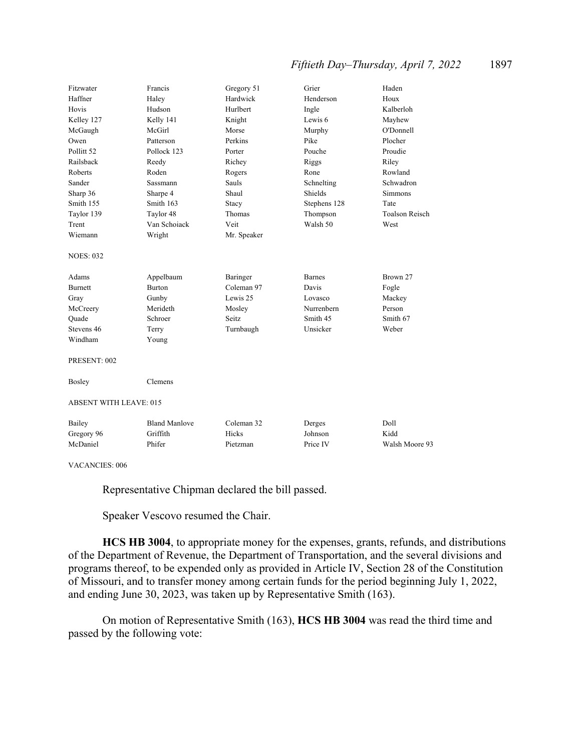| | | | | |
|---|---|---|---|---|
| Fitzwater | Francis | Gregory 51 | Grier | Haden |
| Haffner | Haley | Hardwick | Henderson | Houx |
| Hovis | Hudson | Hurlbert | Ingle | Kalberloh |
| Kelley 127 | Kelly 141 | Knight | Lewis 6 | Mayhew |
| McGaugh | McGirl | Morse | Murphy | O'Donnell |
| Owen | Patterson | Perkins | Pike | Plocher |
| Pollitt 52 | Pollock 123 | Porter | Pouche | Proudie |
| Railsback | Reedy | Richey | Riggs | Riley |
| Roberts | Roden | Rogers | Rone | Rowland |
| Sander | Sassmann | Sauls | Schnelting | Schwadron |
| Sharp 36 | Sharpe 4 | Shaul | Shields | Simmons |
| Smith 155 | Smith 163 | Stacy | Stephens 128 | Tate |
| Taylor 139 | Taylor 48 | Thomas | Thompson | Toalson Reisch |
| Trent | Van Schoiack | Veit | Walsh 50 | West |
| Wiemann | Wright | Mr. Speaker | | |

NOES: 032

| | | | | |
|---|---|---|---|---|
| Adams | Appelbaum | Baringer | Barnes | Brown 27 |
| Burnett | Burton | Coleman 97 | Davis | Fogle |
| Gray | Gunby | Lewis 25 | Lovasco | Mackey |
| McCreery | Merideth | Mosley | Nurrenbern | Person |
| Quade | Schroer | Seitz | Smith 45 | Smith 67 |
| Stevens 46 | Terry | Turnbaugh | Unsicker | Weber |
| Windham | Young | | | |

PRESENT: 002

| | |
|---|---|
| Bosley | Clemens |

ABSENT WITH LEAVE: 015

| | | | | |
|---|---|---|---|---|
| Bailey | Bland Manlove | Coleman 32 | Derges | Doll |
| Gregory 96 | Griffith | Hicks | Johnson | Kidd |
| McDaniel | Phifer | Pietzman | Price IV | Walsh Moore 93 |

VACANCIES: 006

Representative Chipman declared the bill passed.

Speaker Vescovo resumed the Chair.

**HCS HB 3004**, to appropriate money for the expenses, grants, refunds, and distributions of the Department of Revenue, the Department of Transportation, and the several divisions and programs thereof, to be expended only as provided in Article IV, Section 28 of the Constitution of Missouri, and to transfer money among certain funds for the period beginning July 1, 2022, and ending June 30, 2023, was taken up by Representative Smith (163).

On motion of Representative Smith (163), **HCS HB 3004** was read the third time and passed by the following vote: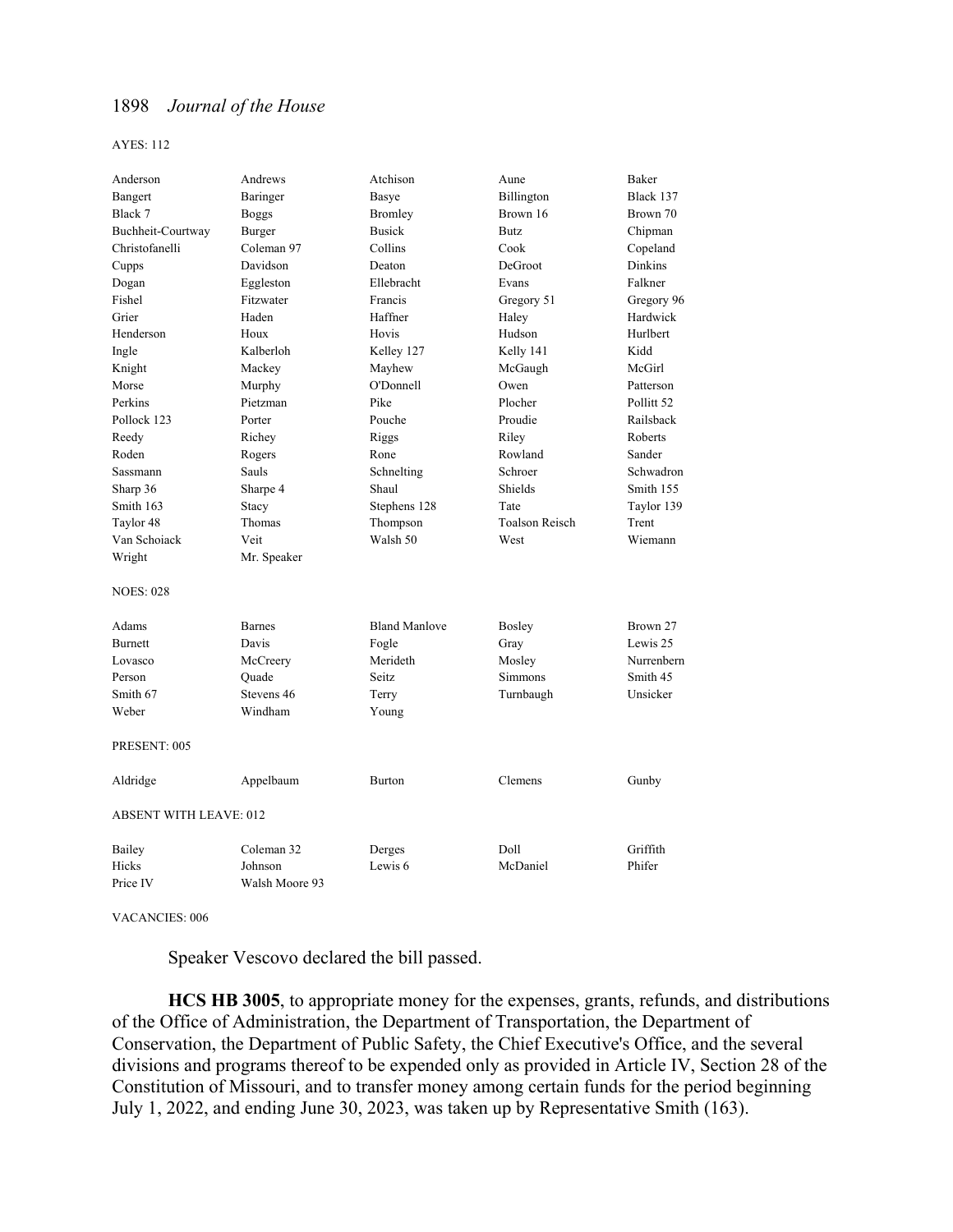AYES: 112

| | | | | |
|---|---|---|---|---|
| Anderson | Andrews | Atchison | Aune | Baker |
| Bangert | Baringer | Basye | Billington | Black 137 |
| Black 7 | Boggs | Bromley | Brown 16 | Brown 70 |
| Buchheit-Courtway | Burger | Busick | Butz | Chipman |
| Christofanelli | Coleman 97 | Collins | Cook | Copeland |
| Cupps | Davidson | Deaton | DeGroot | Dinkins |
| Dogan | Eggleston | Ellebracht | Evans | Falkner |
| Fishel | Fitzwater | Francis | Gregory 51 | Gregory 96 |
| Grier | Haden | Haffner | Haley | Hardwick |
| Henderson | Houx | Hovis | Hudson | Hurlbert |
| Ingle | Kalberloh | Kelley 127 | Kelly 141 | Kidd |
| Knight | Mackey | Mayhew | McGaugh | McGirl |
| Morse | Murphy | O'Donnell | Owen | Patterson |
| Perkins | Pietzman | Pike | Plocher | Pollitt 52 |
| Pollock 123 | Porter | Pouche | Proudie | Railsback |
| Reedy | Richey | Riggs | Riley | Roberts |
| Roden | Rogers | Rone | Rowland | Sander |
| Sassmann | Sauls | Schnelting | Schroer | Schwadron |
| Sharp 36 | Sharpe 4 | Shaul | Shields | Smith 155 |
| Smith 163 | Stacy | Stephens 128 | Tate | Taylor 139 |
| Taylor 48 | Thomas | Thompson | Toalson Reisch | Trent |
| Van Schoiack | Veit | Walsh 50 | West | Wiemann |
| Wright | Mr. Speaker | | | |

NOES: 028

| | | | | |
|---|---|---|---|---|
| Adams | Barnes | Bland Manlove | Bosley | Brown 27 |
| Burnett | Davis | Fogle | Gray | Lewis 25 |
| Lovasco | McCreery | Merideth | Mosley | Nurrenbern |
| Person | Quade | Seitz | Simmons | Smith 45 |
| Smith 67 | Stevens 46 | Terry | Turnbaugh | Unsicker |
| Weber | Windham | Young | | |

PRESENT: 005

| | | | | |
|---|---|---|---|---|
| Aldridge | Appelbaum | Burton | Clemens | Gunby |

ABSENT WITH LEAVE: 012

| | | | | |
|---|---|---|---|---|
| Bailey | Coleman 32 | Derges | Doll | Griffith |
| Hicks | Johnson | Lewis 6 | McDaniel | Phifer |
| Price IV | Walsh Moore 93 | | | |

VACANCIES: 006

Speaker Vescovo declared the bill passed.

**HCS HB 3005**, to appropriate money for the expenses, grants, refunds, and distributions of the Office of Administration, the Department of Transportation, the Department of Conservation, the Department of Public Safety, the Chief Executive's Office, and the several divisions and programs thereof to be expended only as provided in Article IV, Section 28 of the Constitution of Missouri, and to transfer money among certain funds for the period beginning July 1, 2022, and ending June 30, 2023, was taken up by Representative Smith (163).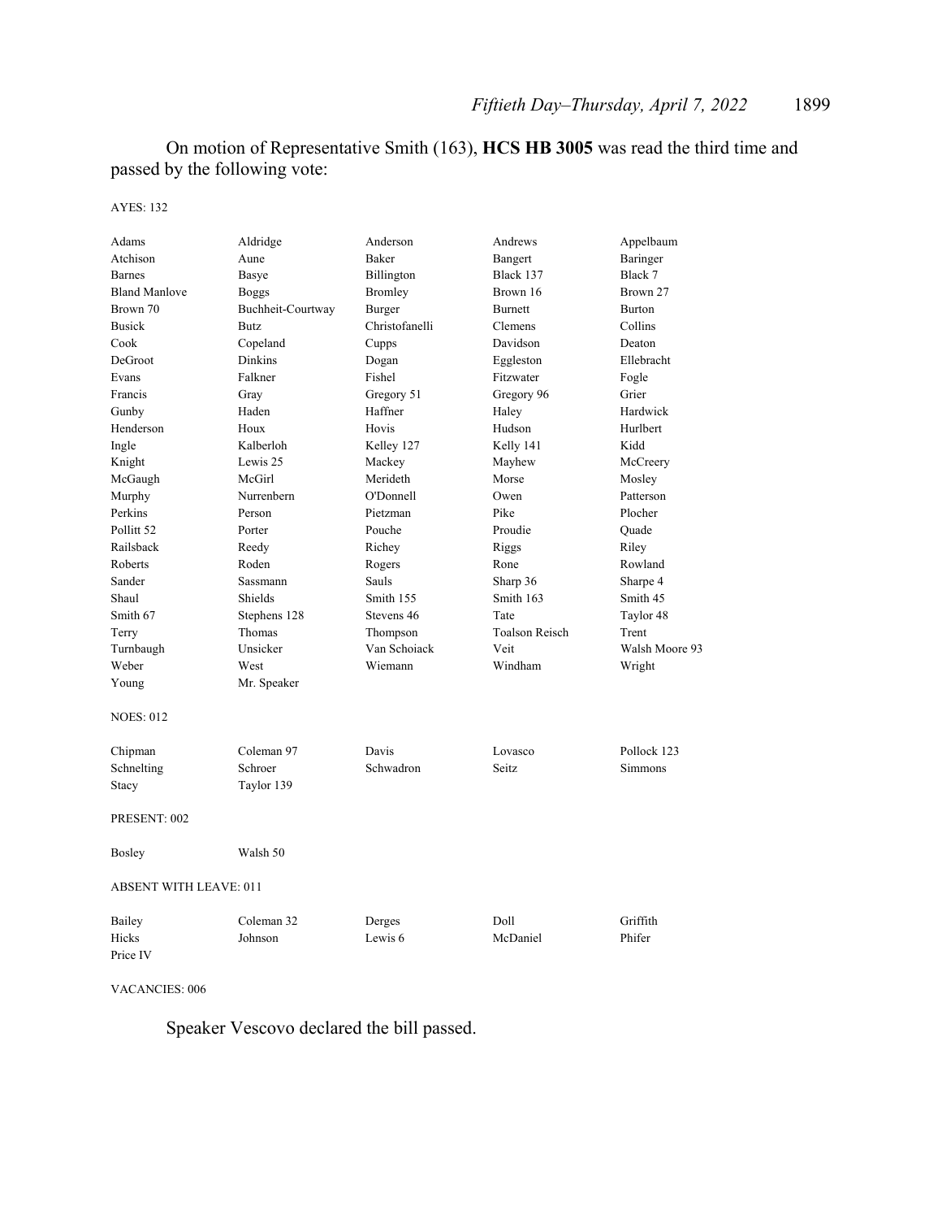On motion of Representative Smith (163), **HCS HB 3005** was read the third time and passed by the following vote:

AYES: 132

| | | | | |
|---|---|---|---|---|
| Adams | Aldridge | Anderson | Andrews | Appelbaum |
| Atchison | Aune | Baker | Bangert | Baringer |
| Barnes | Basye | Billington | Black 137 | Black 7 |
| Bland Manlove | Boggs | Bromley | Brown 16 | Brown 27 |
| Brown 70 | Buchheit-Courtway | Burger | Burnett | Burton |
| Busick | Butz | Christofanelli | Clemens | Collins |
| Cook | Copeland | Cupps | Davidson | Deaton |
| DeGroot | Dinkins | Dogan | Eggleston | Ellebracht |
| Evans | Falkner | Fishel | Fitzwater | Fogle |
| Francis | Gray | Gregory 51 | Gregory 96 | Grier |
| Gunby | Haden | Haffner | Haley | Hardwick |
| Henderson | Houx | Hovis | Hudson | Hurlbert |
| Ingle | Kalberloh | Kelley 127 | Kelly 141 | Kidd |
| Knight | Lewis 25 | Mackey | Mayhew | McCreery |
| McGaugh | McGirl | Merideth | Morse | Mosley |
| Murphy | Nurrenbern | O'Donnell | Owen | Patterson |
| Perkins | Person | Pietzman | Pike | Plocher |
| Pollitt 52 | Porter | Pouche | Proudie | Quade |
| Railsback | Reedy | Richey | Riggs | Riley |
| Roberts | Roden | Rogers | Rone | Rowland |
| Sander | Sassmann | Sauls | Sharp 36 | Sharpe 4 |
| Shaul | Shields | Smith 155 | Smith 163 | Smith 45 |
| Smith 67 | Stephens 128 | Stevens 46 | Tate | Taylor 48 |
| Terry | Thomas | Thompson | Toalson Reisch | Trent |
| Turnbaugh | Unsicker | Van Schoiack | Veit | Walsh Moore 93 |
| Weber | West | Wiemann | Windham | Wright |
| Young | Mr. Speaker | | | |

NOES: 012

| | | | | |
|---|---|---|---|---|
| Chipman | Coleman 97 | Davis | Lovasco | Pollock 123 |
| Schnelting | Schroer | Schwadron | Seitz | Simmons |
| Stacy | Taylor 139 | | | |

PRESENT: 002

| | |
|---|---|
| Bosley | Walsh 50 |

ABSENT WITH LEAVE: 011

| | | | | |
|---|---|---|---|---|
| Bailey | Coleman 32 | Derges | Doll | Griffith |
| Hicks | Johnson | Lewis 6 | McDaniel | Phifer |
| Price IV | | | | |

VACANCIES: 006

Speaker Vescovo declared the bill passed.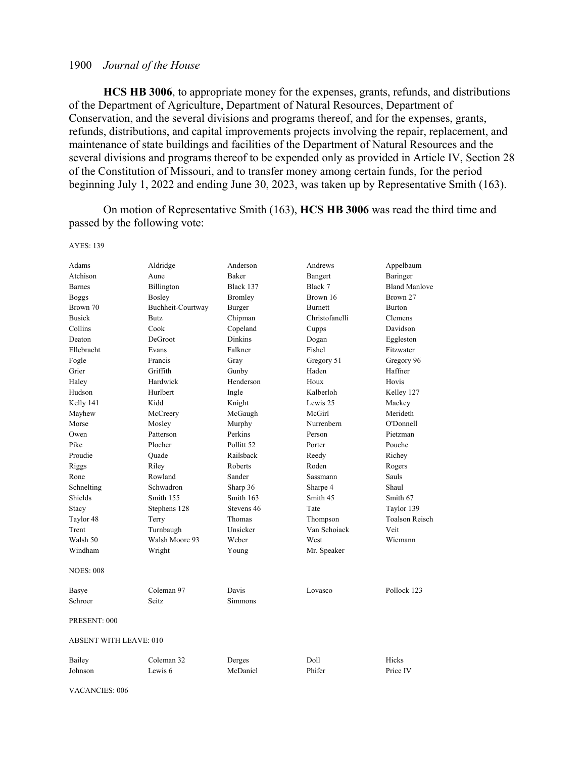**HCS HB 3006**, to appropriate money for the expenses, grants, refunds, and distributions of the Department of Agriculture, Department of Natural Resources, Department of Conservation, and the several divisions and programs thereof, and for the expenses, grants, refunds, distributions, and capital improvements projects involving the repair, replacement, and maintenance of state buildings and facilities of the Department of Natural Resources and the several divisions and programs thereof to be expended only as provided in Article IV, Section 28 of the Constitution of Missouri, and to transfer money among certain funds, for the period beginning July 1, 2022 and ending June 30, 2023, was taken up by Representative Smith (163).

On motion of Representative Smith (163), **HCS HB 3006** was read the third time and passed by the following vote:

AYES: 139

| | | | | |
|---|---|---|---|---|
| Adams | Aldridge | Anderson | Andrews | Appelbaum |
| Atchison | Aune | Baker | Bangert | Baringer |
| Barnes | Billington | Black 137 | Black 7 | Bland Manlove |
| Boggs | Bosley | Bromley | Brown 16 | Brown 27 |
| Brown 70 | Buchheit-Courtway | Burger | Burnett | Burton |
| Busick | Butz | Chipman | Christofanelli | Clemens |
| Collins | Cook | Copeland | Cupps | Davidson |
| Deaton | DeGroot | Dinkins | Dogan | Eggleston |
| Ellebracht | Evans | Falkner | Fishel | Fitzwater |
| Fogle | Francis | Gray | Gregory 51 | Gregory 96 |
| Grier | Griffith | Gunby | Haden | Haffner |
| Haley | Hardwick | Henderson | Houx | Hovis |
| Hudson | Hurlbert | Ingle | Kalberloh | Kelley 127 |
| Kelly 141 | Kidd | Knight | Lewis 25 | Mackey |
| Mayhew | McCreery | McGaugh | McGirl | Merideth |
| Morse | Mosley | Murphy | Nurrenbern | O'Donnell |
| Owen | Patterson | Perkins | Person | Pietzman |
| Pike | Plocher | Pollitt 52 | Porter | Pouche |
| Proudie | Quade | Railsback | Reedy | Richey |
| Riggs | Riley | Roberts | Roden | Rogers |
| Rone | Rowland | Sander | Sassmann | Sauls |
| Schnelting | Schwadron | Sharp 36 | Sharpe 4 | Shaul |
| Shields | Smith 155 | Smith 163 | Smith 45 | Smith 67 |
| Stacy | Stephens 128 | Stevens 46 | Tate | Taylor 139 |
| Taylor 48 | Terry | Thomas | Thompson | Toalson Reisch |
| Trent | Turnbaugh | Unsicker | Van Schoiack | Veit |
| Walsh 50 | Walsh Moore 93 | Weber | West | Wiemann |
| Windham | Wright | Young | Mr. Speaker | |

NOES: 008

| | | | | |
|---|---|---|---|---|
| Basye | Coleman 97 | Davis | Lovasco | Pollock 123 |
| Schroer | Seitz | Simmons | | |

PRESENT: 000

ABSENT WITH LEAVE: 010

| | | | | |
|---|---|---|---|---|
| Bailey | Coleman 32 | Derges | Doll | Hicks |
| Johnson | Lewis 6 | McDaniel | Phifer | Price IV |

VACANCIES: 006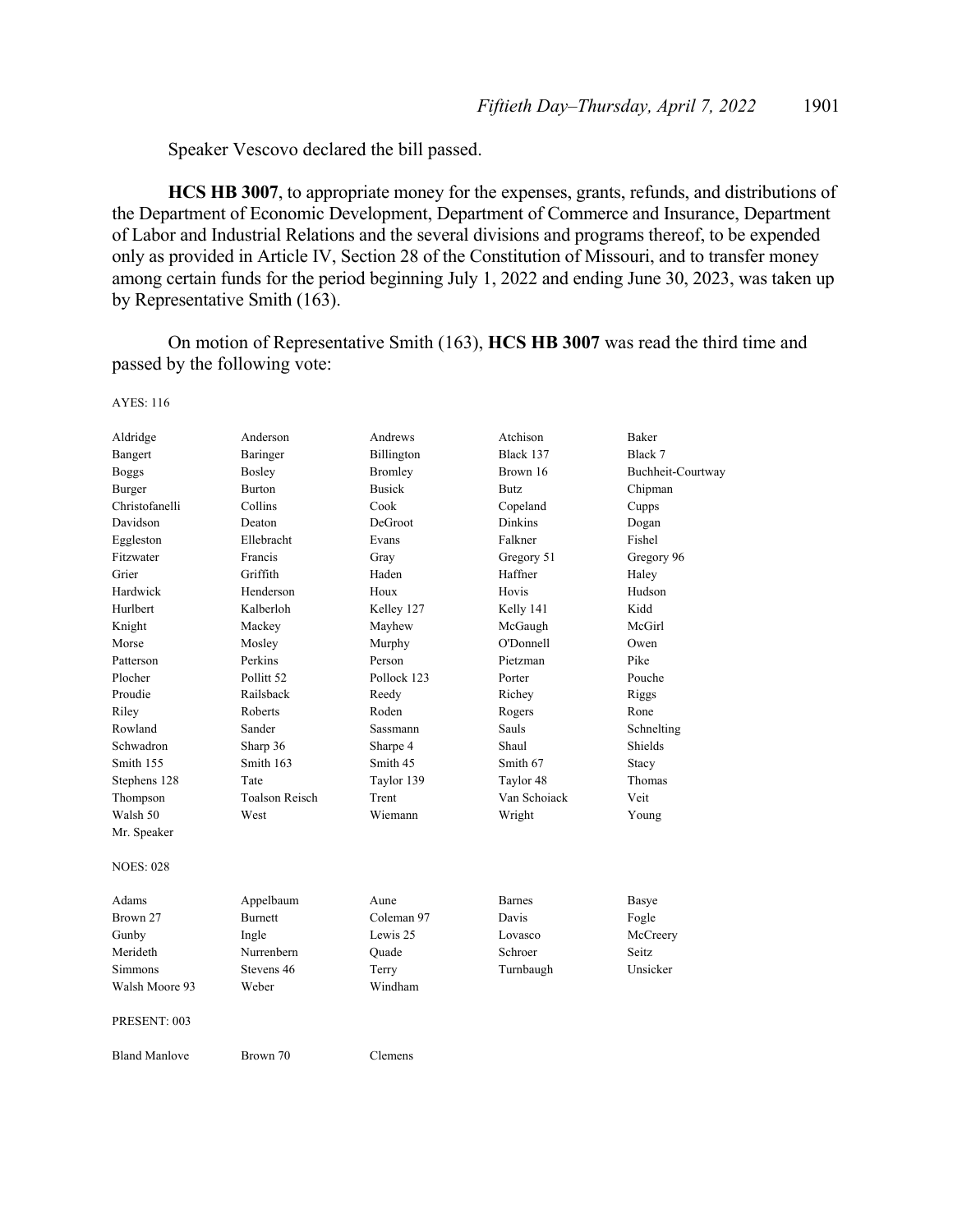Speaker Vescovo declared the bill passed.

**HCS HB 3007**, to appropriate money for the expenses, grants, refunds, and distributions of the Department of Economic Development, Department of Commerce and Insurance, Department of Labor and Industrial Relations and the several divisions and programs thereof, to be expended only as provided in Article IV, Section 28 of the Constitution of Missouri, and to transfer money among certain funds for the period beginning July 1, 2022 and ending June 30, 2023, was taken up by Representative Smith (163).

On motion of Representative Smith (163), **HCS HB 3007** was read the third time and passed by the following vote:

AYES: 116

| | | | | |
|---|---|---|---|---|
| Aldridge | Anderson | Andrews | Atchison | Baker |
| Bangert | Baringer | Billington | Black 137 | Black 7 |
| Boggs | Bosley | Bromley | Brown 16 | Buchheit-Courtway |
| Burger | Burton | Busick | Butz | Chipman |
| Christofanelli | Collins | Cook | Copeland | Cupps |
| Davidson | Deaton | DeGroot | Dinkins | Dogan |
| Eggleston | Ellebracht | Evans | Falkner | Fishel |
| Fitzwater | Francis | Gray | Gregory 51 | Gregory 96 |
| Grier | Griffith | Haden | Haffner | Haley |
| Hardwick | Henderson | Houx | Hovis | Hudson |
| Hurlbert | Kalberloh | Kelley 127 | Kelly 141 | Kidd |
| Knight | Mackey | Mayhew | McGaugh | McGirl |
| Morse | Mosley | Murphy | O'Donnell | Owen |
| Patterson | Perkins | Person | Pietzman | Pike |
| Plocher | Pollitt 52 | Pollock 123 | Porter | Pouche |
| Proudie | Railsback | Reedy | Richey | Riggs |
| Riley | Roberts | Roden | Rogers | Rone |
| Rowland | Sander | Sassmann | Sauls | Schnelting |
| Schwadron | Sharp 36 | Sharpe 4 | Shaul | Shields |
| Smith 155 | Smith 163 | Smith 45 | Smith 67 | Stacy |
| Stephens 128 | Tate | Taylor 139 | Taylor 48 | Thomas |
| Thompson | Toalson Reisch | Trent | Van Schoiack | Veit |
| Walsh 50 | West | Wiemann | Wright | Young |
| Mr. Speaker | | | | |

NOES: 028

| | | | | |
|---|---|---|---|---|
| Adams | Appelbaum | Aune | Barnes | Basye |
| Brown 27 | Burnett | Coleman 97 | Davis | Fogle |
| Gunby | Ingle | Lewis 25 | Lovasco | McCreery |
| Merideth | Nurrenbern | Quade | Schroer | Seitz |
| Simmons | Stevens 46 | Terry | Turnbaugh | Unsicker |
| Walsh Moore 93 | Weber | Windham | | |

PRESENT: 003

| | | |
|---|---|---|
| Bland Manlove | Brown 70 | Clemens |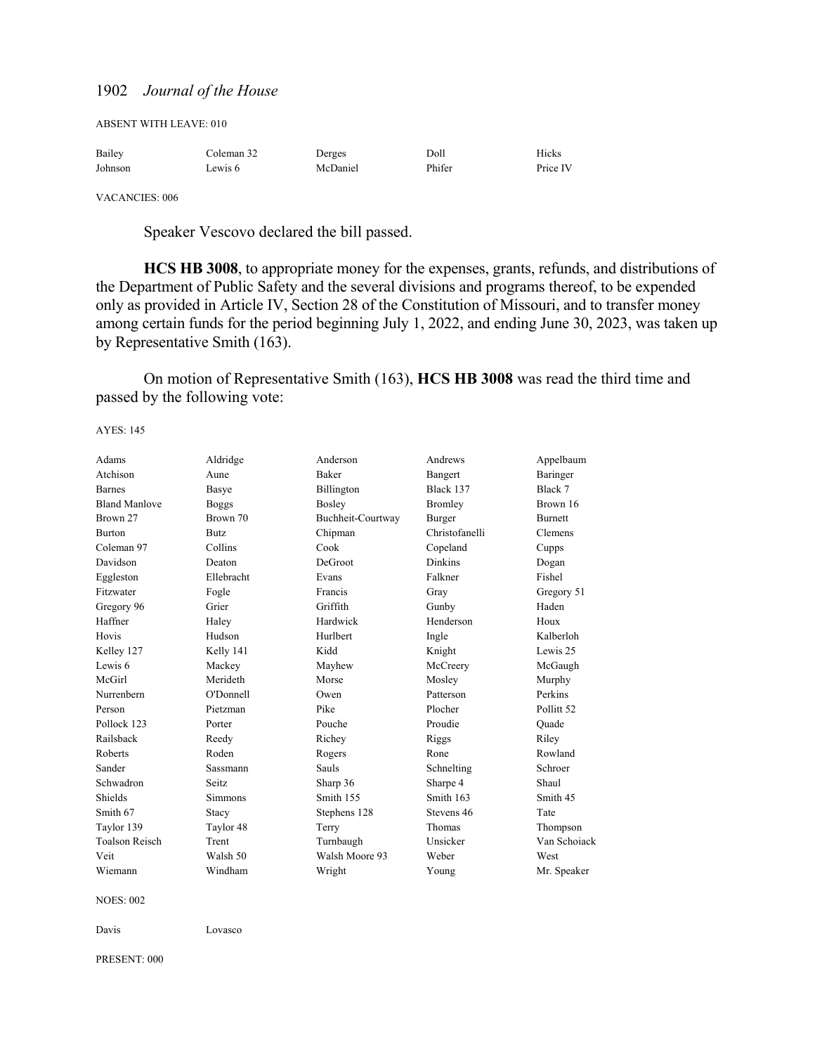ABSENT WITH LEAVE: 010

| | | | | |
|---|---|---|---|---|
| Bailey | Coleman 32 | Derges | Doll | Hicks |
| Johnson | Lewis 6 | McDaniel | Phifer | Price IV |

VACANCIES: 006

Speaker Vescovo declared the bill passed.

**HCS HB 3008**, to appropriate money for the expenses, grants, refunds, and distributions of the Department of Public Safety and the several divisions and programs thereof, to be expended only as provided in Article IV, Section 28 of the Constitution of Missouri, and to transfer money among certain funds for the period beginning July 1, 2022, and ending June 30, 2023, was taken up by Representative Smith (163).

On motion of Representative Smith (163), **HCS HB 3008** was read the third time and passed by the following vote:

AYES: 145

| | | | | |
|---|---|---|---|---|
| Adams | Aldridge | Anderson | Andrews | Appelbaum |
| Atchison | Aune | Baker | Bangert | Baringer |
| Barnes | Basye | Billington | Black 137 | Black 7 |
| Bland Manlove | Boggs | Bosley | Bromley | Brown 16 |
| Brown 27 | Brown 70 | Buchheit-Courtway | Burger | Burnett |
| Burton | Butz | Chipman | Christofanelli | Clemens |
| Coleman 97 | Collins | Cook | Copeland | Cupps |
| Davidson | Deaton | DeGroot | Dinkins | Dogan |
| Eggleston | Ellebracht | Evans | Falkner | Fishel |
| Fitzwater | Fogle | Francis | Gray | Gregory 51 |
| Gregory 96 | Grier | Griffith | Gunby | Haden |
| Haffner | Haley | Hardwick | Henderson | Houx |
| Hovis | Hudson | Hurlbert | Ingle | Kalberloh |
| Kelley 127 | Kelly 141 | Kidd | Knight | Lewis 25 |
| Lewis 6 | Mackey | Mayhew | McCreery | McGaugh |
| McGirl | Merideth | Morse | Mosley | Murphy |
| Nurrenbern | O'Donnell | Owen | Patterson | Perkins |
| Person | Pietzman | Pike | Plocher | Pollitt 52 |
| Pollock 123 | Porter | Pouche | Proudie | Quade |
| Railsback | Reedy | Richey | Riggs | Riley |
| Roberts | Roden | Rogers | Rone | Rowland |
| Sander | Sassmann | Sauls | Schnelting | Schroer |
| Schwadron | Seitz | Sharp 36 | Sharpe 4 | Shaul |
| Shields | Simmons | Smith 155 | Smith 163 | Smith 45 |
| Smith 67 | Stacy | Stephens 128 | Stevens 46 | Tate |
| Taylor 139 | Taylor 48 | Terry | Thomas | Thompson |
| Toalson Reisch | Trent | Turnbaugh | Unsicker | Van Schoiack |
| Veit | Walsh 50 | Walsh Moore 93 | Weber | West |
| Wiemann | Windham | Wright | Young | Mr. Speaker |

NOES: 002

| | |
|---|---|
| Davis | Lovasco |

PRESENT: 000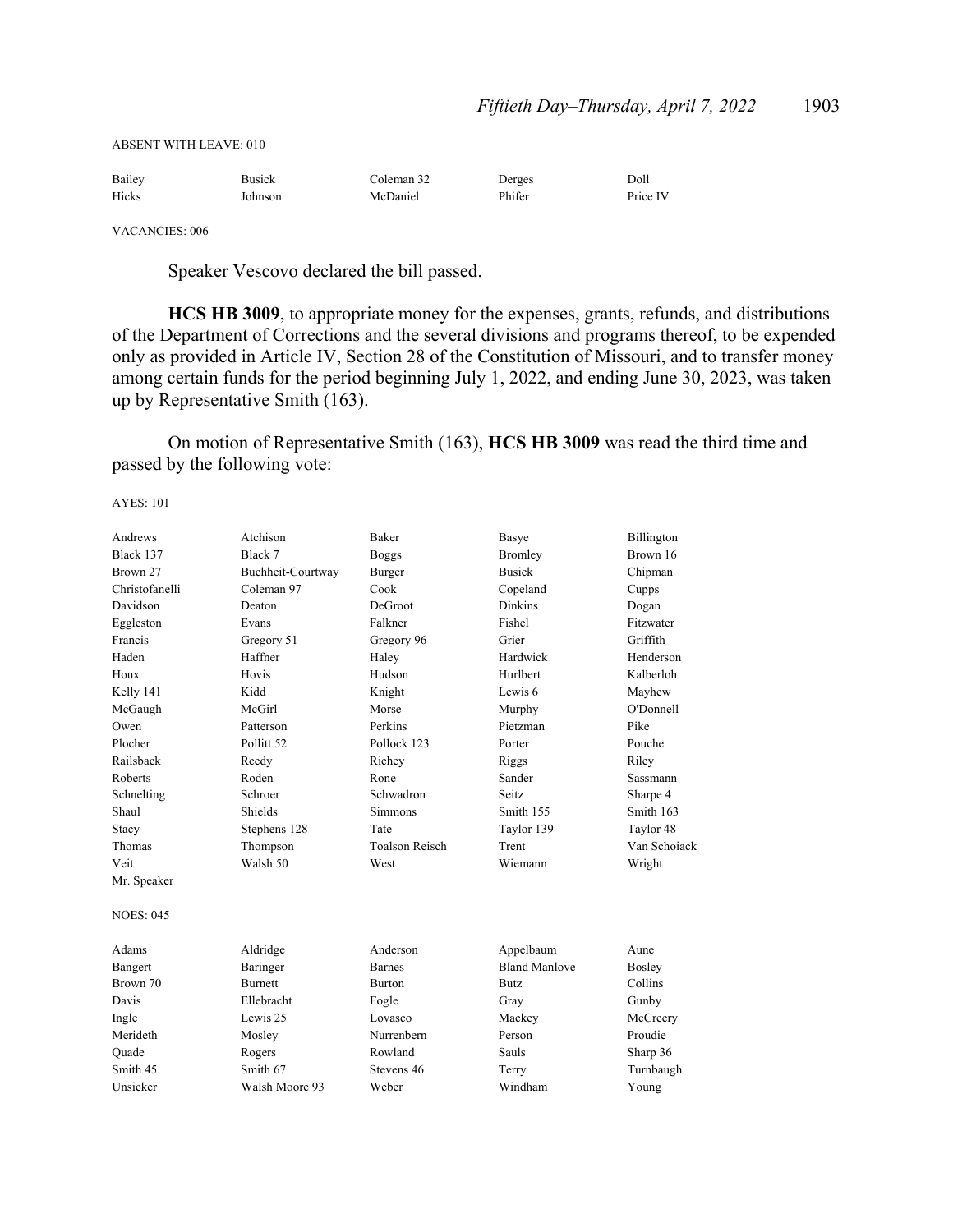ABSENT WITH LEAVE: 010

| | | | | |
|---|---|---|---|---|
| Bailey | Busick | Coleman 32 | Derges | Doll |
| Hicks | Johnson | McDaniel | Phifer | Price IV |

VACANCIES: 006

Speaker Vescovo declared the bill passed.

**HCS HB 3009**, to appropriate money for the expenses, grants, refunds, and distributions of the Department of Corrections and the several divisions and programs thereof, to be expended only as provided in Article IV, Section 28 of the Constitution of Missouri, and to transfer money among certain funds for the period beginning July 1, 2022, and ending June 30, 2023, was taken up by Representative Smith (163).

On motion of Representative Smith (163), **HCS HB 3009** was read the third time and passed by the following vote:

AYES: 101

| | | | | |
|---|---|---|---|---|
| Andrews | Atchison | Baker | Basye | Billington |
| Black 137 | Black 7 | Boggs | Bromley | Brown 16 |
| Brown 27 | Buchheit-Courtway | Burger | Busick | Chipman |
| Christofanelli | Coleman 97 | Cook | Copeland | Cupps |
| Davidson | Deaton | DeGroot | Dinkins | Dogan |
| Eggleston | Evans | Falkner | Fishel | Fitzwater |
| Francis | Gregory 51 | Gregory 96 | Grier | Griffith |
| Haden | Haffner | Haley | Hardwick | Henderson |
| Houx | Hovis | Hudson | Hurlbert | Kalberloh |
| Kelly 141 | Kidd | Knight | Lewis 6 | Mayhew |
| McGaugh | McGirl | Morse | Murphy | O'Donnell |
| Owen | Patterson | Perkins | Pietzman | Pike |
| Plocher | Pollitt 52 | Pollock 123 | Porter | Pouche |
| Railsback | Reedy | Richey | Riggs | Riley |
| Roberts | Roden | Rone | Sander | Sassmann |
| Schnelting | Schroer | Schwadron | Seitz | Sharpe 4 |
| Shaul | Shields | Simmons | Smith 155 | Smith 163 |
| Stacy | Stephens 128 | Tate | Taylor 139 | Taylor 48 |
| Thomas | Thompson | Toalson Reisch | Trent | Van Schoiack |
| Veit | Walsh 50 | West | Wiemann | Wright |
| Mr. Speaker | | | | |

NOES: 045

| | | | | |
|---|---|---|---|---|
| Adams | Aldridge | Anderson | Appelbaum | Aune |
| Bangert | Baringer | Barnes | Bland Manlove | Bosley |
| Brown 70 | Burnett | Burton | Butz | Collins |
| Davis | Ellebracht | Fogle | Gray | Gunby |
| Ingle | Lewis 25 | Lovasco | Mackey | McCreery |
| Merideth | Mosley | Nurrenbern | Person | Proudie |
| Quade | Rogers | Rowland | Sauls | Sharp 36 |
| Smith 45 | Smith 67 | Stevens 46 | Terry | Turnbaugh |
| Unsicker | Walsh Moore 93 | Weber | Windham | Young |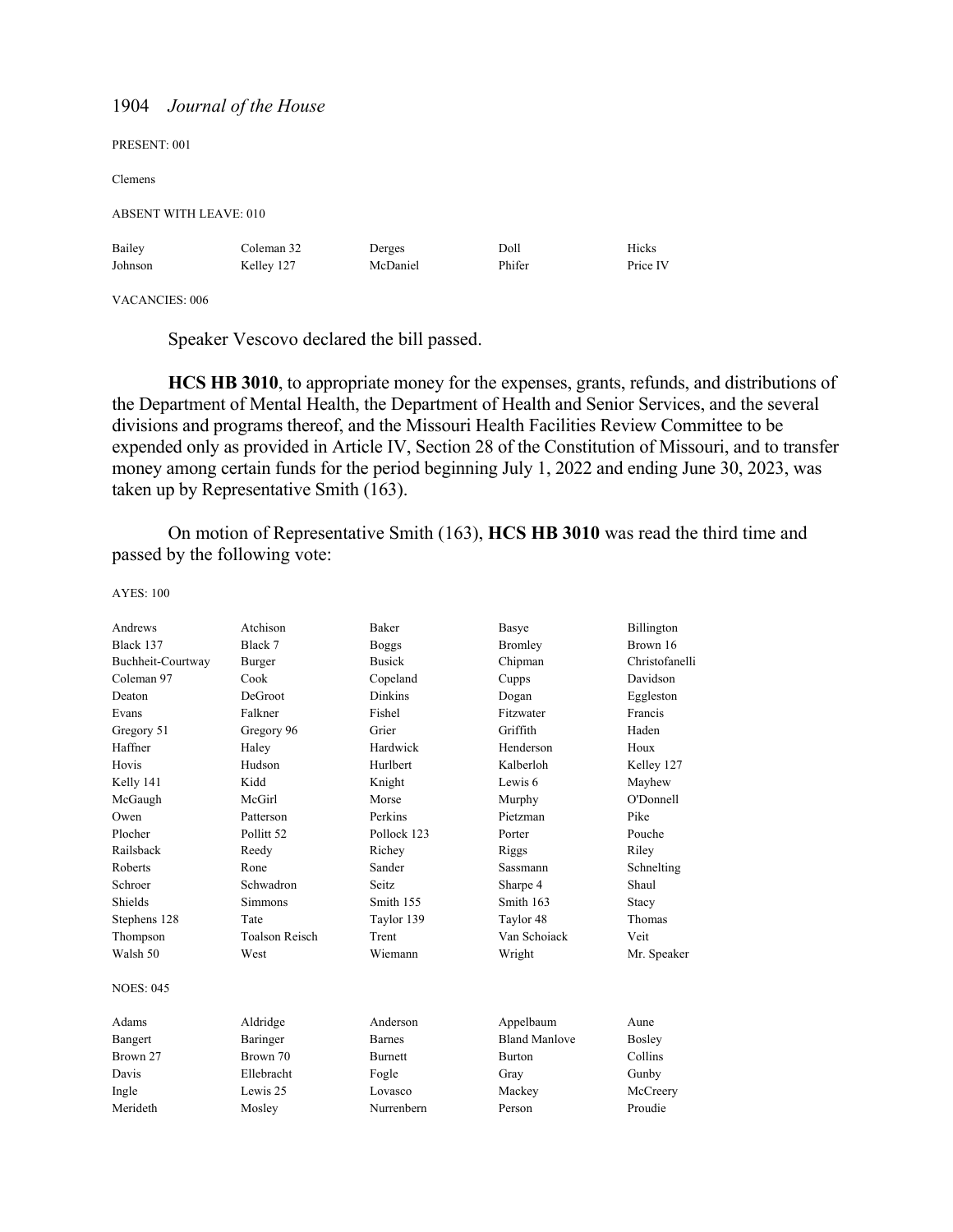PRESENT: 001

Clemens

ABSENT WITH LEAVE: 010

| | | | | |
|---|---|---|---|---|
| Bailey | Coleman 32 | Derges | Doll | Hicks |
| Johnson | Kelley 127 | McDaniel | Phifer | Price IV |

VACANCIES: 006

Speaker Vescovo declared the bill passed.

**HCS HB 3010**, to appropriate money for the expenses, grants, refunds, and distributions of the Department of Mental Health, the Department of Health and Senior Services, and the several divisions and programs thereof, and the Missouri Health Facilities Review Committee to be expended only as provided in Article IV, Section 28 of the Constitution of Missouri, and to transfer money among certain funds for the period beginning July 1, 2022 and ending June 30, 2023, was taken up by Representative Smith (163).

On motion of Representative Smith (163), **HCS HB 3010** was read the third time and passed by the following vote:

AYES: 100

| | | | | |
|---|---|---|---|---|
| Andrews | Atchison | Baker | Basye | Billington |
| Black 137 | Black 7 | Boggs | Bromley | Brown 16 |
| Buchheit-Courtway | Burger | Busick | Chipman | Christofanelli |
| Coleman 97 | Cook | Copeland | Cupps | Davidson |
| Deaton | DeGroot | Dinkins | Dogan | Eggleston |
| Evans | Falkner | Fishel | Fitzwater | Francis |
| Gregory 51 | Gregory 96 | Grier | Griffith | Haden |
| Haffner | Haley | Hardwick | Henderson | Houx |
| Hovis | Hudson | Hurlbert | Kalberloh | Kelley 127 |
| Kelly 141 | Kidd | Knight | Lewis 6 | Mayhew |
| McGaugh | McGirl | Morse | Murphy | O'Donnell |
| Owen | Patterson | Perkins | Pietzman | Pike |
| Plocher | Pollitt 52 | Pollock 123 | Porter | Pouche |
| Railsback | Reedy | Richey | Riggs | Riley |
| Roberts | Rone | Sander | Sassmann | Schnelting |
| Schroer | Schwadron | Seitz | Sharpe 4 | Shaul |
| Shields | Simmons | Smith 155 | Smith 163 | Stacy |
| Stephens 128 | Tate | Taylor 139 | Taylor 48 | Thomas |
| Thompson | Toalson Reisch | Trent | Van Schoiack | Veit |
| Walsh 50 | West | Wiemann | Wright | Mr. Speaker |

NOES: 045

| | | | | |
|---|---|---|---|---|
| Adams | Aldridge | Anderson | Appelbaum | Aune |
| Bangert | Baringer | Barnes | Bland Manlove | Bosley |
| Brown 27 | Brown 70 | Burnett | Burton | Collins |
| Davis | Ellebracht | Fogle | Gray | Gunby |
| Ingle | Lewis 25 | Lovasco | Mackey | McCreery |
| Merideth | Mosley | Nurrenbern | Person | Proudie |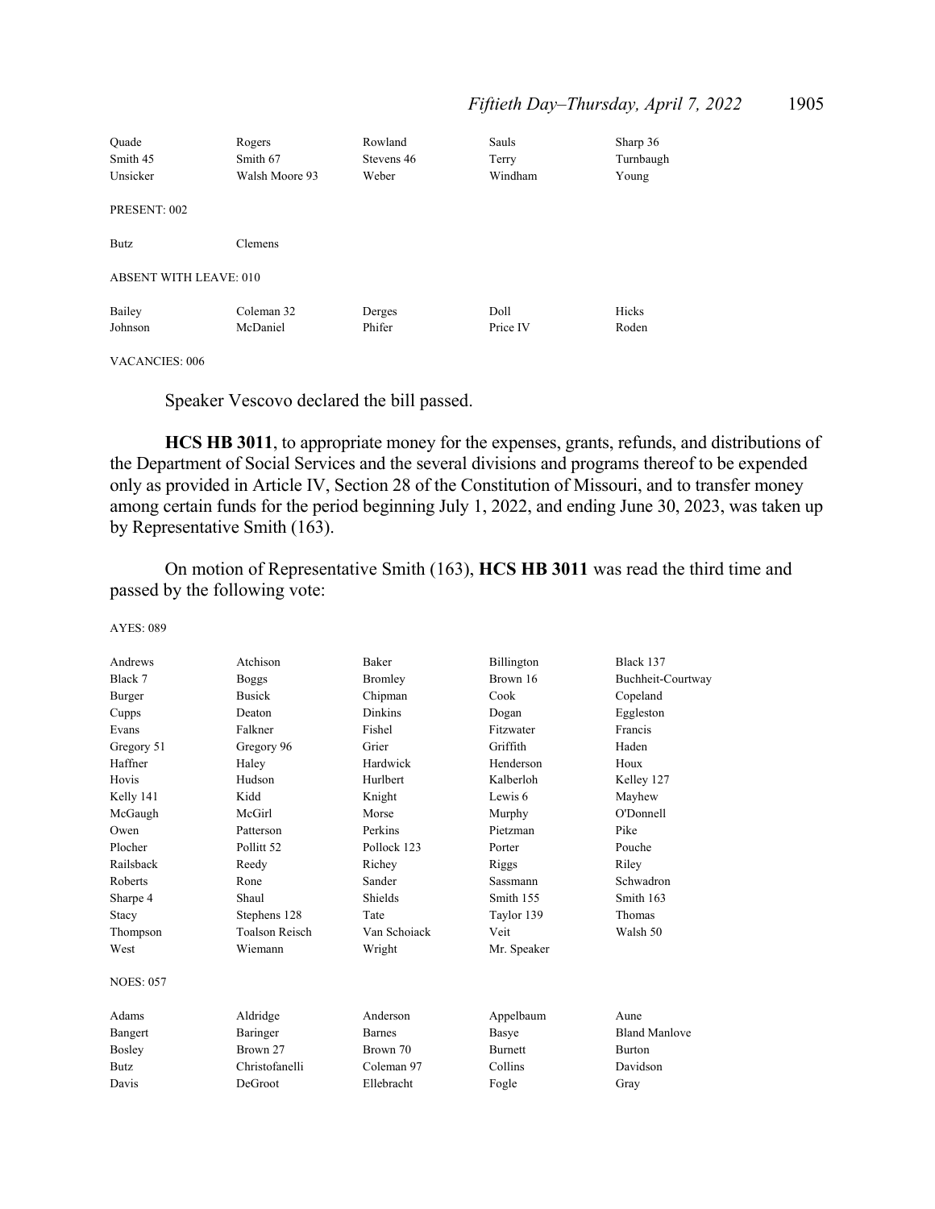| | | | | |
|---|---|---|---|---|
| Quade | Rogers | Rowland | Sauls | Sharp 36 |
| Smith 45 | Smith 67 | Stevens 46 | Terry | Turnbaugh |
| Unsicker | Walsh Moore 93 | Weber | Windham | Young |

PRESENT: 002

| | |
|---|---|
| Butz | Clemens |

ABSENT WITH LEAVE: 010

| | | | | |
|---|---|---|---|---|
| Bailey | Coleman 32 | Derges | Doll | Hicks |
| Johnson | McDaniel | Phifer | Price IV | Roden |

VACANCIES: 006

Speaker Vescovo declared the bill passed.

**HCS HB 3011**, to appropriate money for the expenses, grants, refunds, and distributions of the Department of Social Services and the several divisions and programs thereof to be expended only as provided in Article IV, Section 28 of the Constitution of Missouri, and to transfer money among certain funds for the period beginning July 1, 2022, and ending June 30, 2023, was taken up by Representative Smith (163).

On motion of Representative Smith (163), **HCS HB 3011** was read the third time and passed by the following vote:

AYES: 089

| | | | | |
|---|---|---|---|---|
| Andrews | Atchison | Baker | Billington | Black 137 |
| Black 7 | Boggs | Bromley | Brown 16 | Buchheit-Courtway |
| Burger | Busick | Chipman | Cook | Copeland |
| Cupps | Deaton | Dinkins | Dogan | Eggleston |
| Evans | Falkner | Fishel | Fitzwater | Francis |
| Gregory 51 | Gregory 96 | Grier | Griffith | Haden |
| Haffner | Haley | Hardwick | Henderson | Houx |
| Hovis | Hudson | Hurlbert | Kalberloh | Kelley 127 |
| Kelly 141 | Kidd | Knight | Lewis 6 | Mayhew |
| McGaugh | McGirl | Morse | Murphy | O'Donnell |
| Owen | Patterson | Perkins | Pietzman | Pike |
| Plocher | Pollitt 52 | Pollock 123 | Porter | Pouche |
| Railsback | Reedy | Richey | Riggs | Riley |
| Roberts | Rone | Sander | Sassmann | Schwadron |
| Sharpe 4 | Shaul | Shields | Smith 155 | Smith 163 |
| Stacy | Stephens 128 | Tate | Taylor 139 | Thomas |
| Thompson | Toalson Reisch | Van Schoiack | Veit | Walsh 50 |
| West | Wiemann | Wright | Mr. Speaker | |

NOES: 057

| | | | | |
|---|---|---|---|---|
| Adams | Aldridge | Anderson | Appelbaum | Aune |
| Bangert | Baringer | Barnes | Basye | Bland Manlove |
| Bosley | Brown 27 | Brown 70 | Burnett | Burton |
| Butz | Christofanelli | Coleman 97 | Collins | Davidson |
| Davis | DeGroot | Ellebracht | Fogle | Gray |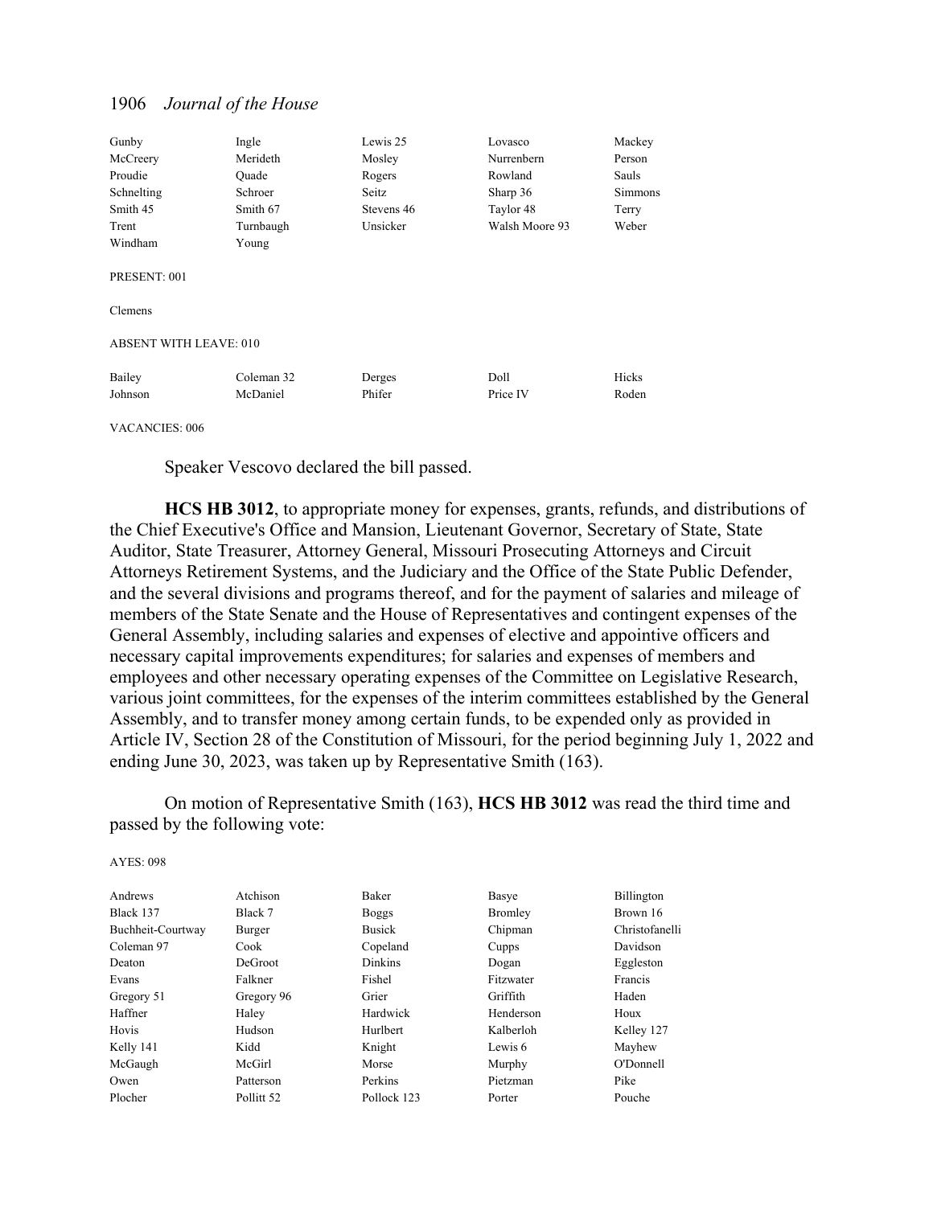| | | | | |
|---|---|---|---|---|
| Gunby | Ingle | Lewis 25 | Lovasco | Mackey |
| McCreery | Merideth | Mosley | Nurrenbern | Person |
| Proudie | Quade | Rogers | Rowland | Sauls |
| Schnelting | Schroer | Seitz | Sharp 36 | Simmons |
| Smith 45 | Smith 67 | Stevens 46 | Taylor 48 | Terry |
| Trent | Turnbaugh | Unsicker | Walsh Moore 93 | Weber |
| Windham | Young | | | |

PRESENT: 001

Clemens

ABSENT WITH LEAVE: 010

| | | | | |
|---|---|---|---|---|
| Bailey | Coleman 32 | Derges | Doll | Hicks |
| Johnson | McDaniel | Phifer | Price IV | Roden |

VACANCIES: 006

Speaker Vescovo declared the bill passed.

**HCS HB 3012**, to appropriate money for expenses, grants, refunds, and distributions of the Chief Executive's Office and Mansion, Lieutenant Governor, Secretary of State, State Auditor, State Treasurer, Attorney General, Missouri Prosecuting Attorneys and Circuit Attorneys Retirement Systems, and the Judiciary and the Office of the State Public Defender, and the several divisions and programs thereof, and for the payment of salaries and mileage of members of the State Senate and the House of Representatives and contingent expenses of the General Assembly, including salaries and expenses of elective and appointive officers and necessary capital improvements expenditures; for salaries and expenses of members and employees and other necessary operating expenses of the Committee on Legislative Research, various joint committees, for the expenses of the interim committees established by the General Assembly, and to transfer money among certain funds, to be expended only as provided in Article IV, Section 28 of the Constitution of Missouri, for the period beginning July 1, 2022 and ending June 30, 2023, was taken up by Representative Smith (163).

On motion of Representative Smith (163), **HCS HB 3012** was read the third time and passed by the following vote:

AYES: 098

| | | | | |
|---|---|---|---|---|
| Andrews | Atchison | Baker | Basye | Billington |
| Black 137 | Black 7 | Boggs | Bromley | Brown 16 |
| Buchheit-Courtway | Burger | Busick | Chipman | Christofanelli |
| Coleman 97 | Cook | Copeland | Cupps | Davidson |
| Deaton | DeGroot | Dinkins | Dogan | Eggleston |
| Evans | Falkner | Fishel | Fitzwater | Francis |
| Gregory 51 | Gregory 96 | Grier | Griffith | Haden |
| Haffner | Haley | Hardwick | Henderson | Houx |
| Hovis | Hudson | Hurlbert | Kalberloh | Kelley 127 |
| Kelly 141 | Kidd | Knight | Lewis 6 | Mayhew |
| McGaugh | McGirl | Morse | Murphy | O'Donnell |
| Owen | Patterson | Perkins | Pietzman | Pike |
| Plocher | Pollitt 52 | Pollock 123 | Porter | Pouche |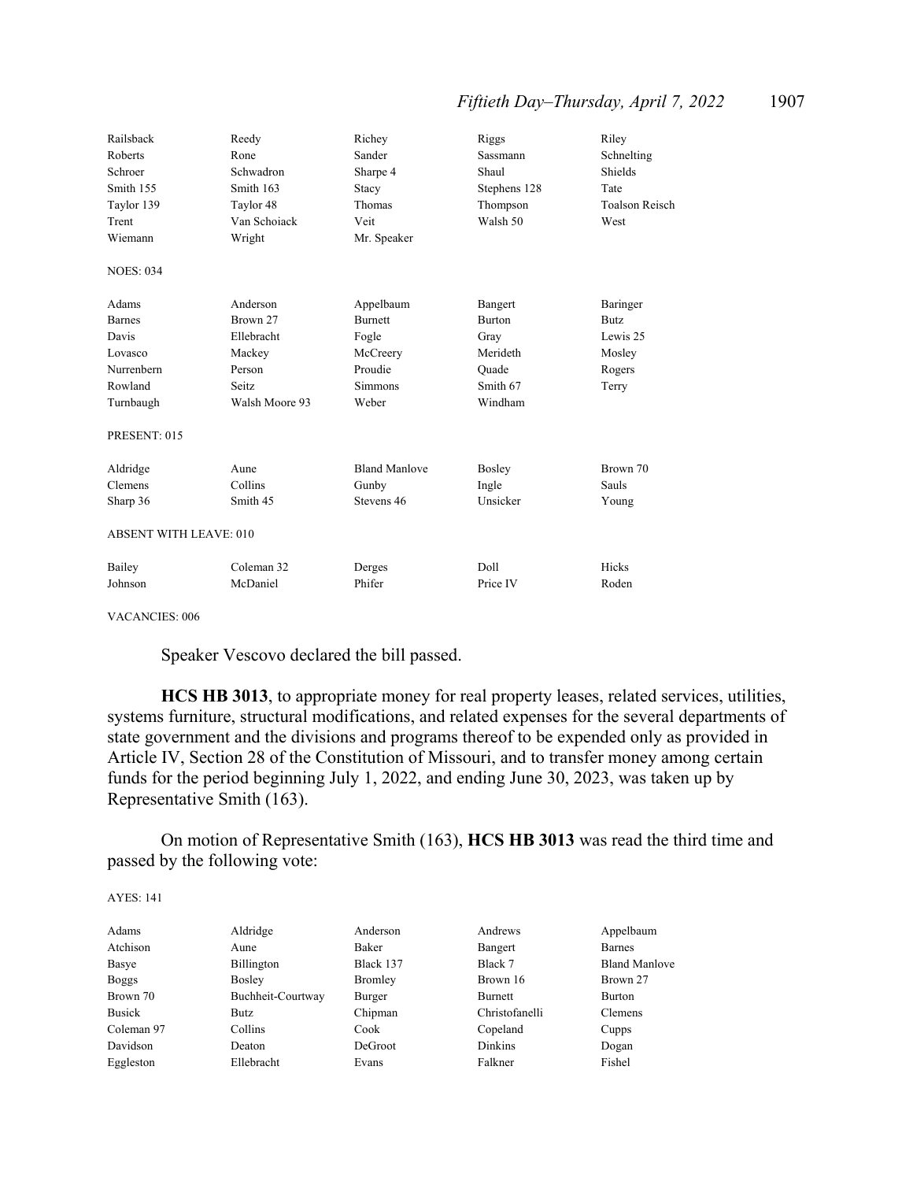| | | | | |
|---|---|---|---|---|
| Railsback | Reedy | Richey | Riggs | Riley |
| Roberts | Rone | Sander | Sassmann | Schnelting |
| Schroer | Schwadron | Sharpe 4 | Shaul | Shields |
| Smith 155 | Smith 163 | Stacy | Stephens 128 | Tate |
| Taylor 139 | Taylor 48 | Thomas | Thompson | Toalson Reisch |
| Trent | Van Schoiack | Veit | Walsh 50 | West |
| Wiemann | Wright | Mr. Speaker | | |

NOES: 034

| | | | | |
|---|---|---|---|---|
| Adams | Anderson | Appelbaum | Bangert | Baringer |
| Barnes | Brown 27 | Burnett | Burton | Butz |
| Davis | Ellebracht | Fogle | Gray | Lewis 25 |
| Lovasco | Mackey | McCreery | Merideth | Mosley |
| Nurrenbern | Person | Proudie | Quade | Rogers |
| Rowland | Seitz | Simmons | Smith 67 | Terry |
| Turnbaugh | Walsh Moore 93 | Weber | Windham | |

PRESENT: 015

| | | | | |
|---|---|---|---|---|
| Aldridge | Aune | Bland Manlove | Bosley | Brown 70 |
| Clemens | Collins | Gunby | Ingle | Sauls |
| Sharp 36 | Smith 45 | Stevens 46 | Unsicker | Young |

ABSENT WITH LEAVE: 010

| | | | | |
|---|---|---|---|---|
| Bailey | Coleman 32 | Derges | Doll | Hicks |
| Johnson | McDaniel | Phifer | Price IV | Roden |

VACANCIES: 006

Speaker Vescovo declared the bill passed.

**HCS HB 3013**, to appropriate money for real property leases, related services, utilities, systems furniture, structural modifications, and related expenses for the several departments of state government and the divisions and programs thereof to be expended only as provided in Article IV, Section 28 of the Constitution of Missouri, and to transfer money among certain funds for the period beginning July 1, 2022, and ending June 30, 2023, was taken up by Representative Smith (163).

On motion of Representative Smith (163), **HCS HB 3013** was read the third time and passed by the following vote:

AYES: 141

| | | | | |
|---|---|---|---|---|
| Adams | Aldridge | Anderson | Andrews | Appelbaum |
| Atchison | Aune | Baker | Bangert | Barnes |
| Basye | Billington | Black 137 | Black 7 | Bland Manlove |
| Boggs | Bosley | Bromley | Brown 16 | Brown 27 |
| Brown 70 | Buchheit-Courtway | Burger | Burnett | Burton |
| Busick | Butz | Chipman | Christofanelli | Clemens |
| Coleman 97 | Collins | Cook | Copeland | Cupps |
| Davidson | Deaton | DeGroot | Dinkins | Dogan |
| Eggleston | Ellebracht | Evans | Falkner | Fishel |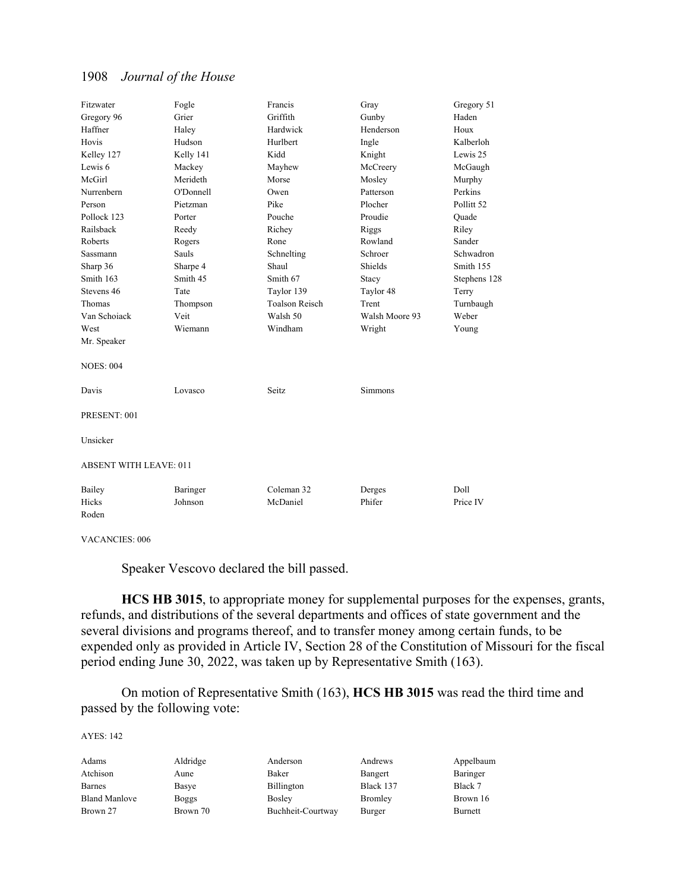| | | | | |
|---|---|---|---|---|
| Fitzwater | Fogle | Francis | Gray | Gregory 51 |
| Gregory 96 | Grier | Griffith | Gunby | Haden |
| Haffner | Haley | Hardwick | Henderson | Houx |
| Hovis | Hudson | Hurlbert | Ingle | Kalberloh |
| Kelley 127 | Kelly 141 | Kidd | Knight | Lewis 25 |
| Lewis 6 | Mackey | Mayhew | McCreery | McGaugh |
| McGirl | Merideth | Morse | Mosley | Murphy |
| Nurrenbern | O'Donnell | Owen | Patterson | Perkins |
| Person | Pietzman | Pike | Plocher | Pollitt 52 |
| Pollock 123 | Porter | Pouche | Proudie | Quade |
| Railsback | Reedy | Richey | Riggs | Riley |
| Roberts | Rogers | Rone | Rowland | Sander |
| Sassmann | Sauls | Schnelting | Schroer | Schwadron |
| Sharp 36 | Sharpe 4 | Shaul | Shields | Smith 155 |
| Smith 163 | Smith 45 | Smith 67 | Stacy | Stephens 128 |
| Stevens 46 | Tate | Taylor 139 | Taylor 48 | Terry |
| Thomas | Thompson | Toalson Reisch | Trent | Turnbaugh |
| Van Schoiack | Veit | Walsh 50 | Walsh Moore 93 | Weber |
| West | Wiemann | Windham | Wright | Young |
| Mr. Speaker | | | | |

NOES: 004

| | | | |
|---|---|---|---|
| Davis | Lovasco | Seitz | Simmons |

PRESENT: 001

Unsicker

ABSENT WITH LEAVE: 011

| | | | | |
|---|---|---|---|---|
| Bailey | Baringer | Coleman 32 | Derges | Doll |
| Hicks | Johnson | McDaniel | Phifer | Price IV |
| Roden | | | | |

VACANCIES: 006

Speaker Vescovo declared the bill passed.

**HCS HB 3015**, to appropriate money for supplemental purposes for the expenses, grants, refunds, and distributions of the several departments and offices of state government and the several divisions and programs thereof, and to transfer money among certain funds, to be expended only as provided in Article IV, Section 28 of the Constitution of Missouri for the fiscal period ending June 30, 2022, was taken up by Representative Smith (163).

On motion of Representative Smith (163), **HCS HB 3015** was read the third time and passed by the following vote:

AYES: 142

| | | | | |
|---|---|---|---|---|
| Adams | Aldridge | Anderson | Andrews | Appelbaum |
| Atchison | Aune | Baker | Bangert | Baringer |
| Barnes | Basye | Billington | Black 137 | Black 7 |
| Bland Manlove | Boggs | Bosley | Bromley | Brown 16 |
| Brown 27 | Brown 70 | Buchheit-Courtway | Burger | Burnett |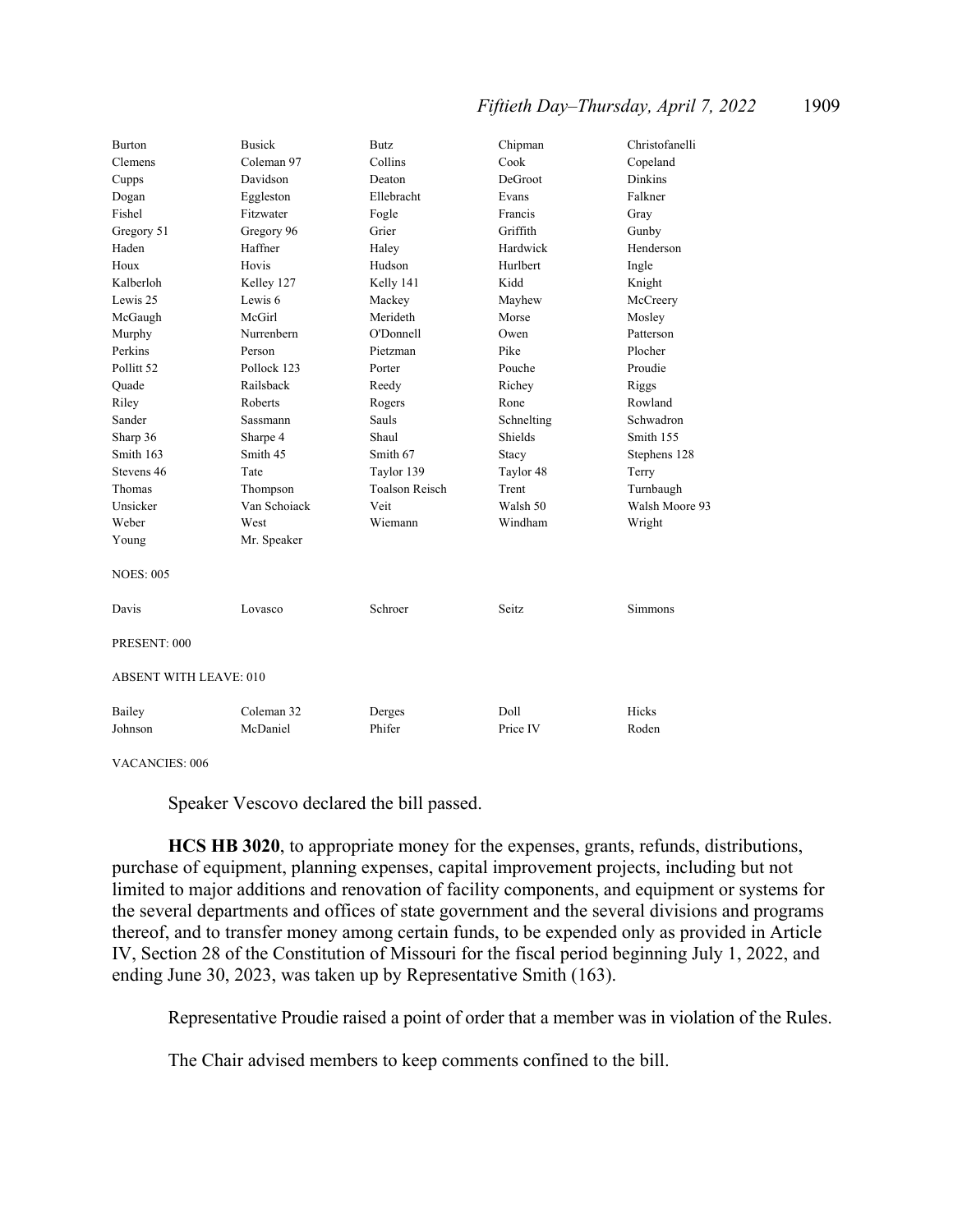| | | | | |
|---|---|---|---|---|
| Burton | Busick | Butz | Chipman | Christofanelli |
| Clemens | Coleman 97 | Collins | Cook | Copeland |
| Cupps | Davidson | Deaton | DeGroot | Dinkins |
| Dogan | Eggleston | Ellebracht | Evans | Falkner |
| Fishel | Fitzwater | Fogle | Francis | Gray |
| Gregory 51 | Gregory 96 | Grier | Griffith | Gunby |
| Haden | Haffner | Haley | Hardwick | Henderson |
| Houx | Hovis | Hudson | Hurlbert | Ingle |
| Kalberloh | Kelley 127 | Kelly 141 | Kidd | Knight |
| Lewis 25 | Lewis 6 | Mackey | Mayhew | McCreery |
| McGaugh | McGirl | Merideth | Morse | Mosley |
| Murphy | Nurrenbern | O'Donnell | Owen | Patterson |
| Perkins | Person | Pietzman | Pike | Plocher |
| Pollitt 52 | Pollock 123 | Porter | Pouche | Proudie |
| Quade | Railsback | Reedy | Richey | Riggs |
| Riley | Roberts | Rogers | Rone | Rowland |
| Sander | Sassmann | Sauls | Schnelting | Schwadron |
| Sharp 36 | Sharpe 4 | Shaul | Shields | Smith 155 |
| Smith 163 | Smith 45 | Smith 67 | Stacy | Stephens 128 |
| Stevens 46 | Tate | Taylor 139 | Taylor 48 | Terry |
| Thomas | Thompson | Toalson Reisch | Trent | Turnbaugh |
| Unsicker | Van Schoiack | Veit | Walsh 50 | Walsh Moore 93 |
| Weber | West | Wiemann | Windham | Wright |
| Young | Mr. Speaker | | | |

NOES: 005

| | | | | |
|---|---|---|---|---|
| Davis | Lovasco | Schroer | Seitz | Simmons |

PRESENT: 000

ABSENT WITH LEAVE: 010

| | | | | |
|---|---|---|---|---|
| Bailey | Coleman 32 | Derges | Doll | Hicks |
| Johnson | McDaniel | Phifer | Price IV | Roden |

VACANCIES: 006

Speaker Vescovo declared the bill passed.

**HCS HB 3020**, to appropriate money for the expenses, grants, refunds, distributions, purchase of equipment, planning expenses, capital improvement projects, including but not limited to major additions and renovation of facility components, and equipment or systems for the several departments and offices of state government and the several divisions and programs thereof, and to transfer money among certain funds, to be expended only as provided in Article IV, Section 28 of the Constitution of Missouri for the fiscal period beginning July 1, 2022, and ending June 30, 2023, was taken up by Representative Smith (163).

Representative Proudie raised a point of order that a member was in violation of the Rules.

The Chair advised members to keep comments confined to the bill.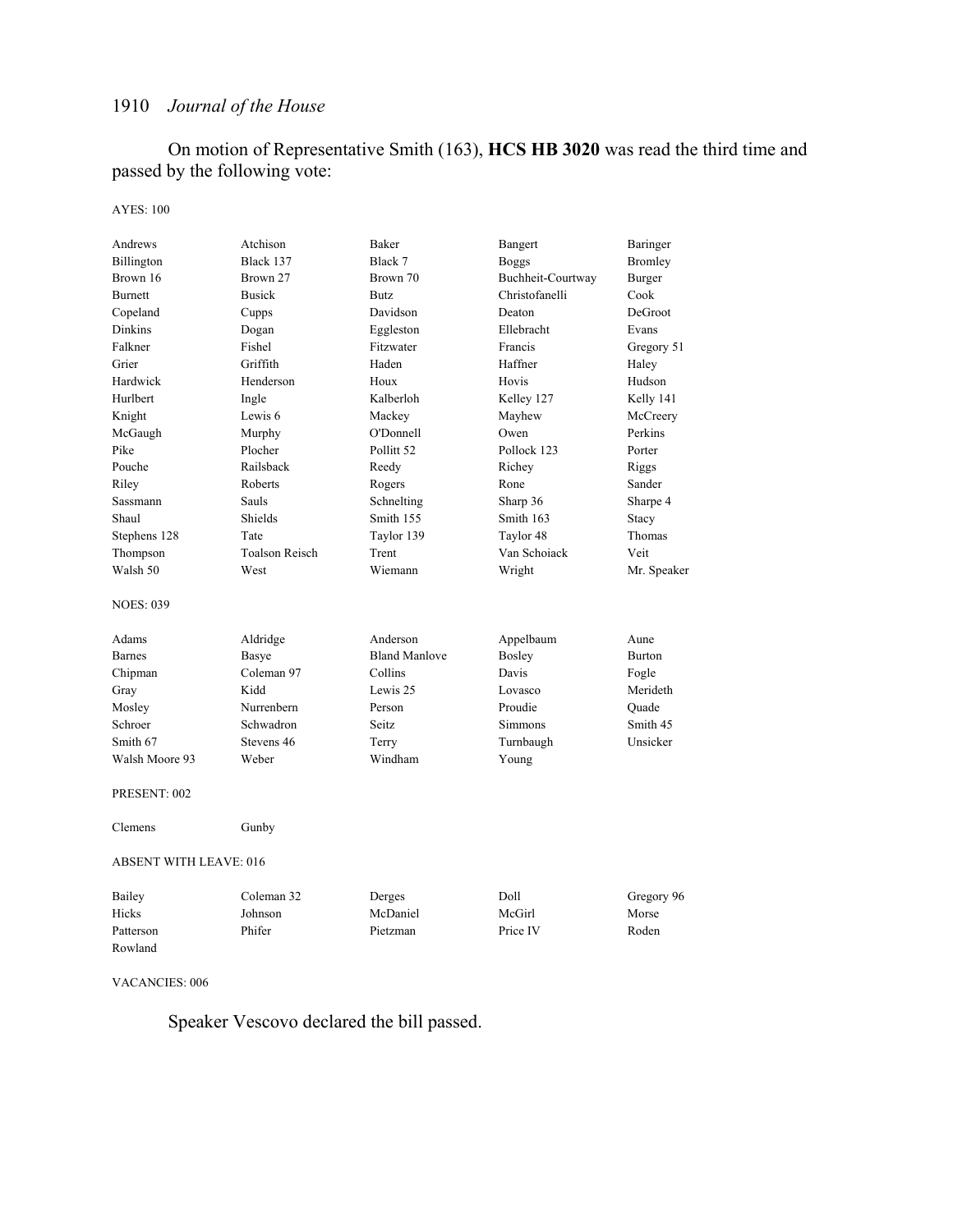On motion of Representative Smith (163), **HCS HB 3020** was read the third time and passed by the following vote:

AYES: 100

| | | | | |
|---|---|---|---|---|
| Andrews | Atchison | Baker | Bangert | Baringer |
| Billington | Black 137 | Black 7 | Boggs | Bromley |
| Brown 16 | Brown 27 | Brown 70 | Buchheit-Courtway | Burger |
| Burnett | Busick | Butz | Christofanelli | Cook |
| Copeland | Cupps | Davidson | Deaton | DeGroot |
| Dinkins | Dogan | Eggleston | Ellebracht | Evans |
| Falkner | Fishel | Fitzwater | Francis | Gregory 51 |
| Grier | Griffith | Haden | Haffner | Haley |
| Hardwick | Henderson | Houx | Hovis | Hudson |
| Hurlbert | Ingle | Kalberloh | Kelley 127 | Kelly 141 |
| Knight | Lewis 6 | Mackey | Mayhew | McCreery |
| McGaugh | Murphy | O'Donnell | Owen | Perkins |
| Pike | Plocher | Pollitt 52 | Pollock 123 | Porter |
| Pouche | Railsback | Reedy | Richey | Riggs |
| Riley | Roberts | Rogers | Rone | Sander |
| Sassmann | Sauls | Schnelting | Sharp 36 | Sharpe 4 |
| Shaul | Shields | Smith 155 | Smith 163 | Stacy |
| Stephens 128 | Tate | Taylor 139 | Taylor 48 | Thomas |
| Thompson | Toalson Reisch | Trent | Van Schoiack | Veit |
| Walsh 50 | West | Wiemann | Wright | Mr. Speaker |

NOES: 039

| | | | | |
|---|---|---|---|---|
| Adams | Aldridge | Anderson | Appelbaum | Aune |
| Barnes | Basye | Bland Manlove | Bosley | Burton |
| Chipman | Coleman 97 | Collins | Davis | Fogle |
| Gray | Kidd | Lewis 25 | Lovasco | Merideth |
| Mosley | Nurrenbern | Person | Proudie | Quade |
| Schroer | Schwadron | Seitz | Simmons | Smith 45 |
| Smith 67 | Stevens 46 | Terry | Turnbaugh | Unsicker |
| Walsh Moore 93 | Weber | Windham | Young | |

PRESENT: 002

| | |
|---|---|
| Clemens | Gunby |

ABSENT WITH LEAVE: 016

| | | | | |
|---|---|---|---|---|
| Bailey | Coleman 32 | Derges | Doll | Gregory 96 |
| Hicks | Johnson | McDaniel | McGirl | Morse |
| Patterson | Phifer | Pietzman | Price IV | Roden |
| Rowland | | | | |

VACANCIES: 006

Speaker Vescovo declared the bill passed.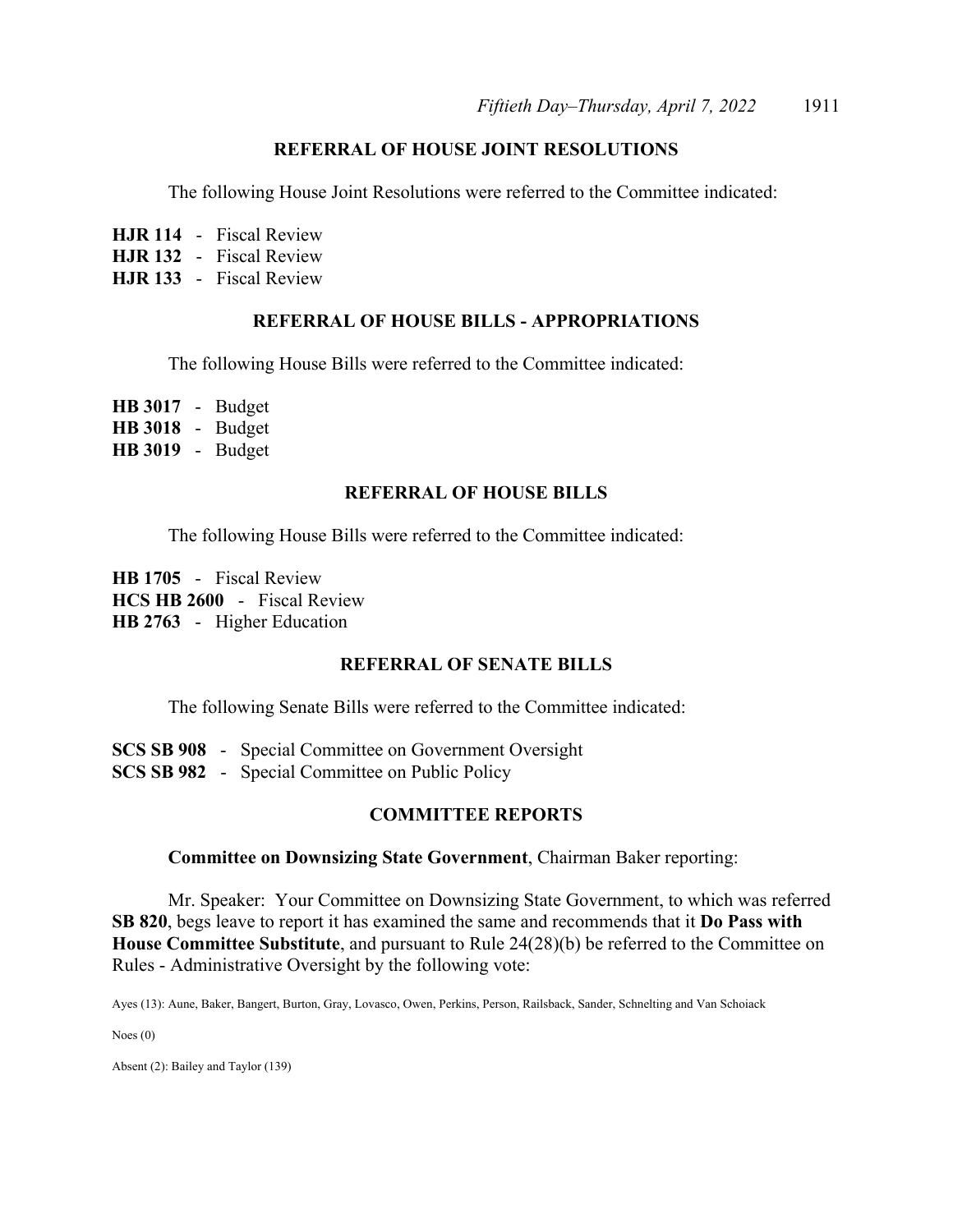## REFERRAL OF HOUSE JOINT RESOLUTIONS

The following House Joint Resolutions were referred to the Committee indicated:

**HJR 114** - Fiscal Review
**HJR 132** - Fiscal Review
**HJR 133** - Fiscal Review

## REFERRAL OF HOUSE BILLS - APPROPRIATIONS

The following House Bills were referred to the Committee indicated:

**HB 3017** - Budget
**HB 3018** - Budget
**HB 3019** - Budget

## REFERRAL OF HOUSE BILLS

The following House Bills were referred to the Committee indicated:

**HB 1705** - Fiscal Review
**HCS HB 2600** - Fiscal Review
**HB 2763** - Higher Education

## REFERRAL OF SENATE BILLS

The following Senate Bills were referred to the Committee indicated:

**SCS SB 908** - Special Committee on Government Oversight
**SCS SB 982** - Special Committee on Public Policy

## COMMITTEE REPORTS

**Committee on Downsizing State Government**, Chairman Baker reporting:

Mr. Speaker: Your Committee on Downsizing State Government, to which was referred **SB 820**, begs leave to report it has examined the same and recommends that it **Do Pass with House Committee Substitute**, and pursuant to Rule 24(28)(b) be referred to the Committee on Rules - Administrative Oversight by the following vote:

Ayes (13): Aune, Baker, Bangert, Burton, Gray, Lovasco, Owen, Perkins, Person, Railsback, Sander, Schnelting and Van Schoiack

Noes (0)

Absent (2): Bailey and Taylor (139)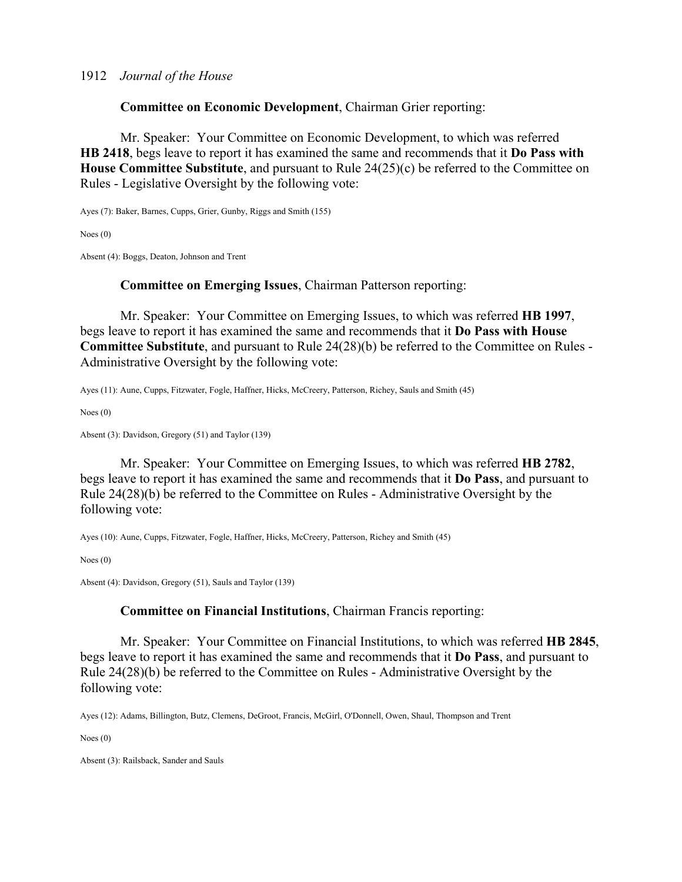**Committee on Economic Development**, Chairman Grier reporting:

Mr. Speaker: Your Committee on Economic Development, to which was referred **HB 2418**, begs leave to report it has examined the same and recommends that it **Do Pass with House Committee Substitute**, and pursuant to Rule 24(25)(c) be referred to the Committee on Rules - Legislative Oversight by the following vote:

Ayes (7): Baker, Barnes, Cupps, Grier, Gunby, Riggs and Smith (155)

Noes (0)

Absent (4): Boggs, Deaton, Johnson and Trent

**Committee on Emerging Issues**, Chairman Patterson reporting:

Mr. Speaker: Your Committee on Emerging Issues, to which was referred **HB 1997**, begs leave to report it has examined the same and recommends that it **Do Pass with House Committee Substitute**, and pursuant to Rule 24(28)(b) be referred to the Committee on Rules - Administrative Oversight by the following vote:

Ayes (11): Aune, Cupps, Fitzwater, Fogle, Haffner, Hicks, McCreery, Patterson, Richey, Sauls and Smith (45)

Noes (0)

Absent (3): Davidson, Gregory (51) and Taylor (139)

Mr. Speaker: Your Committee on Emerging Issues, to which was referred **HB 2782**, begs leave to report it has examined the same and recommends that it **Do Pass**, and pursuant to Rule 24(28)(b) be referred to the Committee on Rules - Administrative Oversight by the following vote:

Ayes (10): Aune, Cupps, Fitzwater, Fogle, Haffner, Hicks, McCreery, Patterson, Richey and Smith (45)

Noes (0)

Absent (4): Davidson, Gregory (51), Sauls and Taylor (139)

**Committee on Financial Institutions**, Chairman Francis reporting:

Mr. Speaker: Your Committee on Financial Institutions, to which was referred **HB 2845**, begs leave to report it has examined the same and recommends that it **Do Pass**, and pursuant to Rule 24(28)(b) be referred to the Committee on Rules - Administrative Oversight by the following vote:

Ayes (12): Adams, Billington, Butz, Clemens, DeGroot, Francis, McGirl, O'Donnell, Owen, Shaul, Thompson and Trent

Noes (0)

Absent (3): Railsback, Sander and Sauls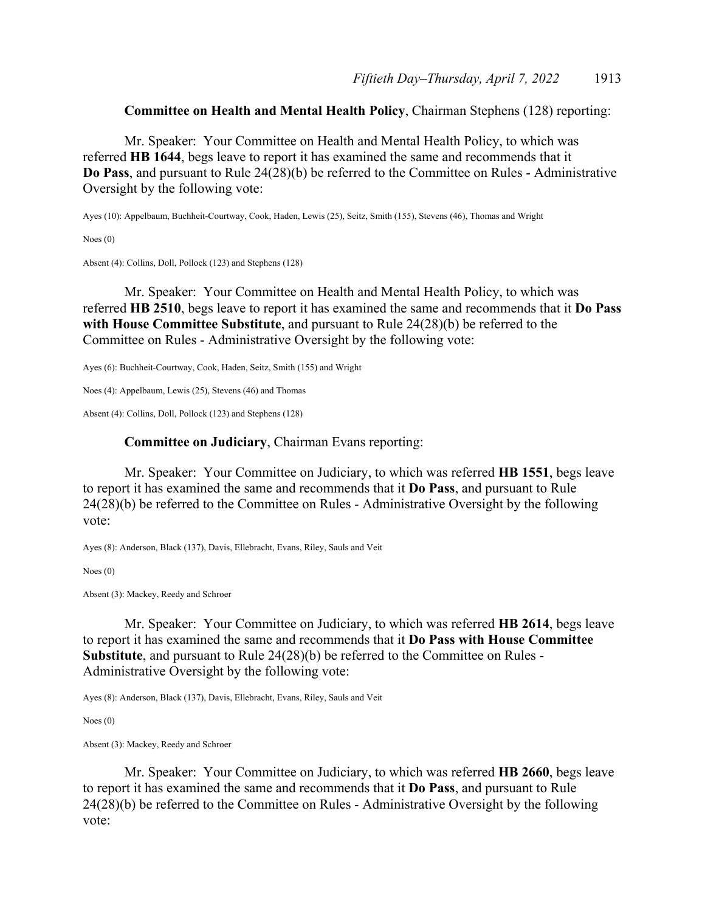**Committee on Health and Mental Health Policy**, Chairman Stephens (128) reporting:

Mr. Speaker: Your Committee on Health and Mental Health Policy, to which was referred **HB 1644**, begs leave to report it has examined the same and recommends that it **Do Pass**, and pursuant to Rule 24(28)(b) be referred to the Committee on Rules - Administrative Oversight by the following vote:

Ayes (10): Appelbaum, Buchheit-Courtway, Cook, Haden, Lewis (25), Seitz, Smith (155), Stevens (46), Thomas and Wright

Noes (0)

Absent (4): Collins, Doll, Pollock (123) and Stephens (128)

Mr. Speaker: Your Committee on Health and Mental Health Policy, to which was referred **HB 2510**, begs leave to report it has examined the same and recommends that it **Do Pass with House Committee Substitute**, and pursuant to Rule 24(28)(b) be referred to the Committee on Rules - Administrative Oversight by the following vote:

Ayes (6): Buchheit-Courtway, Cook, Haden, Seitz, Smith (155) and Wright

Noes (4): Appelbaum, Lewis (25), Stevens (46) and Thomas

Absent (4): Collins, Doll, Pollock (123) and Stephens (128)

**Committee on Judiciary**, Chairman Evans reporting:

Mr. Speaker: Your Committee on Judiciary, to which was referred **HB 1551**, begs leave to report it has examined the same and recommends that it **Do Pass**, and pursuant to Rule 24(28)(b) be referred to the Committee on Rules - Administrative Oversight by the following vote:

Ayes (8): Anderson, Black (137), Davis, Ellebracht, Evans, Riley, Sauls and Veit

Noes (0)

Absent (3): Mackey, Reedy and Schroer

Mr. Speaker: Your Committee on Judiciary, to which was referred **HB 2614**, begs leave to report it has examined the same and recommends that it **Do Pass with House Committee Substitute**, and pursuant to Rule 24(28)(b) be referred to the Committee on Rules - Administrative Oversight by the following vote:

Ayes (8): Anderson, Black (137), Davis, Ellebracht, Evans, Riley, Sauls and Veit

Noes (0)

Absent (3): Mackey, Reedy and Schroer

Mr. Speaker: Your Committee on Judiciary, to which was referred **HB 2660**, begs leave to report it has examined the same and recommends that it **Do Pass**, and pursuant to Rule 24(28)(b) be referred to the Committee on Rules - Administrative Oversight by the following vote: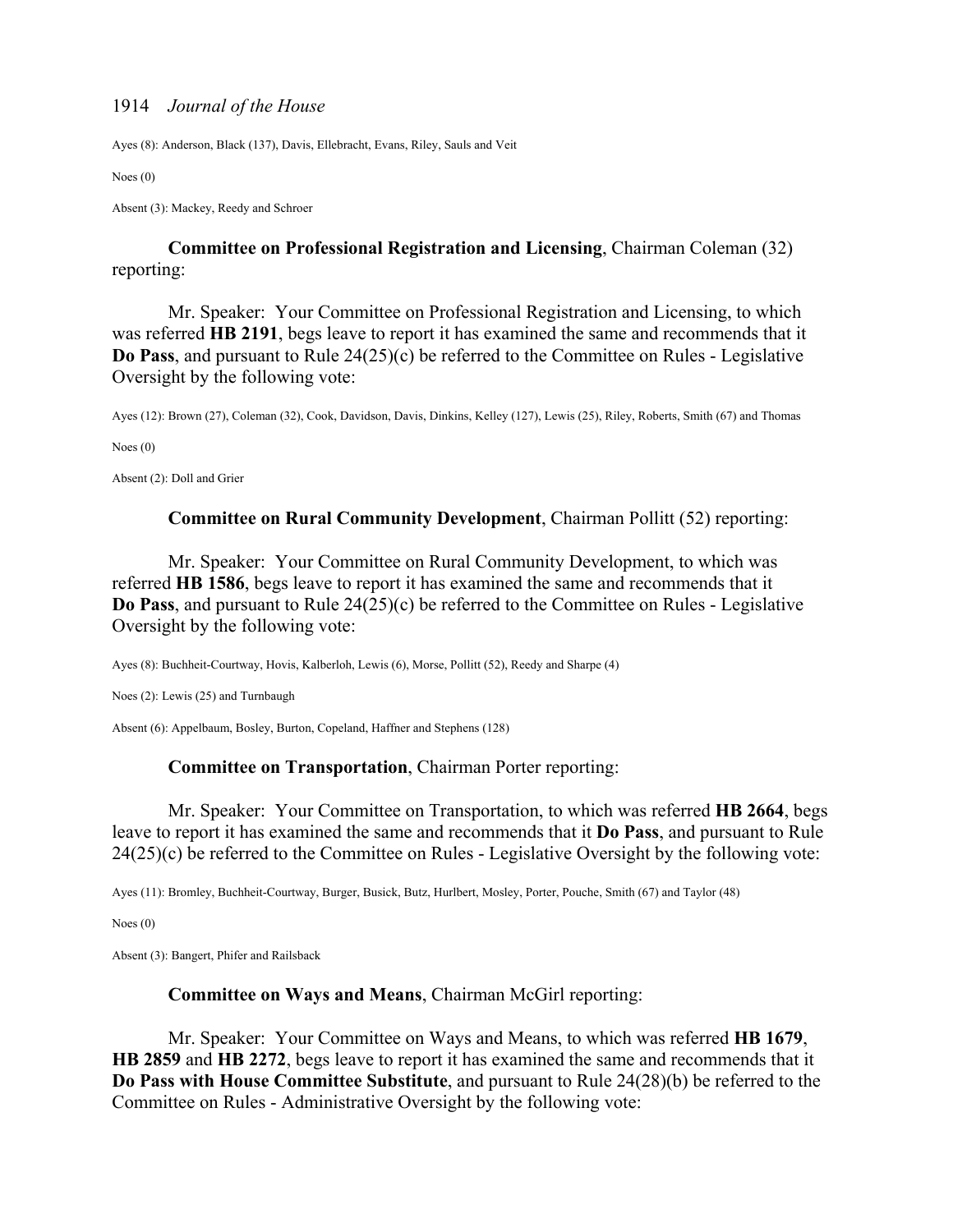Ayes (8): Anderson, Black (137), Davis, Ellebracht, Evans, Riley, Sauls and Veit

Noes (0)

Absent (3): Mackey, Reedy and Schroer

**Committee on Professional Registration and Licensing**, Chairman Coleman (32) reporting:

Mr. Speaker: Your Committee on Professional Registration and Licensing, to which was referred **HB 2191**, begs leave to report it has examined the same and recommends that it **Do Pass**, and pursuant to Rule 24(25)(c) be referred to the Committee on Rules - Legislative Oversight by the following vote:

Ayes (12): Brown (27), Coleman (32), Cook, Davidson, Davis, Dinkins, Kelley (127), Lewis (25), Riley, Roberts, Smith (67) and Thomas

Noes (0)

Absent (2): Doll and Grier

**Committee on Rural Community Development**, Chairman Pollitt (52) reporting:

Mr. Speaker: Your Committee on Rural Community Development, to which was referred **HB 1586**, begs leave to report it has examined the same and recommends that it **Do Pass**, and pursuant to Rule 24(25)(c) be referred to the Committee on Rules - Legislative Oversight by the following vote:

Ayes (8): Buchheit-Courtway, Hovis, Kalberloh, Lewis (6), Morse, Pollitt (52), Reedy and Sharpe (4)

Noes (2): Lewis (25) and Turnbaugh

Absent (6): Appelbaum, Bosley, Burton, Copeland, Haffner and Stephens (128)

**Committee on Transportation**, Chairman Porter reporting:

Mr. Speaker: Your Committee on Transportation, to which was referred **HB 2664**, begs leave to report it has examined the same and recommends that it **Do Pass**, and pursuant to Rule 24(25)(c) be referred to the Committee on Rules - Legislative Oversight by the following vote:

Ayes (11): Bromley, Buchheit-Courtway, Burger, Busick, Butz, Hurlbert, Mosley, Porter, Pouche, Smith (67) and Taylor (48)

Noes (0)

Absent (3): Bangert, Phifer and Railsback

**Committee on Ways and Means**, Chairman McGirl reporting:

Mr. Speaker: Your Committee on Ways and Means, to which was referred **HB 1679**, **HB 2859** and **HB 2272**, begs leave to report it has examined the same and recommends that it **Do Pass with House Committee Substitute**, and pursuant to Rule 24(28)(b) be referred to the Committee on Rules - Administrative Oversight by the following vote: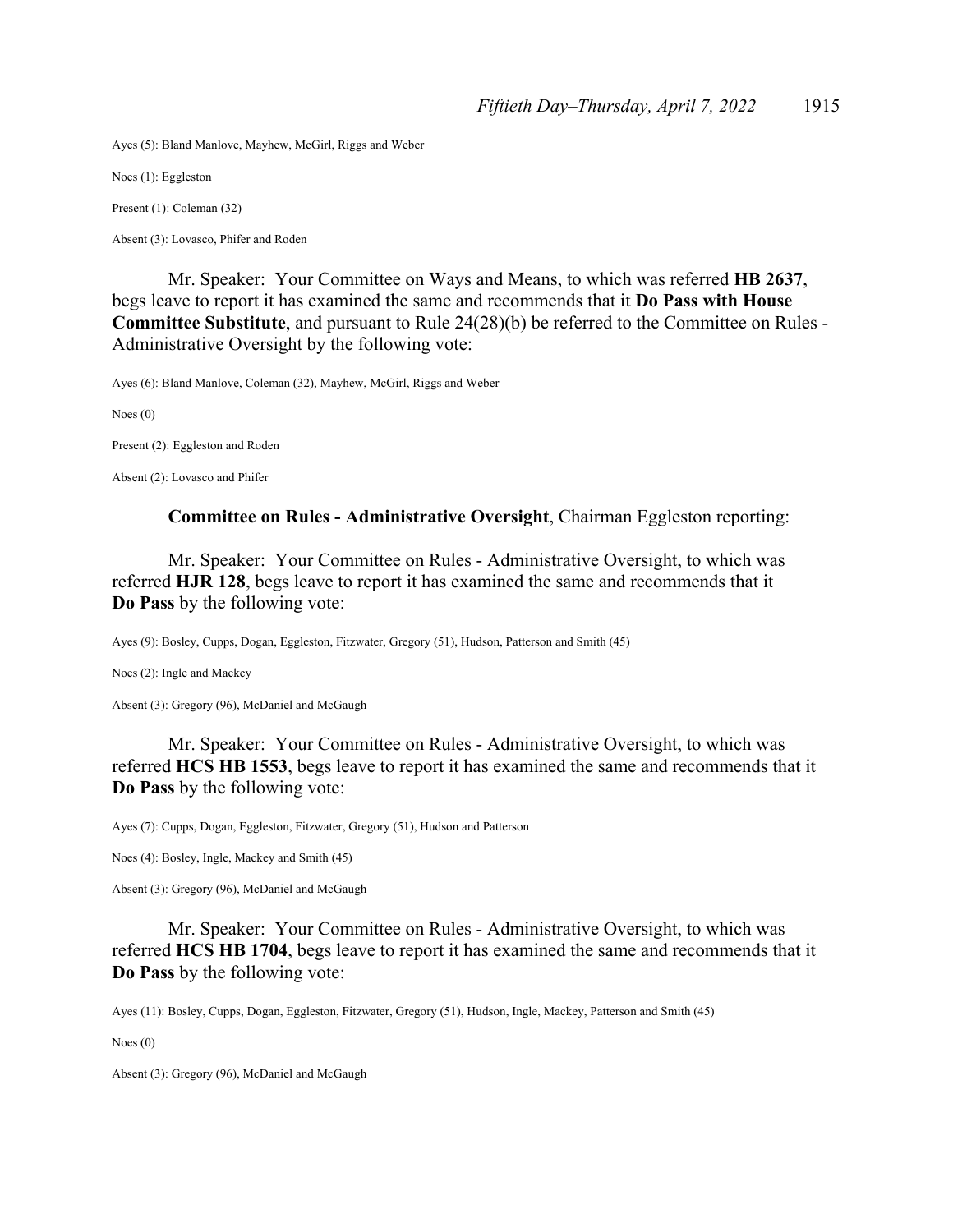Ayes (5): Bland Manlove, Mayhew, McGirl, Riggs and Weber

Noes (1): Eggleston

Present (1): Coleman (32)

Absent (3): Lovasco, Phifer and Roden

Mr. Speaker: Your Committee on Ways and Means, to which was referred **HB 2637**, begs leave to report it has examined the same and recommends that it **Do Pass with House Committee Substitute**, and pursuant to Rule 24(28)(b) be referred to the Committee on Rules - Administrative Oversight by the following vote:

Ayes (6): Bland Manlove, Coleman (32), Mayhew, McGirl, Riggs and Weber

Noes (0)

Present (2): Eggleston and Roden

Absent (2): Lovasco and Phifer

**Committee on Rules - Administrative Oversight**, Chairman Eggleston reporting:

Mr. Speaker: Your Committee on Rules - Administrative Oversight, to which was referred **HJR 128**, begs leave to report it has examined the same and recommends that it **Do Pass** by the following vote:

Ayes (9): Bosley, Cupps, Dogan, Eggleston, Fitzwater, Gregory (51), Hudson, Patterson and Smith (45)

Noes (2): Ingle and Mackey

Absent (3): Gregory (96), McDaniel and McGaugh

Mr. Speaker: Your Committee on Rules - Administrative Oversight, to which was referred **HCS HB 1553**, begs leave to report it has examined the same and recommends that it **Do Pass** by the following vote:

Ayes (7): Cupps, Dogan, Eggleston, Fitzwater, Gregory (51), Hudson and Patterson

Noes (4): Bosley, Ingle, Mackey and Smith (45)

Absent (3): Gregory (96), McDaniel and McGaugh

Mr. Speaker: Your Committee on Rules - Administrative Oversight, to which was referred **HCS HB 1704**, begs leave to report it has examined the same and recommends that it **Do Pass** by the following vote:

Ayes (11): Bosley, Cupps, Dogan, Eggleston, Fitzwater, Gregory (51), Hudson, Ingle, Mackey, Patterson and Smith (45)

Noes (0)

Absent (3): Gregory (96), McDaniel and McGaugh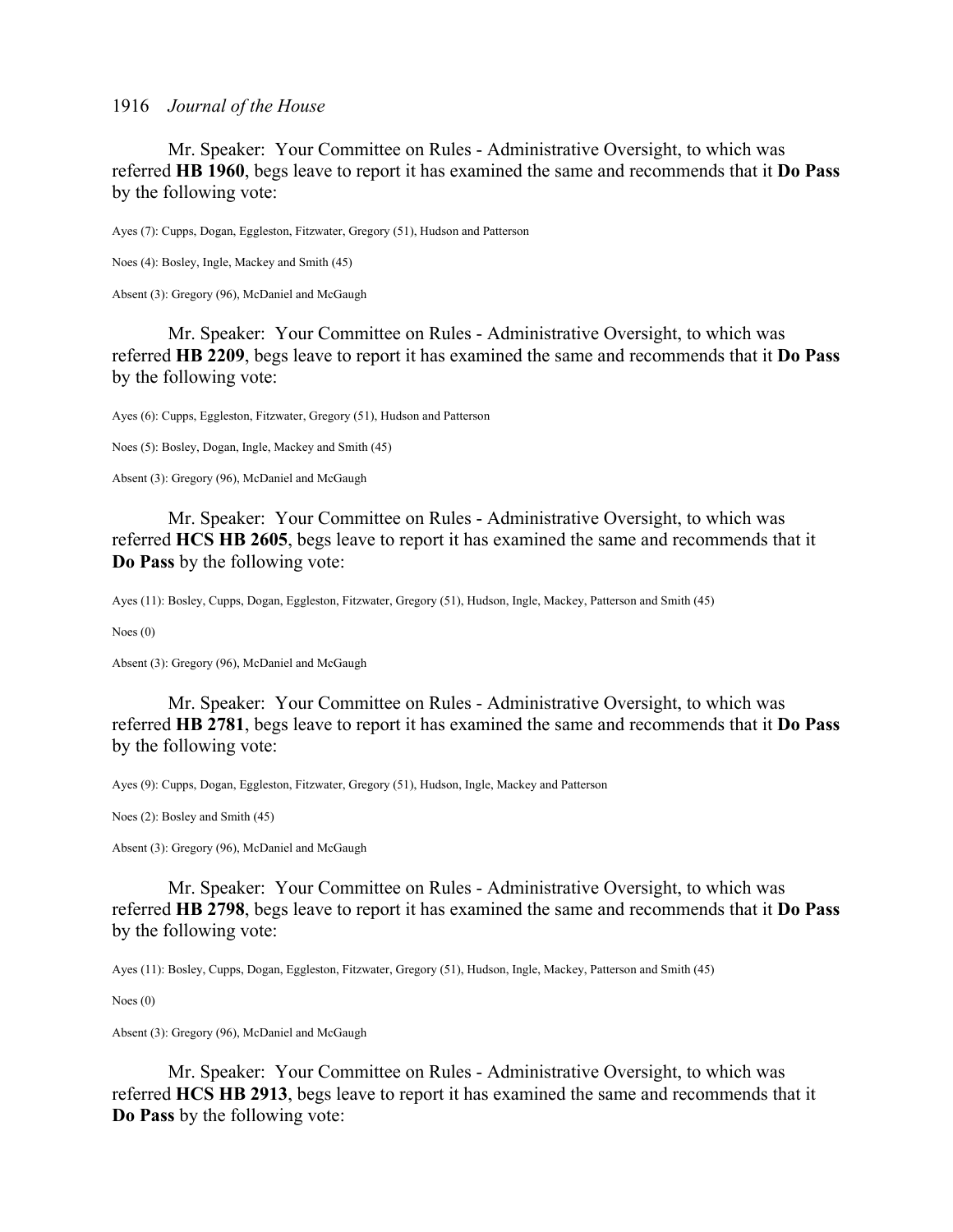Mr. Speaker: Your Committee on Rules - Administrative Oversight, to which was referred **HB 1960**, begs leave to report it has examined the same and recommends that it **Do Pass** by the following vote:

Ayes (7): Cupps, Dogan, Eggleston, Fitzwater, Gregory (51), Hudson and Patterson

Noes (4): Bosley, Ingle, Mackey and Smith (45)

Absent (3): Gregory (96), McDaniel and McGaugh

Mr. Speaker: Your Committee on Rules - Administrative Oversight, to which was referred **HB 2209**, begs leave to report it has examined the same and recommends that it **Do Pass** by the following vote:

Ayes (6): Cupps, Eggleston, Fitzwater, Gregory (51), Hudson and Patterson

Noes (5): Bosley, Dogan, Ingle, Mackey and Smith (45)

Absent (3): Gregory (96), McDaniel and McGaugh

Mr. Speaker: Your Committee on Rules - Administrative Oversight, to which was referred **HCS HB 2605**, begs leave to report it has examined the same and recommends that it **Do Pass** by the following vote:

Ayes (11): Bosley, Cupps, Dogan, Eggleston, Fitzwater, Gregory (51), Hudson, Ingle, Mackey, Patterson and Smith (45)

Noes (0)

Absent (3): Gregory (96), McDaniel and McGaugh

Mr. Speaker: Your Committee on Rules - Administrative Oversight, to which was referred **HB 2781**, begs leave to report it has examined the same and recommends that it **Do Pass** by the following vote:

Ayes (9): Cupps, Dogan, Eggleston, Fitzwater, Gregory (51), Hudson, Ingle, Mackey and Patterson

Noes (2): Bosley and Smith (45)

Absent (3): Gregory (96), McDaniel and McGaugh

Mr. Speaker: Your Committee on Rules - Administrative Oversight, to which was referred **HB 2798**, begs leave to report it has examined the same and recommends that it **Do Pass** by the following vote:

Ayes (11): Bosley, Cupps, Dogan, Eggleston, Fitzwater, Gregory (51), Hudson, Ingle, Mackey, Patterson and Smith (45)

Noes (0)

Absent (3): Gregory (96), McDaniel and McGaugh

Mr. Speaker: Your Committee on Rules - Administrative Oversight, to which was referred **HCS HB 2913**, begs leave to report it has examined the same and recommends that it **Do Pass** by the following vote: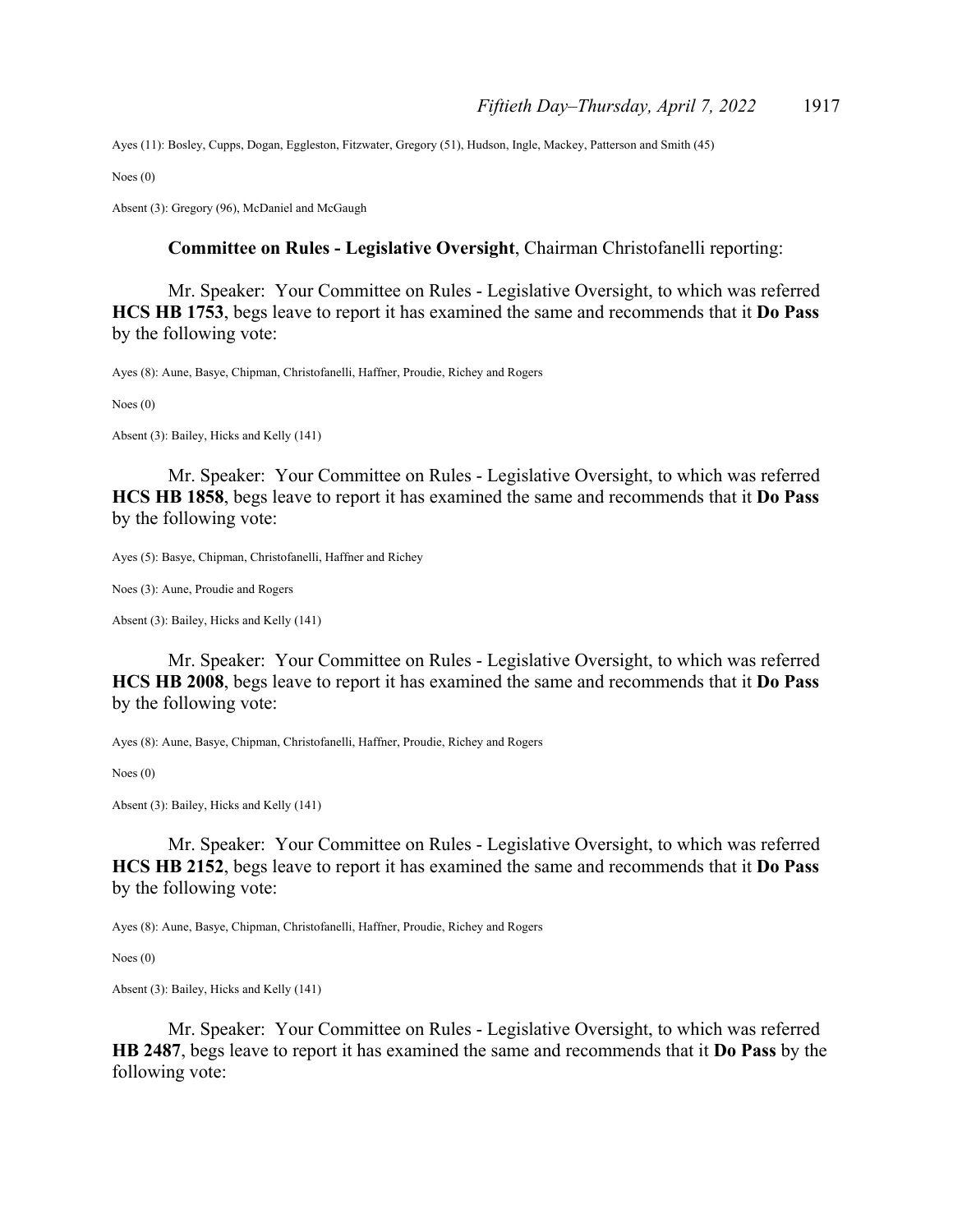Ayes (11): Bosley, Cupps, Dogan, Eggleston, Fitzwater, Gregory (51), Hudson, Ingle, Mackey, Patterson and Smith (45)

Noes (0)

Absent (3): Gregory (96), McDaniel and McGaugh

**Committee on Rules - Legislative Oversight**, Chairman Christofanelli reporting:

Mr. Speaker: Your Committee on Rules - Legislative Oversight, to which was referred **HCS HB 1753**, begs leave to report it has examined the same and recommends that it **Do Pass** by the following vote:

Ayes (8): Aune, Basye, Chipman, Christofanelli, Haffner, Proudie, Richey and Rogers

Noes (0)

Absent (3): Bailey, Hicks and Kelly (141)

Mr. Speaker: Your Committee on Rules - Legislative Oversight, to which was referred **HCS HB 1858**, begs leave to report it has examined the same and recommends that it **Do Pass** by the following vote:

Ayes (5): Basye, Chipman, Christofanelli, Haffner and Richey

Noes (3): Aune, Proudie and Rogers

Absent (3): Bailey, Hicks and Kelly (141)

Mr. Speaker: Your Committee on Rules - Legislative Oversight, to which was referred **HCS HB 2008**, begs leave to report it has examined the same and recommends that it **Do Pass** by the following vote:

Ayes (8): Aune, Basye, Chipman, Christofanelli, Haffner, Proudie, Richey and Rogers

Noes (0)

Absent (3): Bailey, Hicks and Kelly (141)

Mr. Speaker: Your Committee on Rules - Legislative Oversight, to which was referred **HCS HB 2152**, begs leave to report it has examined the same and recommends that it **Do Pass** by the following vote:

Ayes (8): Aune, Basye, Chipman, Christofanelli, Haffner, Proudie, Richey and Rogers

Noes (0)

Absent (3): Bailey, Hicks and Kelly (141)

Mr. Speaker: Your Committee on Rules - Legislative Oversight, to which was referred **HB 2487**, begs leave to report it has examined the same and recommends that it **Do Pass** by the following vote: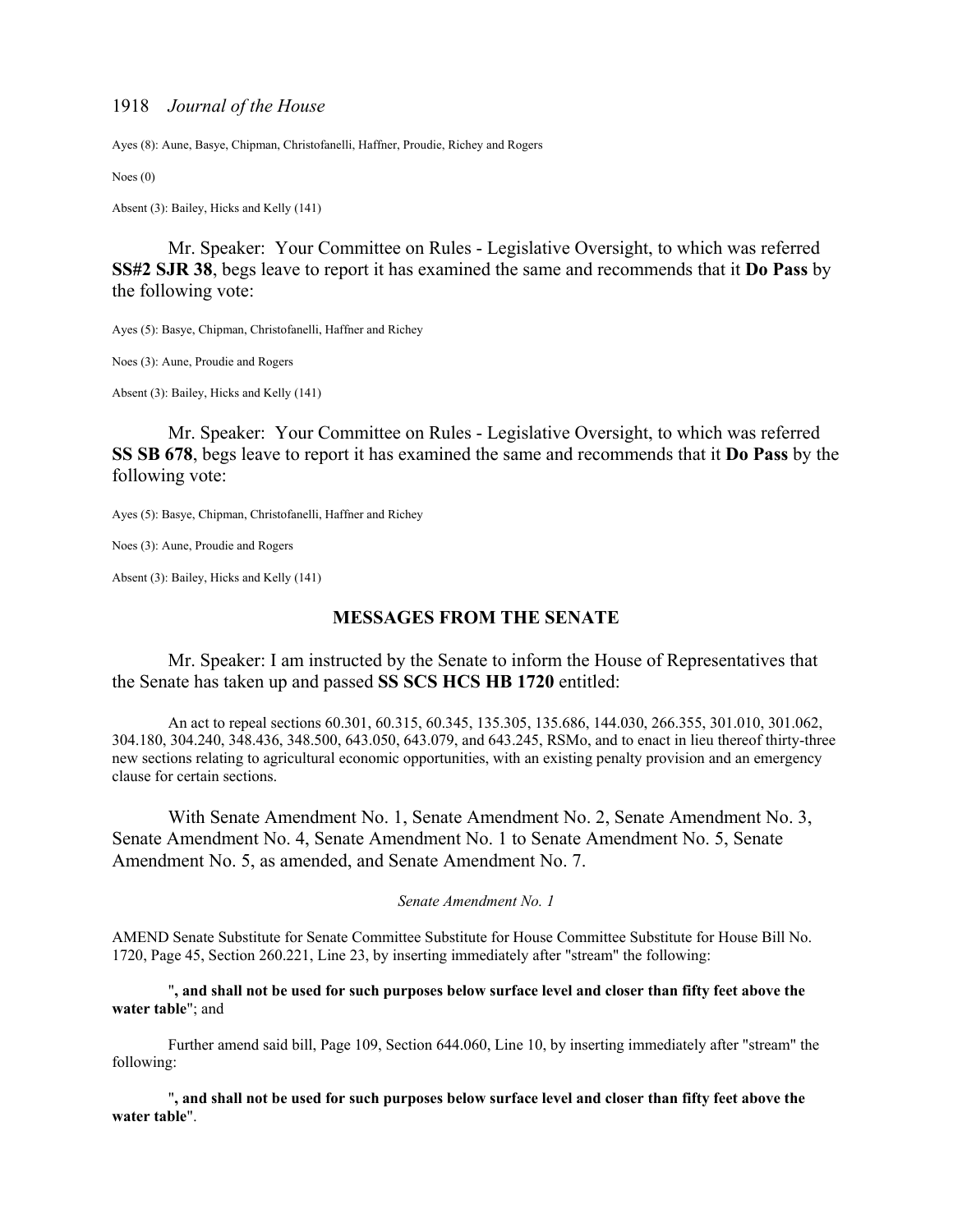Ayes (8): Aune, Basye, Chipman, Christofanelli, Haffner, Proudie, Richey and Rogers

Noes (0)

Absent (3): Bailey, Hicks and Kelly (141)

Mr. Speaker: Your Committee on Rules - Legislative Oversight, to which was referred **SS#2 SJR 38**, begs leave to report it has examined the same and recommends that it **Do Pass** by the following vote:

Ayes (5): Basye, Chipman, Christofanelli, Haffner and Richey

Noes (3): Aune, Proudie and Rogers

Absent (3): Bailey, Hicks and Kelly (141)

Mr. Speaker: Your Committee on Rules - Legislative Oversight, to which was referred **SS SB 678**, begs leave to report it has examined the same and recommends that it **Do Pass** by the following vote:

Ayes (5): Basye, Chipman, Christofanelli, Haffner and Richey

Noes (3): Aune, Proudie and Rogers

Absent (3): Bailey, Hicks and Kelly (141)

## MESSAGES FROM THE SENATE

Mr. Speaker: I am instructed by the Senate to inform the House of Representatives that the Senate has taken up and passed **SS SCS HCS HB 1720** entitled:

An act to repeal sections 60.301, 60.315, 60.345, 135.305, 135.686, 144.030, 266.355, 301.010, 301.062, 304.180, 304.240, 348.436, 348.500, 643.050, 643.079, and 643.245, RSMo, and to enact in lieu thereof thirty-three new sections relating to agricultural economic opportunities, with an existing penalty provision and an emergency clause for certain sections.

With Senate Amendment No. 1, Senate Amendment No. 2, Senate Amendment No. 3, Senate Amendment No. 4, Senate Amendment No. 1 to Senate Amendment No. 5, Senate Amendment No. 5, as amended, and Senate Amendment No. 7.

*Senate Amendment No. 1*

AMEND Senate Substitute for Senate Committee Substitute for House Committee Substitute for House Bill No. 1720, Page 45, Section 260.221, Line 23, by inserting immediately after "stream" the following:

"**, and shall not be used for such purposes below surface level and closer than fifty feet above the water table**"; and

Further amend said bill, Page 109, Section 644.060, Line 10, by inserting immediately after "stream" the following:

"**, and shall not be used for such purposes below surface level and closer than fifty feet above the water table**".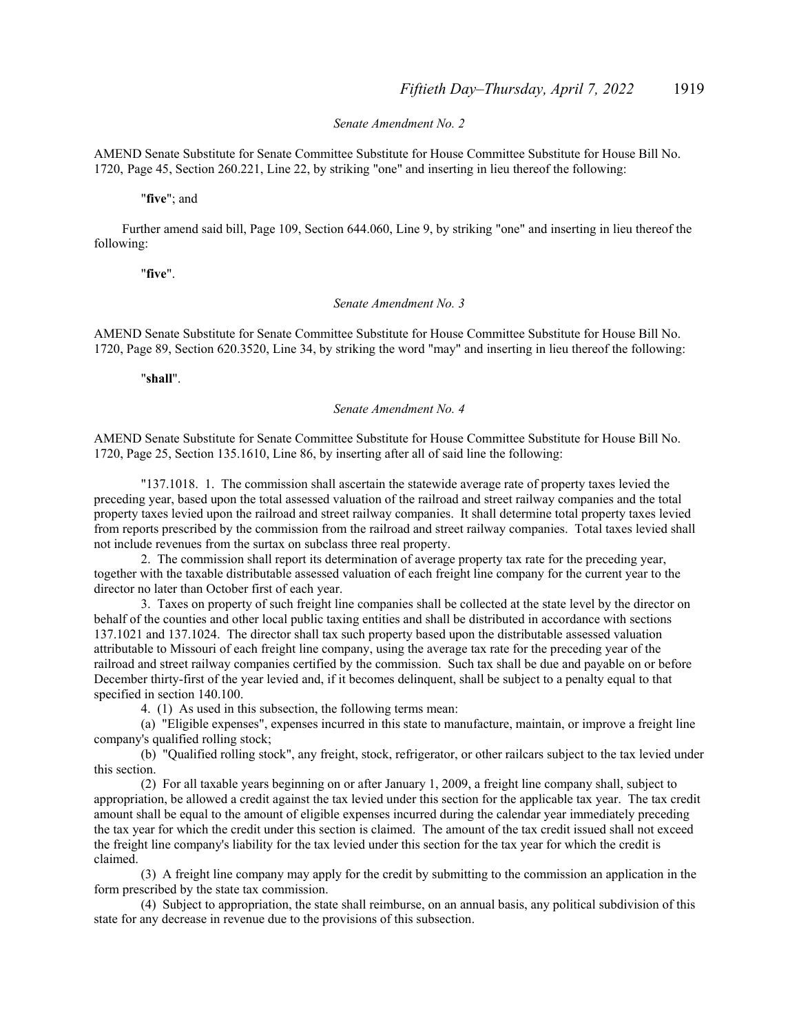*Senate Amendment No. 2*

AMEND Senate Substitute for Senate Committee Substitute for House Committee Substitute for House Bill No. 1720, Page 45, Section 260.221, Line 22, by striking "one" and inserting in lieu thereof the following:

"**five**"; and

Further amend said bill, Page 109, Section 644.060, Line 9, by striking "one" and inserting in lieu thereof the following:

"**five**".

*Senate Amendment No. 3*

AMEND Senate Substitute for Senate Committee Substitute for House Committee Substitute for House Bill No. 1720, Page 89, Section 620.3520, Line 34, by striking the word "may" and inserting in lieu thereof the following:

"**shall**".

*Senate Amendment No. 4*

AMEND Senate Substitute for Senate Committee Substitute for House Committee Substitute for House Bill No. 1720, Page 25, Section 135.1610, Line 86, by inserting after all of said line the following:

"137.1018. 1. The commission shall ascertain the statewide average rate of property taxes levied the preceding year, based upon the total assessed valuation of the railroad and street railway companies and the total property taxes levied upon the railroad and street railway companies. It shall determine total property taxes levied from reports prescribed by the commission from the railroad and street railway companies. Total taxes levied shall not include revenues from the surtax on subclass three real property.

2. The commission shall report its determination of average property tax rate for the preceding year, together with the taxable distributable assessed valuation of each freight line company for the current year to the director no later than October first of each year.

3. Taxes on property of such freight line companies shall be collected at the state level by the director on behalf of the counties and other local public taxing entities and shall be distributed in accordance with sections 137.1021 and 137.1024. The director shall tax such property based upon the distributable assessed valuation attributable to Missouri of each freight line company, using the average tax rate for the preceding year of the railroad and street railway companies certified by the commission. Such tax shall be due and payable on or before December thirty-first of the year levied and, if it becomes delinquent, shall be subject to a penalty equal to that specified in section 140.100.

4. (1) As used in this subsection, the following terms mean:

(a) "Eligible expenses", expenses incurred in this state to manufacture, maintain, or improve a freight line company's qualified rolling stock;

(b) "Qualified rolling stock", any freight, stock, refrigerator, or other railcars subject to the tax levied under this section.

(2) For all taxable years beginning on or after January 1, 2009, a freight line company shall, subject to appropriation, be allowed a credit against the tax levied under this section for the applicable tax year. The tax credit amount shall be equal to the amount of eligible expenses incurred during the calendar year immediately preceding the tax year for which the credit under this section is claimed. The amount of the tax credit issued shall not exceed the freight line company's liability for the tax levied under this section for the tax year for which the credit is claimed.

(3) A freight line company may apply for the credit by submitting to the commission an application in the form prescribed by the state tax commission.

(4) Subject to appropriation, the state shall reimburse, on an annual basis, any political subdivision of this state for any decrease in revenue due to the provisions of this subsection.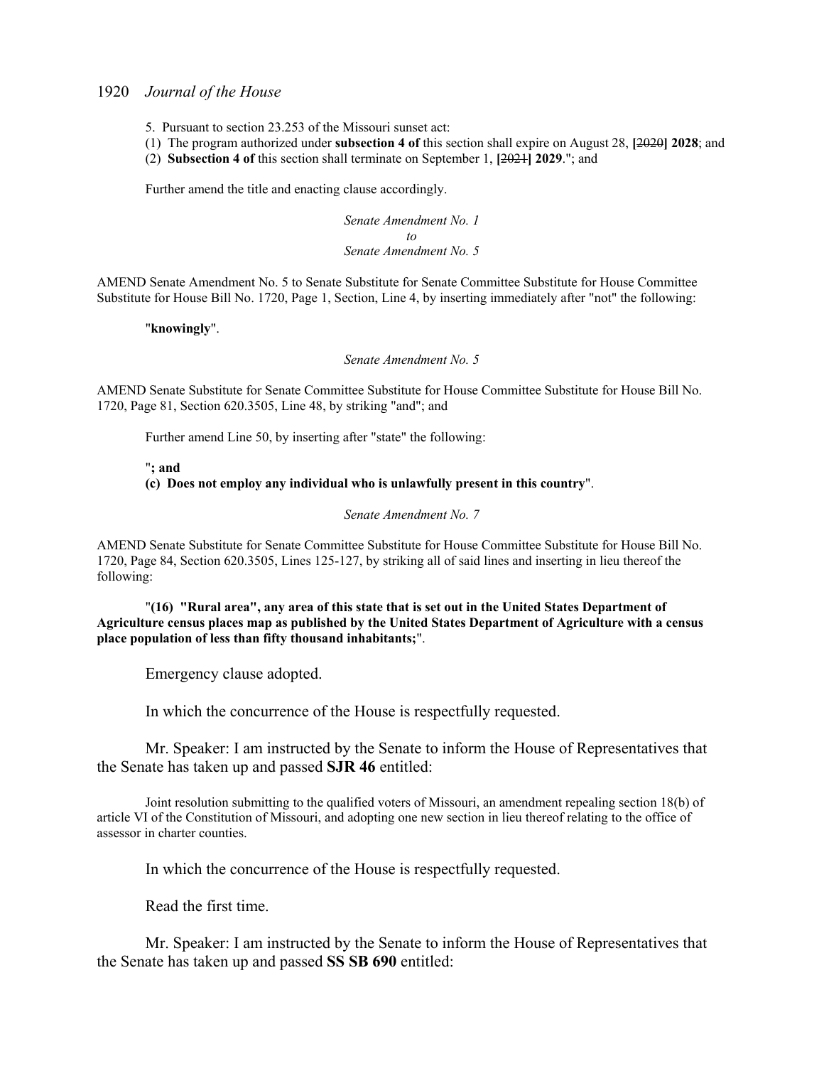5. Pursuant to section 23.253 of the Missouri sunset act:

(1) The program authorized under **subsection 4 of** this section shall expire on August 28, **[**~~2020~~**] 2028**; and

(2) **Subsection 4 of** this section shall terminate on September 1, **[**~~2021~~**] 2029**."; and

Further amend the title and enacting clause accordingly.

*Senate Amendment No. 1*
*to*
*Senate Amendment No. 5*

AMEND Senate Amendment No. 5 to Senate Substitute for Senate Committee Substitute for House Committee Substitute for House Bill No. 1720, Page 1, Section, Line 4, by inserting immediately after "not" the following:

"**knowingly**".

*Senate Amendment No. 5*

AMEND Senate Substitute for Senate Committee Substitute for House Committee Substitute for House Bill No. 1720, Page 81, Section 620.3505, Line 48, by striking "and"; and

Further amend Line 50, by inserting after "state" the following:

"**; and**
**(c) Does not employ any individual who is unlawfully present in this country**".

*Senate Amendment No. 7*

AMEND Senate Substitute for Senate Committee Substitute for House Committee Substitute for House Bill No. 1720, Page 84, Section 620.3505, Lines 125-127, by striking all of said lines and inserting in lieu thereof the following:

"**(16) "Rural area", any area of this state that is set out in the United States Department of Agriculture census places map as published by the United States Department of Agriculture with a census place population of less than fifty thousand inhabitants;**".

Emergency clause adopted.

In which the concurrence of the House is respectfully requested.

Mr. Speaker: I am instructed by the Senate to inform the House of Representatives that the Senate has taken up and passed **SJR 46** entitled:

Joint resolution submitting to the qualified voters of Missouri, an amendment repealing section 18(b) of article VI of the Constitution of Missouri, and adopting one new section in lieu thereof relating to the office of assessor in charter counties.

In which the concurrence of the House is respectfully requested.

Read the first time.

Mr. Speaker: I am instructed by the Senate to inform the House of Representatives that the Senate has taken up and passed **SS SB 690** entitled: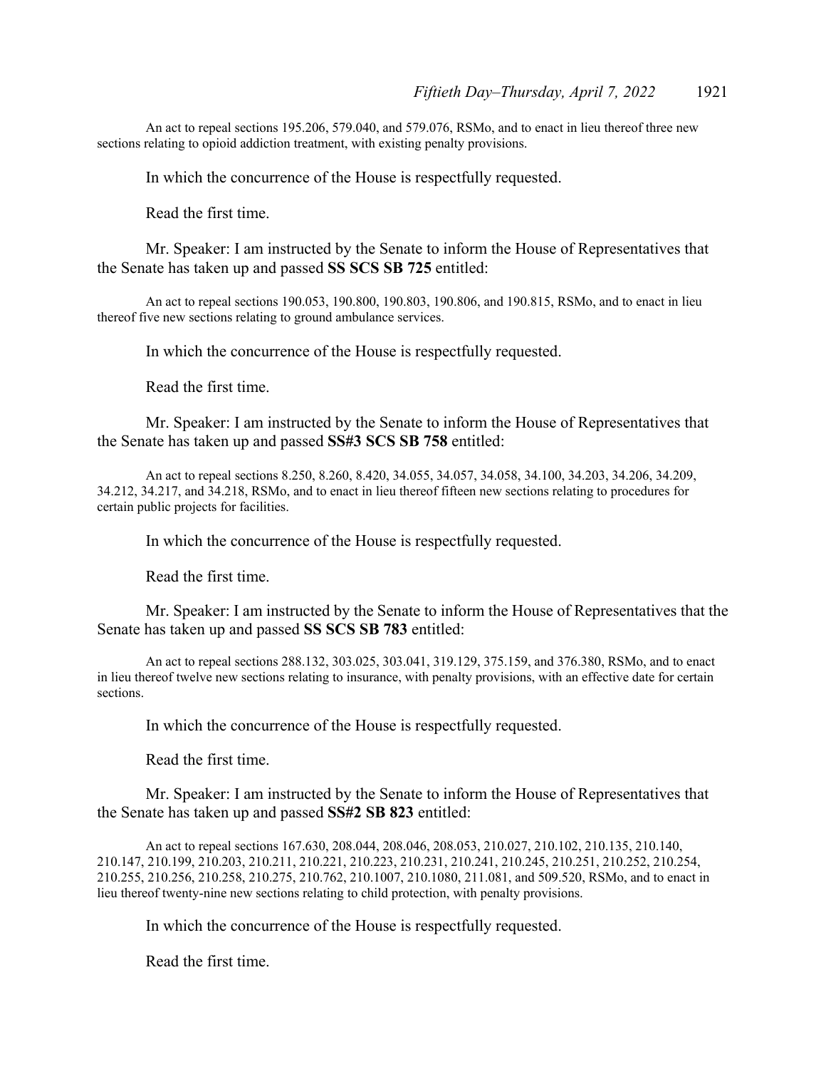An act to repeal sections 195.206, 579.040, and 579.076, RSMo, and to enact in lieu thereof three new sections relating to opioid addiction treatment, with existing penalty provisions.

In which the concurrence of the House is respectfully requested.

Read the first time.

Mr. Speaker: I am instructed by the Senate to inform the House of Representatives that the Senate has taken up and passed **SS SCS SB 725** entitled:

An act to repeal sections 190.053, 190.800, 190.803, 190.806, and 190.815, RSMo, and to enact in lieu thereof five new sections relating to ground ambulance services.

In which the concurrence of the House is respectfully requested.

Read the first time.

Mr. Speaker: I am instructed by the Senate to inform the House of Representatives that the Senate has taken up and passed **SS#3 SCS SB 758** entitled:

An act to repeal sections 8.250, 8.260, 8.420, 34.055, 34.057, 34.058, 34.100, 34.203, 34.206, 34.209, 34.212, 34.217, and 34.218, RSMo, and to enact in lieu thereof fifteen new sections relating to procedures for certain public projects for facilities.

In which the concurrence of the House is respectfully requested.

Read the first time.

Mr. Speaker: I am instructed by the Senate to inform the House of Representatives that the Senate has taken up and passed **SS SCS SB 783** entitled:

An act to repeal sections 288.132, 303.025, 303.041, 319.129, 375.159, and 376.380, RSMo, and to enact in lieu thereof twelve new sections relating to insurance, with penalty provisions, with an effective date for certain sections.

In which the concurrence of the House is respectfully requested.

Read the first time.

Mr. Speaker: I am instructed by the Senate to inform the House of Representatives that the Senate has taken up and passed **SS#2 SB 823** entitled:

An act to repeal sections 167.630, 208.044, 208.046, 208.053, 210.027, 210.102, 210.135, 210.140, 210.147, 210.199, 210.203, 210.211, 210.221, 210.223, 210.231, 210.241, 210.245, 210.251, 210.252, 210.254, 210.255, 210.256, 210.258, 210.275, 210.762, 210.1007, 210.1080, 211.081, and 509.520, RSMo, and to enact in lieu thereof twenty-nine new sections relating to child protection, with penalty provisions.

In which the concurrence of the House is respectfully requested.

Read the first time.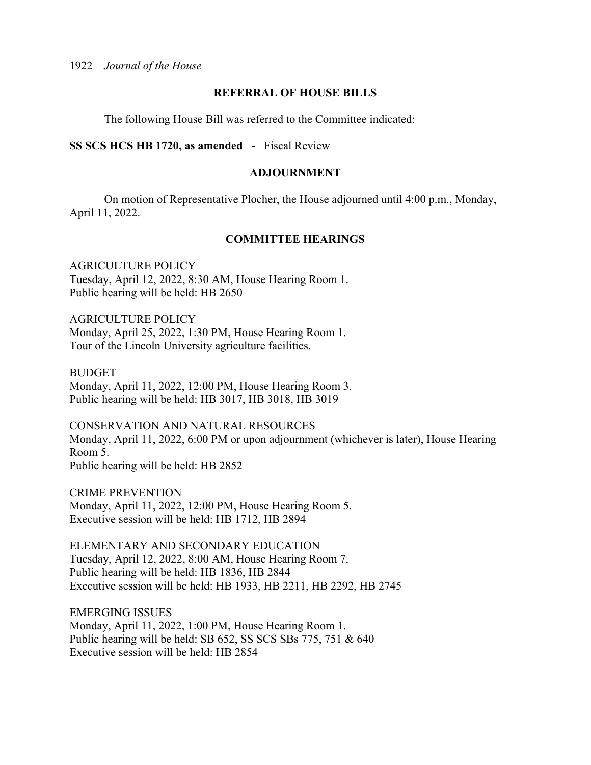## REFERRAL OF HOUSE BILLS

The following House Bill was referred to the Committee indicated:

**SS SCS HCS HB 1720, as amended** - Fiscal Review

## ADJOURNMENT

On motion of Representative Plocher, the House adjourned until 4:00 p.m., Monday, April 11, 2022.

## COMMITTEE HEARINGS

AGRICULTURE POLICY
Tuesday, April 12, 2022, 8:30 AM, House Hearing Room 1.
Public hearing will be held: HB 2650

AGRICULTURE POLICY
Monday, April 25, 2022, 1:30 PM, House Hearing Room 1.
Tour of the Lincoln University agriculture facilities.

BUDGET
Monday, April 11, 2022, 12:00 PM, House Hearing Room 3.
Public hearing will be held: HB 3017, HB 3018, HB 3019

CONSERVATION AND NATURAL RESOURCES
Monday, April 11, 2022, 6:00 PM or upon adjournment (whichever is later), House Hearing Room 5.
Public hearing will be held: HB 2852

CRIME PREVENTION
Monday, April 11, 2022, 12:00 PM, House Hearing Room 5.
Executive session will be held: HB 1712, HB 2894

ELEMENTARY AND SECONDARY EDUCATION
Tuesday, April 12, 2022, 8:00 AM, House Hearing Room 7.
Public hearing will be held: HB 1836, HB 2844
Executive session will be held: HB 1933, HB 2211, HB 2292, HB 2745

EMERGING ISSUES
Monday, April 11, 2022, 1:00 PM, House Hearing Room 1.
Public hearing will be held: SB 652, SS SCS SBs 775, 751 & 640
Executive session will be held: HB 2854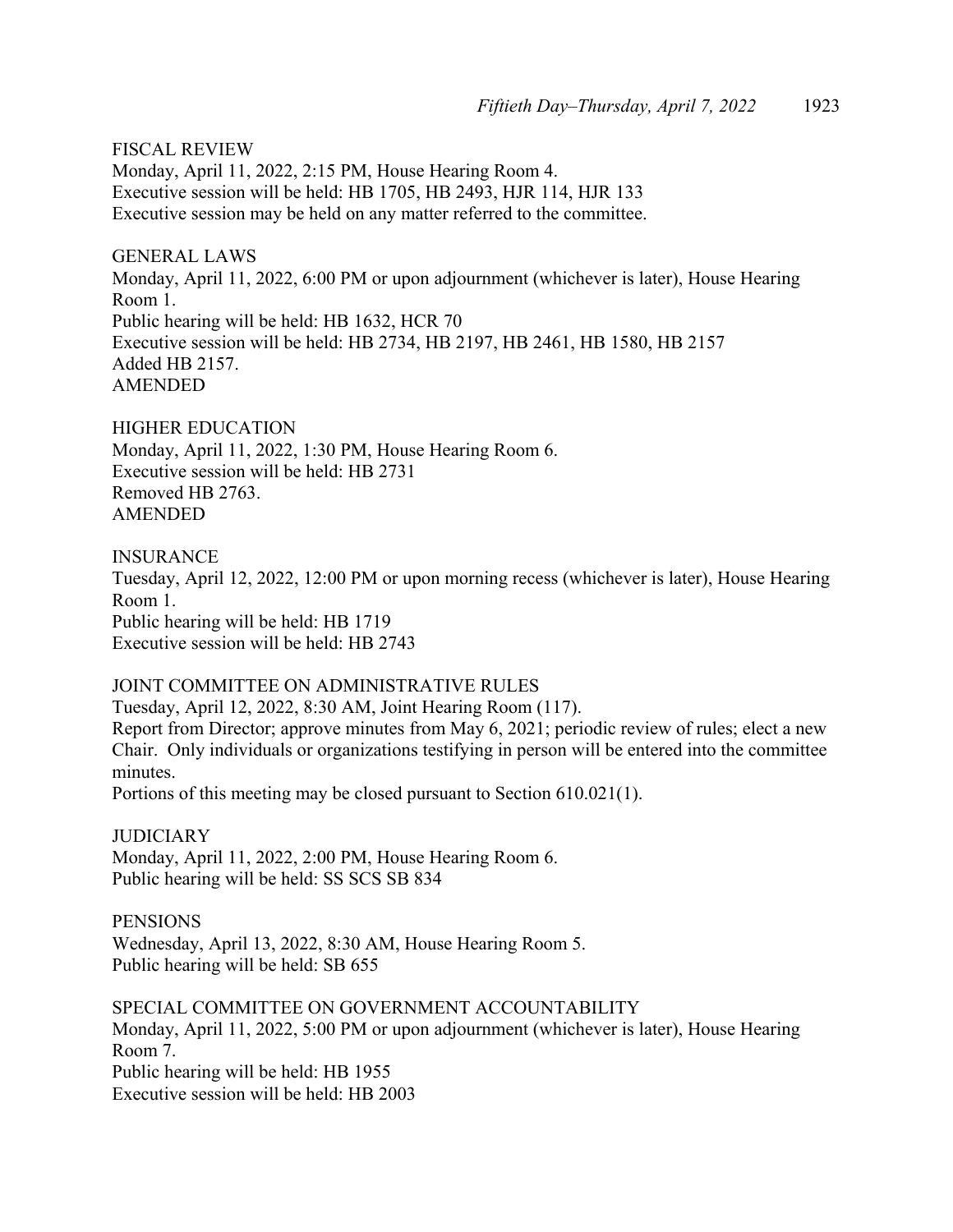FISCAL REVIEW
Monday, April 11, 2022, 2:15 PM, House Hearing Room 4.
Executive session will be held: HB 1705, HB 2493, HJR 114, HJR 133
Executive session may be held on any matter referred to the committee.

GENERAL LAWS
Monday, April 11, 2022, 6:00 PM or upon adjournment (whichever is later), House Hearing Room 1.
Public hearing will be held: HB 1632, HCR 70
Executive session will be held: HB 2734, HB 2197, HB 2461, HB 1580, HB 2157
Added HB 2157.
AMENDED

HIGHER EDUCATION
Monday, April 11, 2022, 1:30 PM, House Hearing Room 6.
Executive session will be held: HB 2731
Removed HB 2763.
AMENDED

INSURANCE
Tuesday, April 12, 2022, 12:00 PM or upon morning recess (whichever is later), House Hearing Room 1.
Public hearing will be held: HB 1719
Executive session will be held: HB 2743

JOINT COMMITTEE ON ADMINISTRATIVE RULES
Tuesday, April 12, 2022, 8:30 AM, Joint Hearing Room (117).
Report from Director; approve minutes from May 6, 2021; periodic review of rules; elect a new Chair. Only individuals or organizations testifying in person will be entered into the committee minutes.
Portions of this meeting may be closed pursuant to Section 610.021(1).

JUDICIARY
Monday, April 11, 2022, 2:00 PM, House Hearing Room 6.
Public hearing will be held: SS SCS SB 834

PENSIONS
Wednesday, April 13, 2022, 8:30 AM, House Hearing Room 5.
Public hearing will be held: SB 655

SPECIAL COMMITTEE ON GOVERNMENT ACCOUNTABILITY
Monday, April 11, 2022, 5:00 PM or upon adjournment (whichever is later), House Hearing Room 7.
Public hearing will be held: HB 1955
Executive session will be held: HB 2003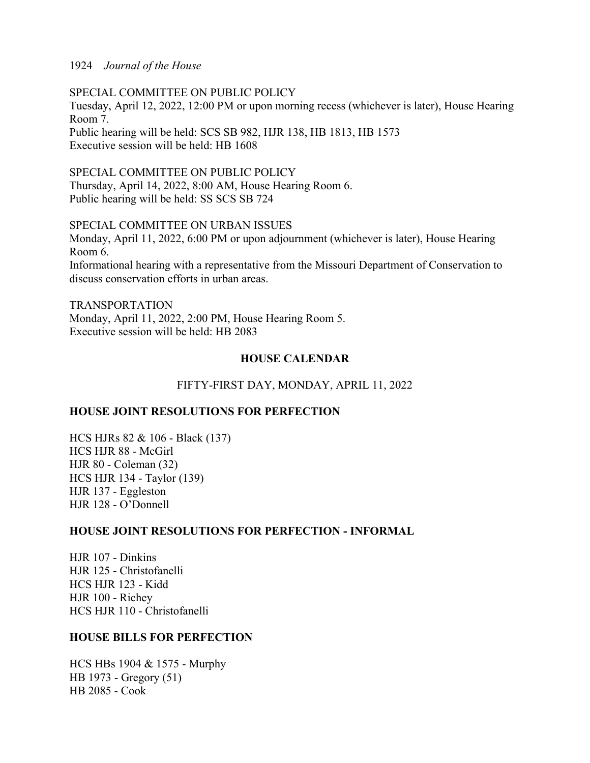SPECIAL COMMITTEE ON PUBLIC POLICY
Tuesday, April 12, 2022, 12:00 PM or upon morning recess (whichever is later), House Hearing Room 7.
Public hearing will be held: SCS SB 982, HJR 138, HB 1813, HB 1573
Executive session will be held: HB 1608

SPECIAL COMMITTEE ON PUBLIC POLICY
Thursday, April 14, 2022, 8:00 AM, House Hearing Room 6.
Public hearing will be held: SS SCS SB 724

SPECIAL COMMITTEE ON URBAN ISSUES
Monday, April 11, 2022, 6:00 PM or upon adjournment (whichever is later), House Hearing Room 6.
Informational hearing with a representative from the Missouri Department of Conservation to discuss conservation efforts in urban areas.

TRANSPORTATION
Monday, April 11, 2022, 2:00 PM, House Hearing Room 5.
Executive session will be held: HB 2083

## HOUSE CALENDAR

FIFTY-FIRST DAY, MONDAY, APRIL 11, 2022

### HOUSE JOINT RESOLUTIONS FOR PERFECTION

HCS HJRs 82 & 106 - Black (137)
HCS HJR 88 - McGirl
HJR 80 - Coleman (32)
HCS HJR 134 - Taylor (139)
HJR 137 - Eggleston
HJR 128 - O'Donnell

### HOUSE JOINT RESOLUTIONS FOR PERFECTION - INFORMAL

HJR 107 - Dinkins
HJR 125 - Christofanelli
HCS HJR 123 - Kidd
HJR 100 - Richey
HCS HJR 110 - Christofanelli

### HOUSE BILLS FOR PERFECTION

HCS HBs 1904 & 1575 - Murphy
HB 1973 - Gregory (51)
HB 2085 - Cook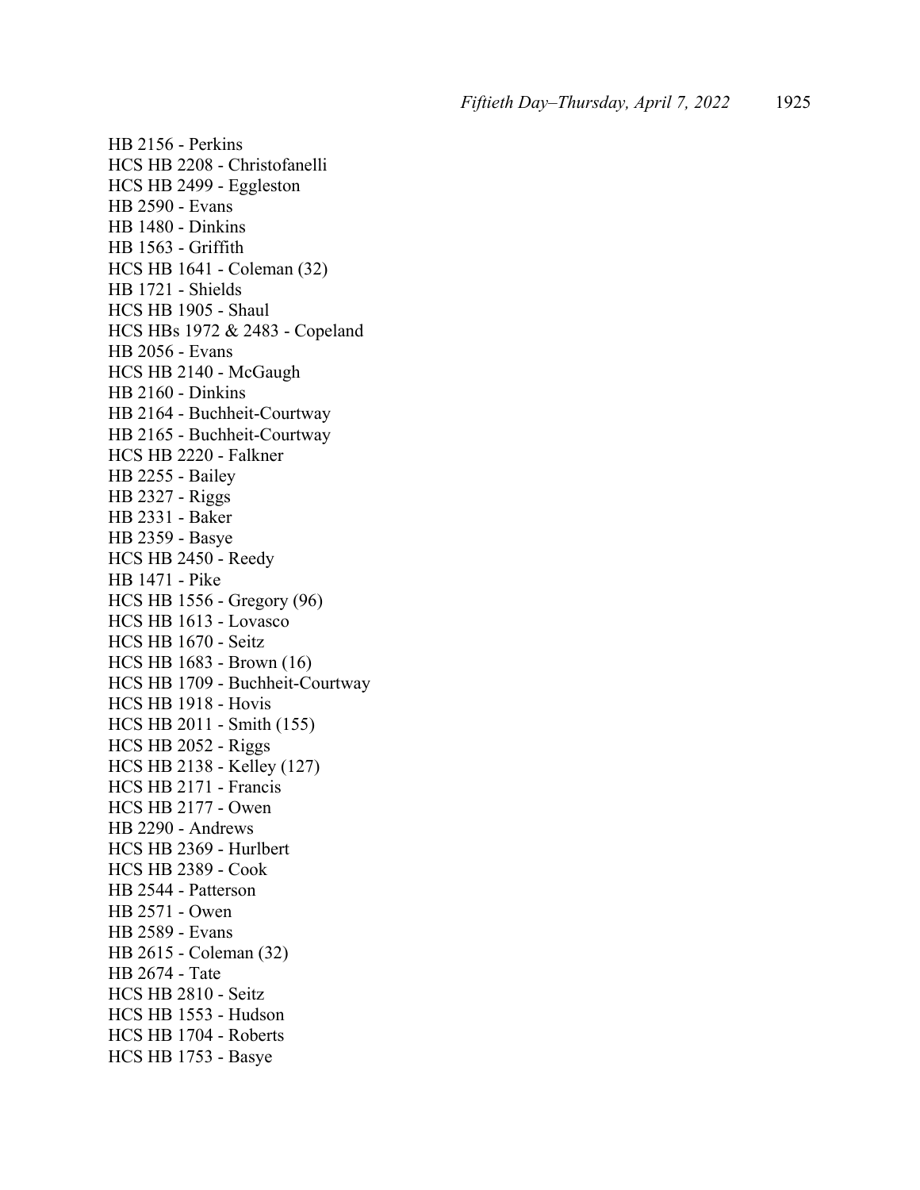HB 2156 - Perkins
HCS HB 2208 - Christofanelli
HCS HB 2499 - Eggleston
HB 2590 - Evans
HB 1480 - Dinkins
HB 1563 - Griffith
HCS HB 1641 - Coleman (32)
HB 1721 - Shields
HCS HB 1905 - Shaul
HCS HBs 1972 & 2483 - Copeland
HB 2056 - Evans
HCS HB 2140 - McGaugh
HB 2160 - Dinkins
HB 2164 - Buchheit-Courtway
HB 2165 - Buchheit-Courtway
HCS HB 2220 - Falkner
HB 2255 - Bailey
HB 2327 - Riggs
HB 2331 - Baker
HB 2359 - Basye
HCS HB 2450 - Reedy
HB 1471 - Pike
HCS HB 1556 - Gregory (96)
HCS HB 1613 - Lovasco
HCS HB 1670 - Seitz
HCS HB 1683 - Brown (16)
HCS HB 1709 - Buchheit-Courtway
HCS HB 1918 - Hovis
HCS HB 2011 - Smith (155)
HCS HB 2052 - Riggs
HCS HB 2138 - Kelley (127)
HCS HB 2171 - Francis
HCS HB 2177 - Owen
HB 2290 - Andrews
HCS HB 2369 - Hurlbert
HCS HB 2389 - Cook
HB 2544 - Patterson
HB 2571 - Owen
HB 2589 - Evans
HB 2615 - Coleman (32)
HB 2674 - Tate
HCS HB 2810 - Seitz
HCS HB 1553 - Hudson
HCS HB 1704 - Roberts
HCS HB 1753 - Basye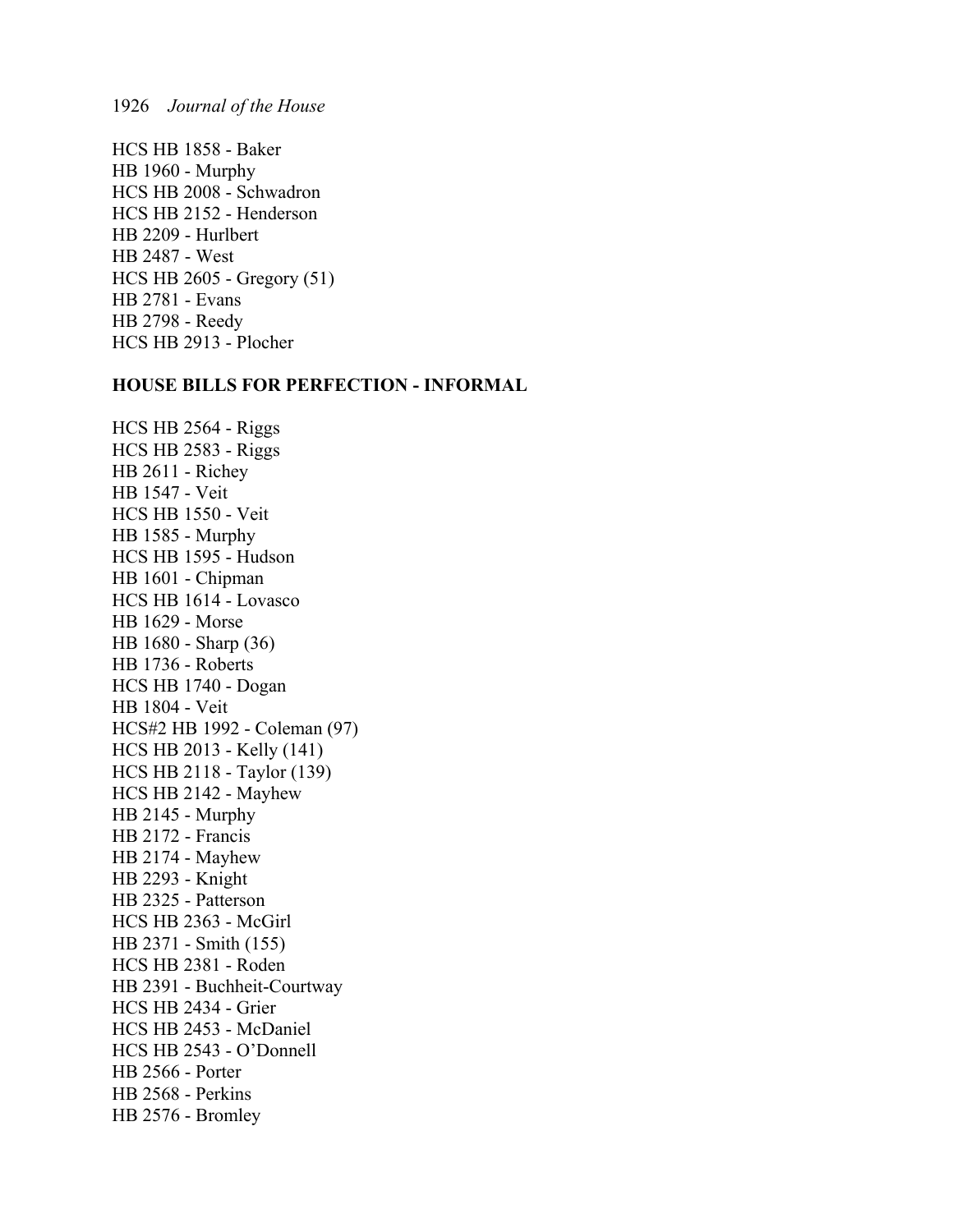HCS HB 1858 - Baker
HB 1960 - Murphy
HCS HB 2008 - Schwadron
HCS HB 2152 - Henderson
HB 2209 - Hurlbert
HB 2487 - West
HCS HB 2605 - Gregory (51)
HB 2781 - Evans
HB 2798 - Reedy
HCS HB 2913 - Plocher

**HOUSE BILLS FOR PERFECTION - INFORMAL**

HCS HB 2564 - Riggs
HCS HB 2583 - Riggs
HB 2611 - Richey
HB 1547 - Veit
HCS HB 1550 - Veit
HB 1585 - Murphy
HCS HB 1595 - Hudson
HB 1601 - Chipman
HCS HB 1614 - Lovasco
HB 1629 - Morse
HB 1680 - Sharp (36)
HB 1736 - Roberts
HCS HB 1740 - Dogan
HB 1804 - Veit
HCS#2 HB 1992 - Coleman (97)
HCS HB 2013 - Kelly (141)
HCS HB 2118 - Taylor (139)
HCS HB 2142 - Mayhew
HB 2145 - Murphy
HB 2172 - Francis
HB 2174 - Mayhew
HB 2293 - Knight
HB 2325 - Patterson
HCS HB 2363 - McGirl
HB 2371 - Smith (155)
HCS HB 2381 - Roden
HB 2391 - Buchheit-Courtway
HCS HB 2434 - Grier
HCS HB 2453 - McDaniel
HCS HB 2543 - O'Donnell
HB 2566 - Porter
HB 2568 - Perkins
HB 2576 - Bromley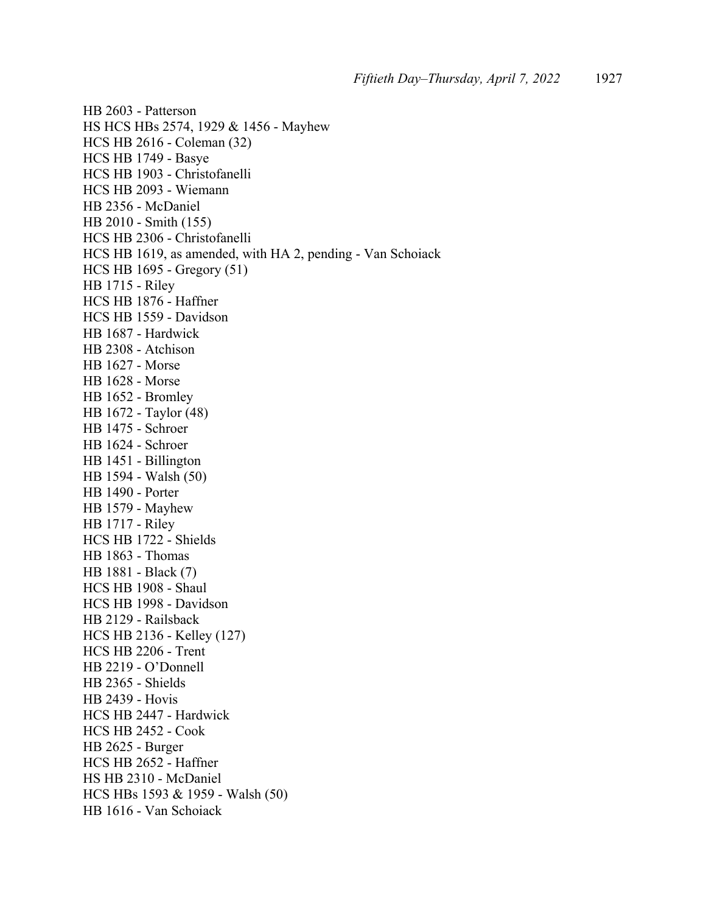HB 2603 - Patterson
HS HCS HBs 2574, 1929 & 1456 - Mayhew
HCS HB 2616 - Coleman (32)
HCS HB 1749 - Basye
HCS HB 1903 - Christofanelli
HCS HB 2093 - Wiemann
HB 2356 - McDaniel
HB 2010 - Smith (155)
HCS HB 2306 - Christofanelli
HCS HB 1619, as amended, with HA 2, pending - Van Schoiack
HCS HB 1695 - Gregory (51)
HB 1715 - Riley
HCS HB 1876 - Haffner
HCS HB 1559 - Davidson
HB 1687 - Hardwick
HB 2308 - Atchison
HB 1627 - Morse
HB 1628 - Morse
HB 1652 - Bromley
HB 1672 - Taylor (48)
HB 1475 - Schroer
HB 1624 - Schroer
HB 1451 - Billington
HB 1594 - Walsh (50)
HB 1490 - Porter
HB 1579 - Mayhew
HB 1717 - Riley
HCS HB 1722 - Shields
HB 1863 - Thomas
HB 1881 - Black (7)
HCS HB 1908 - Shaul
HCS HB 1998 - Davidson
HB 2129 - Railsback
HCS HB 2136 - Kelley (127)
HCS HB 2206 - Trent
HB 2219 - O'Donnell
HB 2365 - Shields
HB 2439 - Hovis
HCS HB 2447 - Hardwick
HCS HB 2452 - Cook
HB 2625 - Burger
HCS HB 2652 - Haffner
HS HB 2310 - McDaniel
HCS HBs 1593 & 1959 - Walsh (50)
HB 1616 - Van Schoiack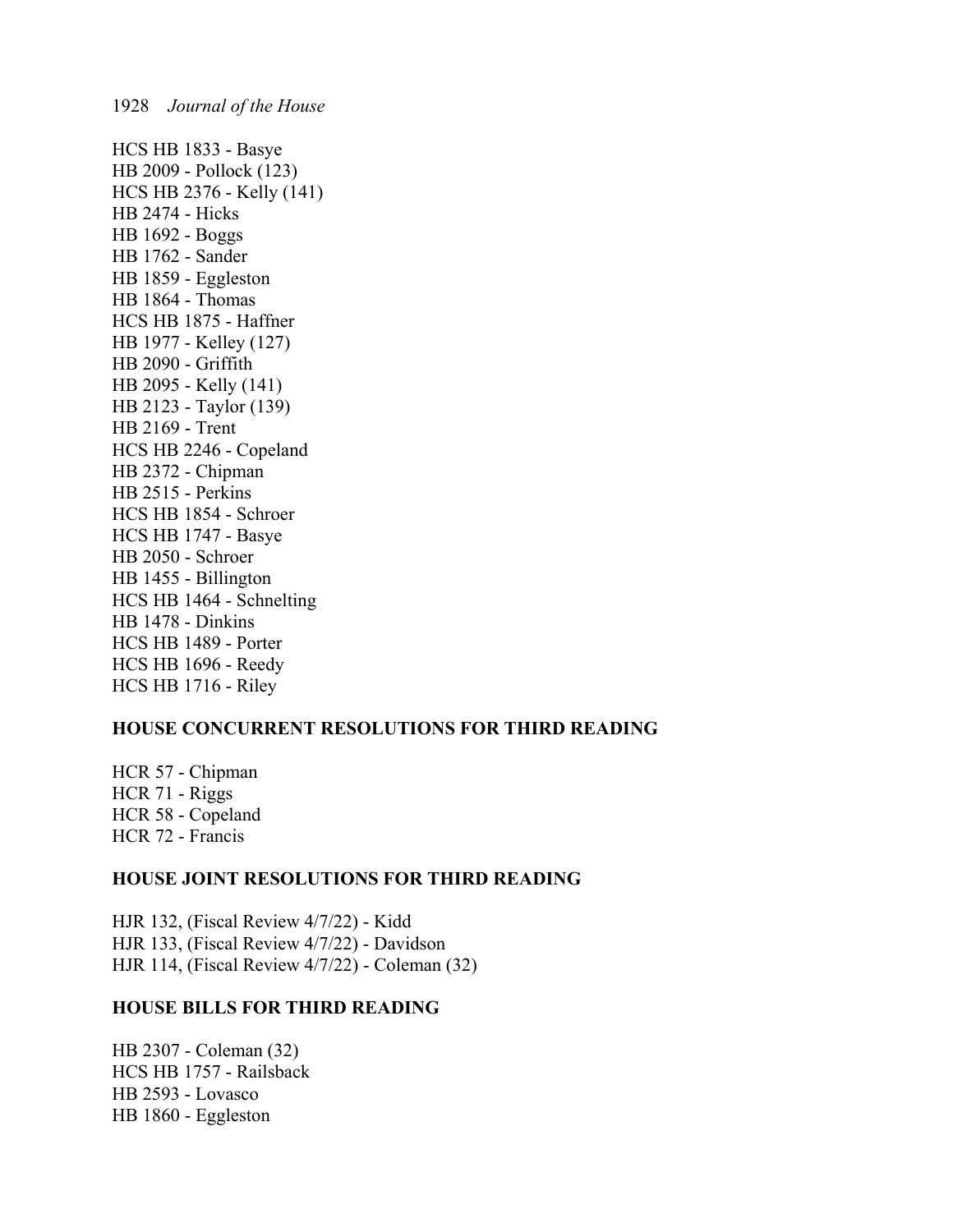HCS HB 1833 - Basye
HB 2009 - Pollock (123)
HCS HB 2376 - Kelly (141)
HB 2474 - Hicks
HB 1692 - Boggs
HB 1762 - Sander
HB 1859 - Eggleston
HB 1864 - Thomas
HCS HB 1875 - Haffner
HB 1977 - Kelley (127)
HB 2090 - Griffith
HB 2095 - Kelly (141)
HB 2123 - Taylor (139)
HB 2169 - Trent
HCS HB 2246 - Copeland
HB 2372 - Chipman
HB 2515 - Perkins
HCS HB 1854 - Schroer
HCS HB 1747 - Basye
HB 2050 - Schroer
HB 1455 - Billington
HCS HB 1464 - Schnelting
HB 1478 - Dinkins
HCS HB 1489 - Porter
HCS HB 1696 - Reedy
HCS HB 1716 - Riley

**HOUSE CONCURRENT RESOLUTIONS FOR THIRD READING**

HCR 57 - Chipman
HCR 71 - Riggs
HCR 58 - Copeland
HCR 72 - Francis

**HOUSE JOINT RESOLUTIONS FOR THIRD READING**

HJR 132, (Fiscal Review 4/7/22) - Kidd
HJR 133, (Fiscal Review 4/7/22) - Davidson
HJR 114, (Fiscal Review 4/7/22) - Coleman (32)

**HOUSE BILLS FOR THIRD READING**

HB 2307 - Coleman (32)
HCS HB 1757 - Railsback
HB 2593 - Lovasco
HB 1860 - Eggleston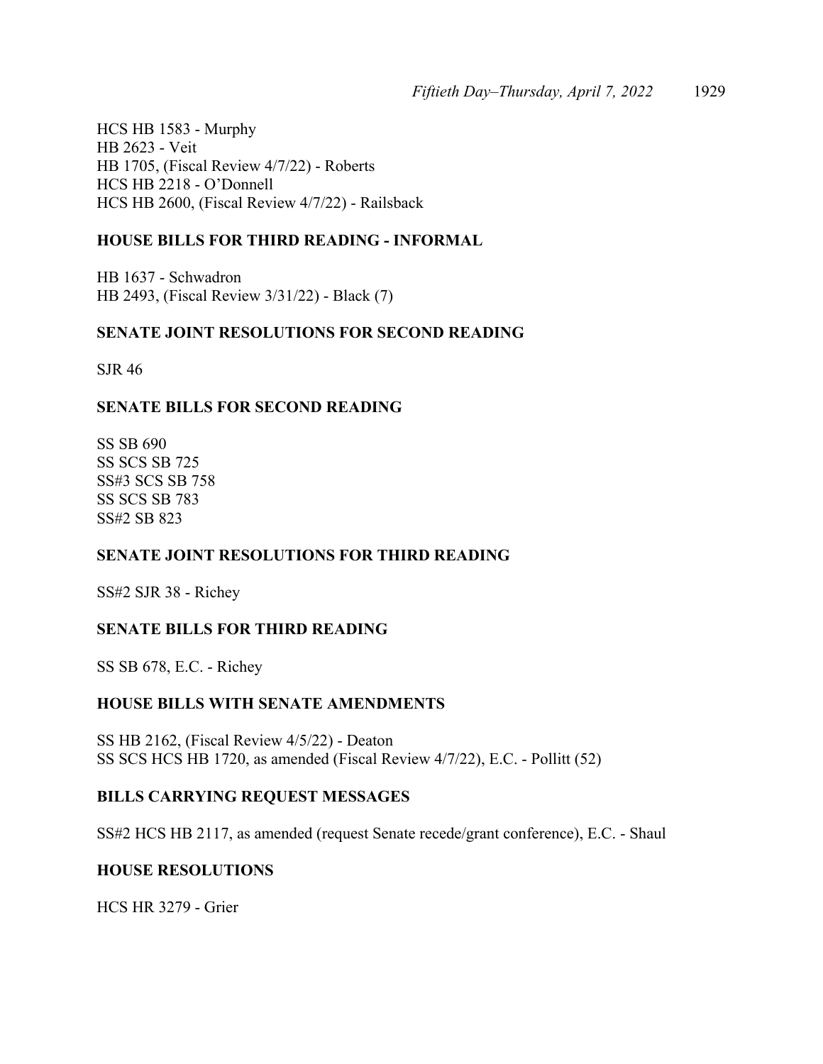HCS HB 1583 - Murphy
HB 2623 - Veit
HB 1705, (Fiscal Review 4/7/22) - Roberts
HCS HB 2218 - O'Donnell
HCS HB 2600, (Fiscal Review 4/7/22) - Railsback

## HOUSE BILLS FOR THIRD READING - INFORMAL

HB 1637 - Schwadron
HB 2493, (Fiscal Review 3/31/22) - Black (7)

## SENATE JOINT RESOLUTIONS FOR SECOND READING

SJR 46

## SENATE BILLS FOR SECOND READING

SS SB 690
SS SCS SB 725
SS#3 SCS SB 758
SS SCS SB 783
SS#2 SB 823

## SENATE JOINT RESOLUTIONS FOR THIRD READING

SS#2 SJR 38 - Richey

## SENATE BILLS FOR THIRD READING

SS SB 678, E.C. - Richey

## HOUSE BILLS WITH SENATE AMENDMENTS

SS HB 2162, (Fiscal Review 4/5/22) - Deaton
SS SCS HCS HB 1720, as amended (Fiscal Review 4/7/22), E.C. - Pollitt (52)

## BILLS CARRYING REQUEST MESSAGES

SS#2 HCS HB 2117, as amended (request Senate recede/grant conference), E.C. - Shaul

## HOUSE RESOLUTIONS

HCS HR 3279 - Grier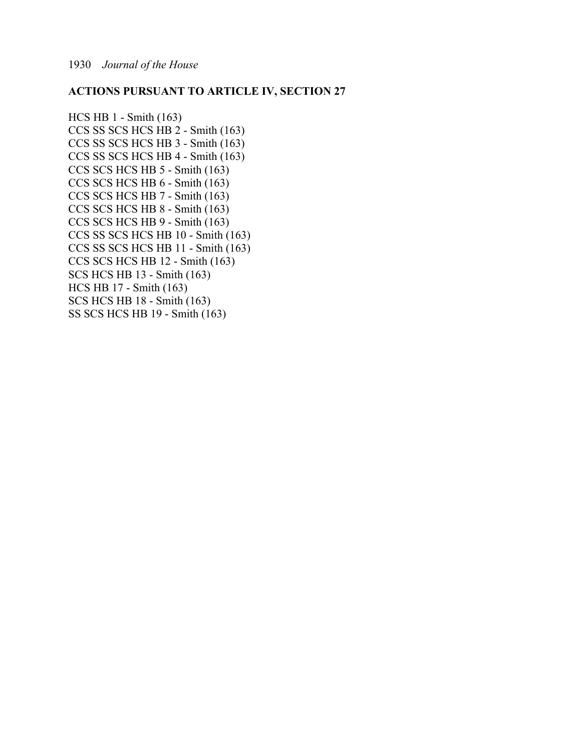## ACTIONS PURSUANT TO ARTICLE IV, SECTION 27

HCS HB 1 - Smith (163)
CCS SS SCS HCS HB 2 - Smith (163)
CCS SS SCS HCS HB 3 - Smith (163)
CCS SS SCS HCS HB 4 - Smith (163)
CCS SCS HCS HB 5 - Smith (163)
CCS SCS HCS HB 6 - Smith (163)
CCS SCS HCS HB 7 - Smith (163)
CCS SCS HCS HB 8 - Smith (163)
CCS SCS HCS HB 9 - Smith (163)
CCS SS SCS HCS HB 10 - Smith (163)
CCS SS SCS HCS HB 11 - Smith (163)
CCS SCS HCS HB 12 - Smith (163)
SCS HCS HB 13 - Smith (163)
HCS HB 17 - Smith (163)
SCS HCS HB 18 - Smith (163)
SS SCS HCS HB 19 - Smith (163)